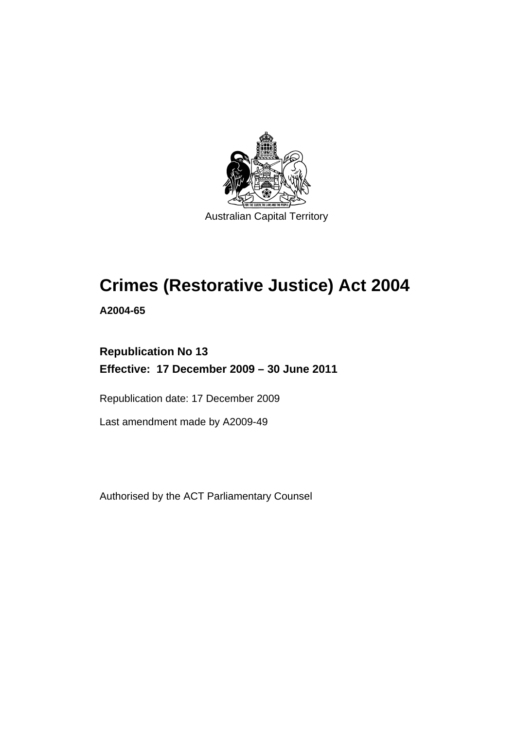Australian Capital Territory

# Crimes (Restorative Justice) Act 2004

**A2004-65**

**Republication No 13**
**Effective: 17 December 2009 – 30 June 2011**

Republication date: 17 December 2009

Last amendment made by A2009-49

Authorised by the ACT Parliamentary Counsel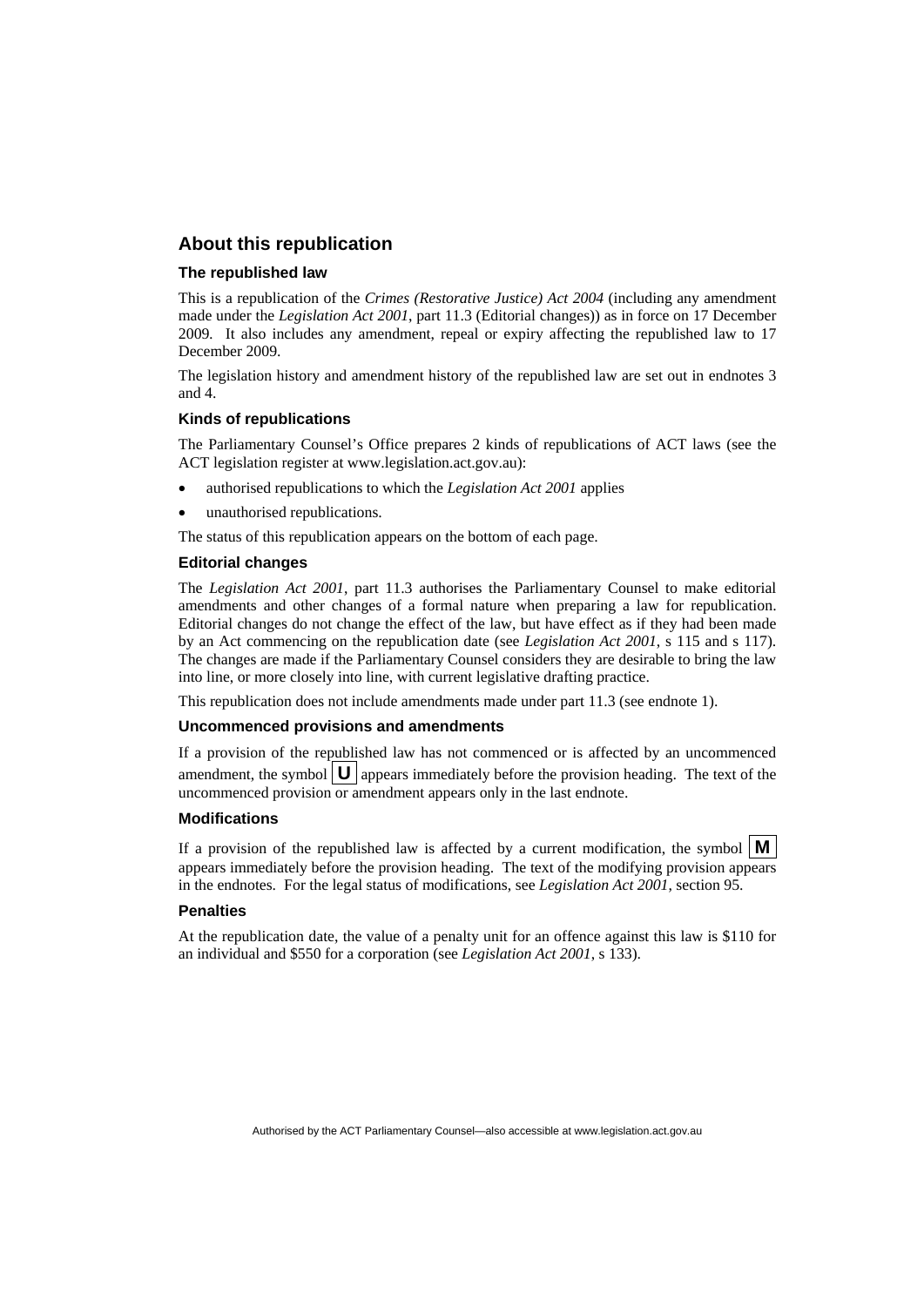## About this republication

### The republished law

This is a republication of the *Crimes (Restorative Justice) Act 2004* (including any amendment made under the *Legislation Act 2001*, part 11.3 (Editorial changes)) as in force on 17 December 2009. It also includes any amendment, repeal or expiry affecting the republished law to 17 December 2009.

The legislation history and amendment history of the republished law are set out in endnotes 3 and 4.

### Kinds of republications

The Parliamentary Counsel's Office prepares 2 kinds of republications of ACT laws (see the ACT legislation register at www.legislation.act.gov.au):

- authorised republications to which the *Legislation Act 2001* applies
- unauthorised republications.

The status of this republication appears on the bottom of each page.

### Editorial changes

The *Legislation Act 2001*, part 11.3 authorises the Parliamentary Counsel to make editorial amendments and other changes of a formal nature when preparing a law for republication. Editorial changes do not change the effect of the law, but have effect as if they had been made by an Act commencing on the republication date (see *Legislation Act 2001*, s 115 and s 117). The changes are made if the Parliamentary Counsel considers they are desirable to bring the law into line, or more closely into line, with current legislative drafting practice.

This republication does not include amendments made under part 11.3 (see endnote 1).

### Uncommenced provisions and amendments

If a provision of the republished law has not commenced or is affected by an uncommenced amendment, the symbol **U** appears immediately before the provision heading. The text of the uncommenced provision or amendment appears only in the last endnote.

### Modifications

If a provision of the republished law is affected by a current modification, the symbol **M** appears immediately before the provision heading. The text of the modifying provision appears in the endnotes. For the legal status of modifications, see *Legislation Act 2001*, section 95.

### Penalties

At the republication date, the value of a penalty unit for an offence against this law is $110 for an individual and $550 for a corporation (see *Legislation Act 2001*, s 133).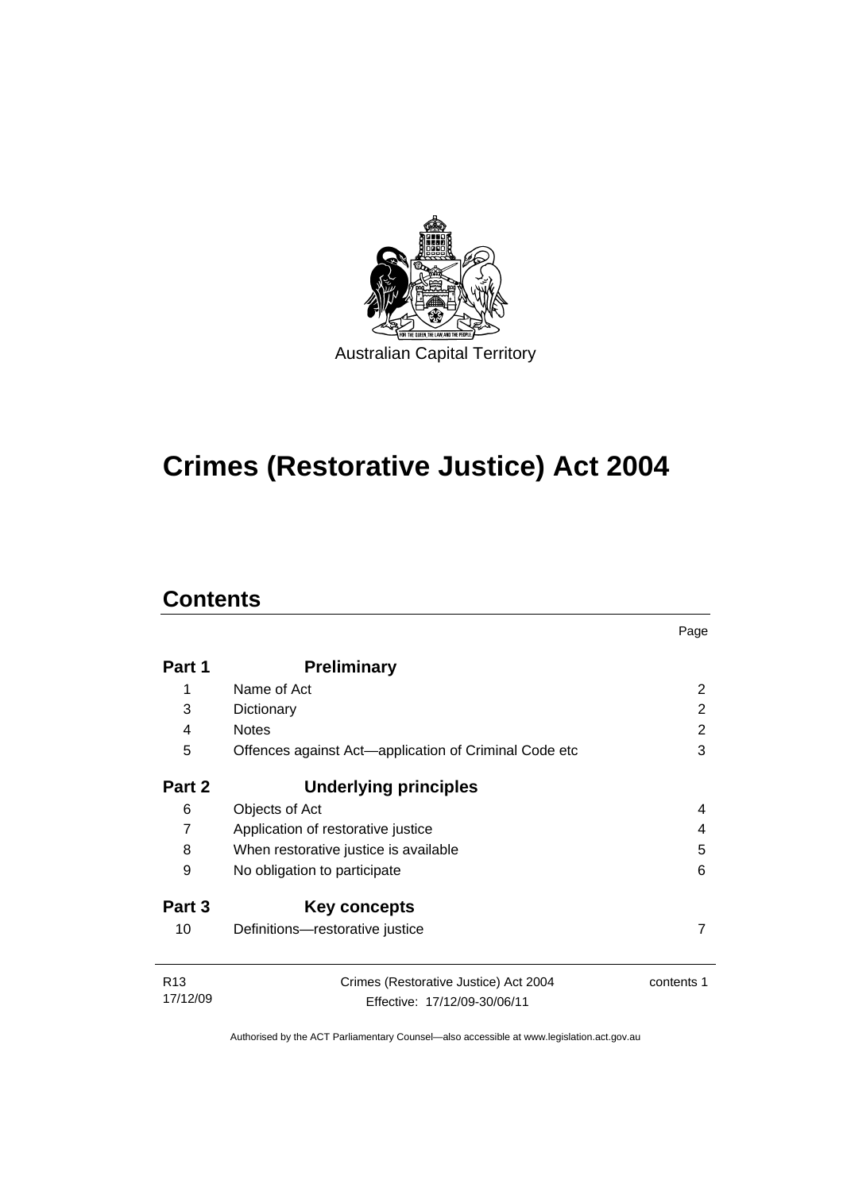Australian Capital Territory

# Crimes (Restorative Justice) Act 2004

## Contents

| | | Page |
|---|---|---|
| **Part 1** | **Preliminary** | |
| 1 | Name of Act | 2 |
| 3 | Dictionary | 2 |
| 4 | Notes | 2 |
| 5 | Offences against Act—application of Criminal Code etc | 3 |
| **Part 2** | **Underlying principles** | |
| 6 | Objects of Act | 4 |
| 7 | Application of restorative justice | 4 |
| 8 | When restorative justice is available | 5 |
| 9 | No obligation to participate | 6 |
| **Part 3** | **Key concepts** | |
| 10 | Definitions—restorative justice | 7 |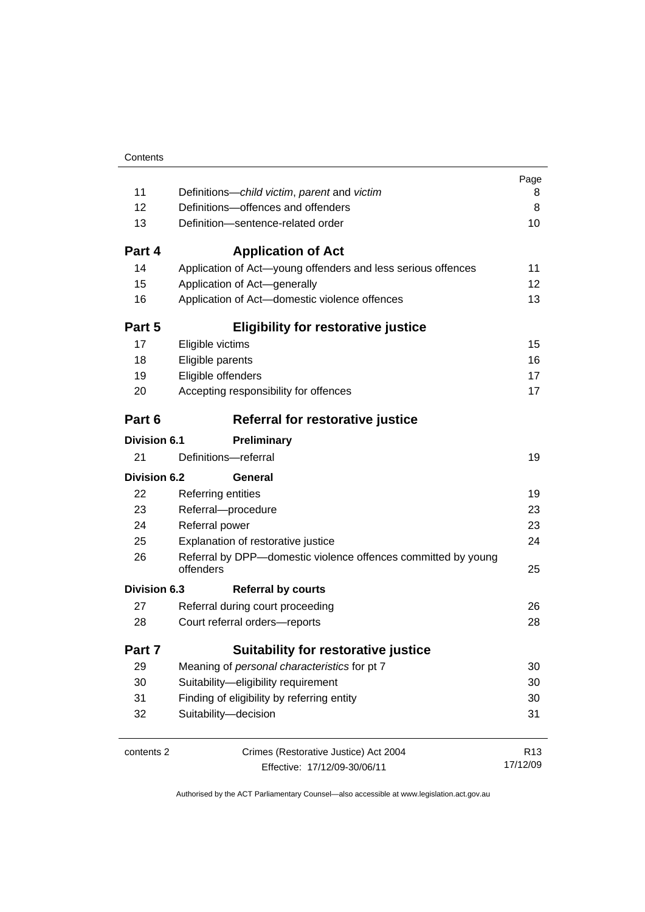| | | Page |
|---|---|---|
| 11 | Definitions—*child victim*, *parent* and *victim* | 8 |
| 12 | Definitions—offences and offenders | 8 |
| 13 | Definition—sentence-related order | 10 |
| **Part 4** | **Application of Act** | |
| 14 | Application of Act—young offenders and less serious offences | 11 |
| 15 | Application of Act—generally | 12 |
| 16 | Application of Act—domestic violence offences | 13 |
| **Part 5** | **Eligibility for restorative justice** | |
| 17 | Eligible victims | 15 |
| 18 | Eligible parents | 16 |
| 19 | Eligible offenders | 17 |
| 20 | Accepting responsibility for offences | 17 |
| **Part 6** | **Referral for restorative justice** | |
| **Division 6.1** | **Preliminary** | |
| 21 | Definitions—referral | 19 |
| **Division 6.2** | **General** | |
| 22 | Referring entities | 19 |
| 23 | Referral—procedure | 23 |
| 24 | Referral power | 23 |
| 25 | Explanation of restorative justice | 24 |
| 26 | Referral by DPP—domestic violence offences committed by young offenders | 25 |
| **Division 6.3** | **Referral by courts** | |
| 27 | Referral during court proceeding | 26 |
| 28 | Court referral orders—reports | 28 |
| **Part 7** | **Suitability for restorative justice** | |
| 29 | Meaning of *personal characteristics* for pt 7 | 30 |
| 30 | Suitability—eligibility requirement | 30 |
| 31 | Finding of eligibility by referring entity | 30 |
| 32 | Suitability—decision | 31 |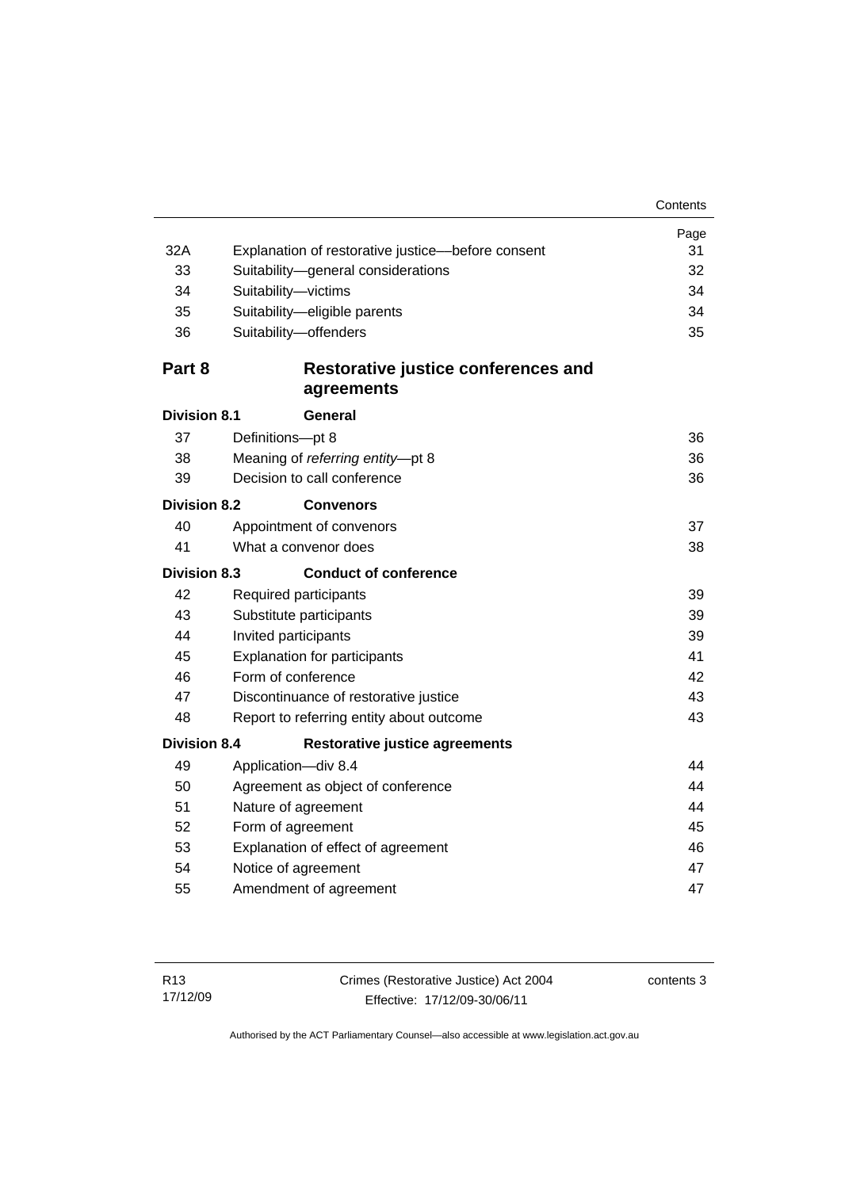| | | Page |
|---|---|---|
| 32A | Explanation of restorative justice—before consent | 31 |
| 33 | Suitability—general considerations | 32 |
| 34 | Suitability—victims | 34 |
| 35 | Suitability—eligible parents | 34 |
| 36 | Suitability—offenders | 35 |

**Part 8 Restorative justice conferences and agreements**

**Division 8.1 General**

| | | |
|---|---|---|
| 37 | Definitions—pt 8 | 36 |
| 38 | Meaning of *referring entity*—pt 8 | 36 |
| 39 | Decision to call conference | 36 |

**Division 8.2 Convenors**

| | | |
|---|---|---|
| 40 | Appointment of convenors | 37 |
| 41 | What a convenor does | 38 |

**Division 8.3 Conduct of conference**

| | | |
|---|---|---|
| 42 | Required participants | 39 |
| 43 | Substitute participants | 39 |
| 44 | Invited participants | 39 |
| 45 | Explanation for participants | 41 |
| 46 | Form of conference | 42 |
| 47 | Discontinuance of restorative justice | 43 |
| 48 | Report to referring entity about outcome | 43 |

**Division 8.4 Restorative justice agreements**

| | | |
|---|---|---|
| 49 | Application—div 8.4 | 44 |
| 50 | Agreement as object of conference | 44 |
| 51 | Nature of agreement | 44 |
| 52 | Form of agreement | 45 |
| 53 | Explanation of effect of agreement | 46 |
| 54 | Notice of agreement | 47 |
| 55 | Amendment of agreement | 47 |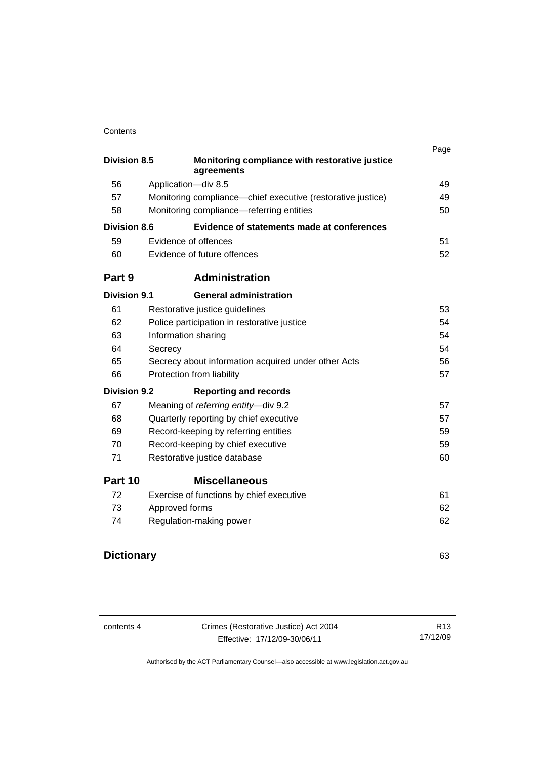| | | Page |
|---|---|---|
| **Division 8.5** | **Monitoring compliance with restorative justice agreements** | |
| 56 | Application—div 8.5 | 49 |
| 57 | Monitoring compliance—chief executive (restorative justice) | 49 |
| 58 | Monitoring compliance—referring entities | 50 |
| **Division 8.6** | **Evidence of statements made at conferences** | |
| 59 | Evidence of offences | 51 |
| 60 | Evidence of future offences | 52 |
| **Part 9** | **Administration** | |
| **Division 9.1** | **General administration** | |
| 61 | Restorative justice guidelines | 53 |
| 62 | Police participation in restorative justice | 54 |
| 63 | Information sharing | 54 |
| 64 | Secrecy | 54 |
| 65 | Secrecy about information acquired under other Acts | 56 |
| 66 | Protection from liability | 57 |
| **Division 9.2** | **Reporting and records** | |
| 67 | Meaning of *referring entity*—div 9.2 | 57 |
| 68 | Quarterly reporting by chief executive | 57 |
| 69 | Record-keeping by referring entities | 59 |
| 70 | Record-keeping by chief executive | 59 |
| 71 | Restorative justice database | 60 |
| **Part 10** | **Miscellaneous** | |
| 72 | Exercise of functions by chief executive | 61 |
| 73 | Approved forms | 62 |
| 74 | Regulation-making power | 62 |
| **Dictionary** | | 63 |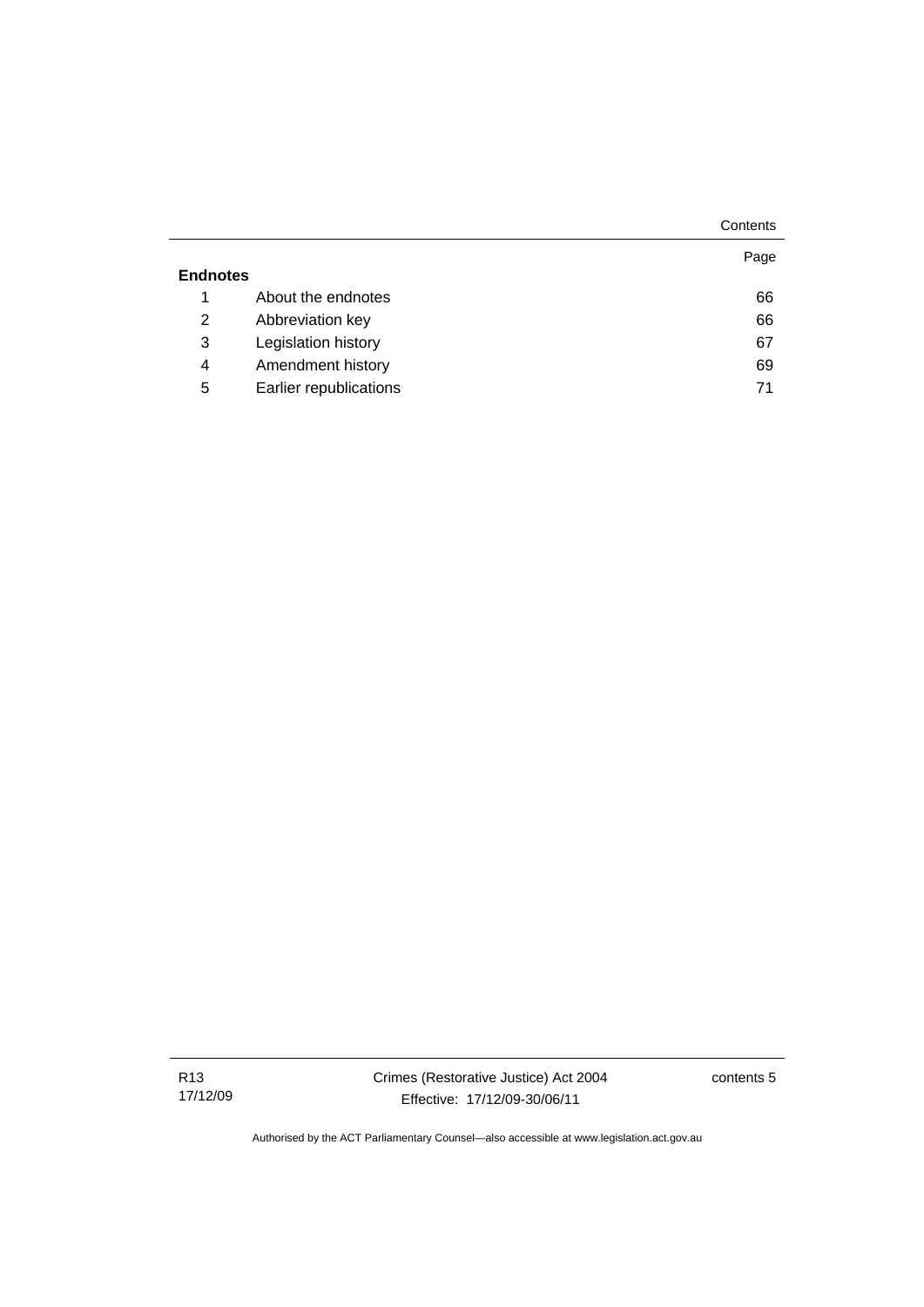| | | Page |
|---|---|---|
| **Endnotes** | | |
| 1 | About the endnotes | 66 |
| 2 | Abbreviation key | 66 |
| 3 | Legislation history | 67 |
| 4 | Amendment history | 69 |
| 5 | Earlier republications | 71 |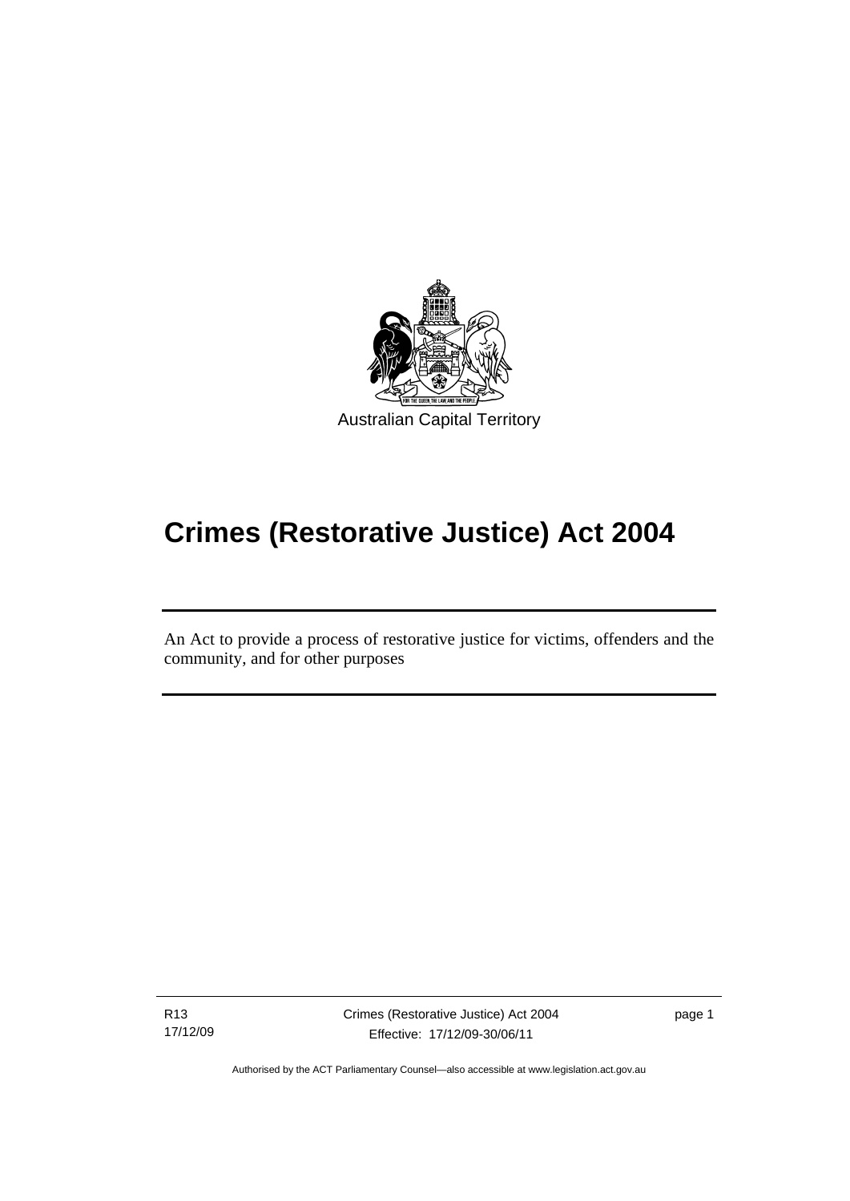Australian Capital Territory

# Crimes (Restorative Justice) Act 2004

An Act to provide a process of restorative justice for victims, offenders and the community, and for other purposes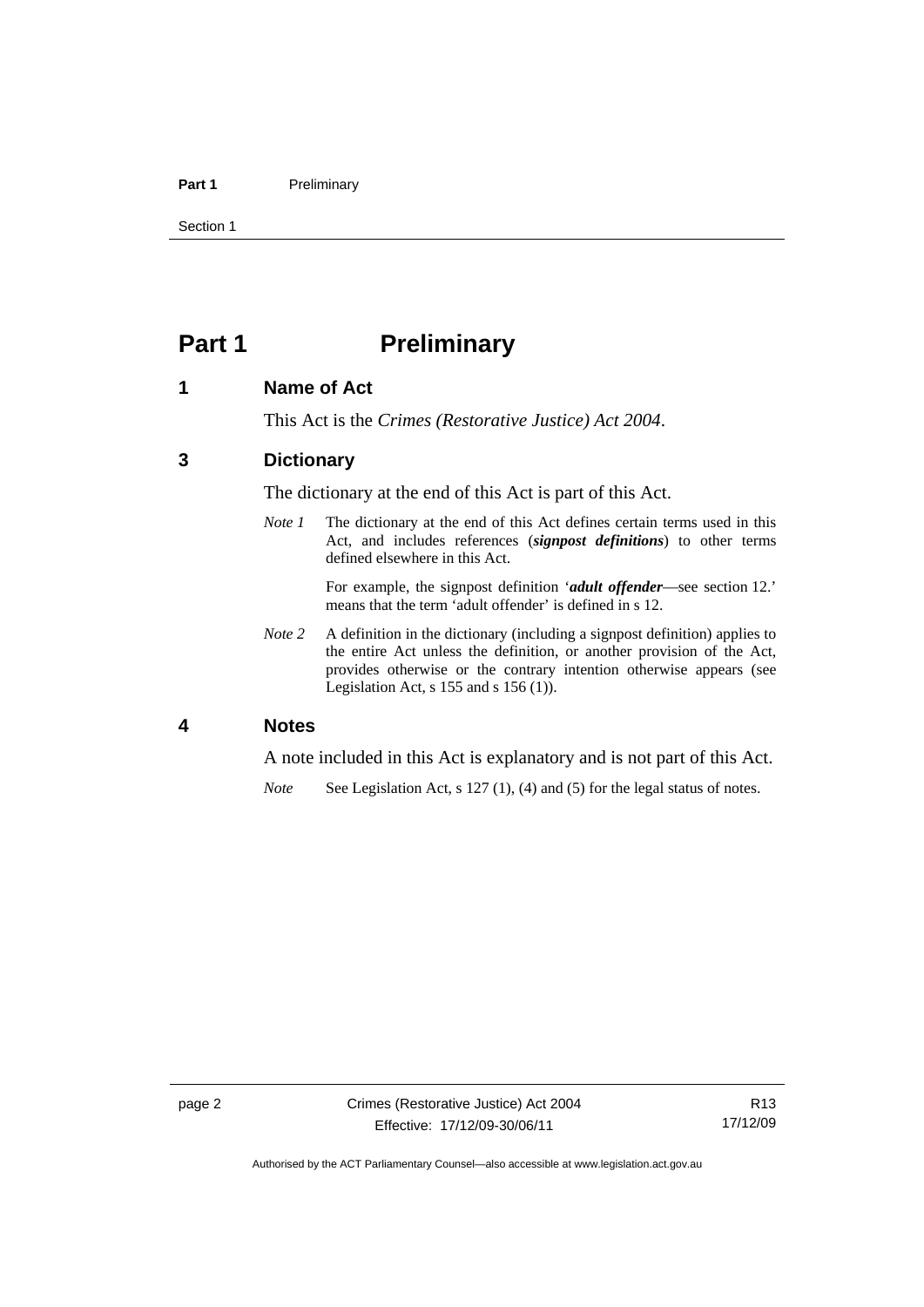# Part 1 Preliminary

## 1 Name of Act

This Act is the *Crimes (Restorative Justice) Act 2004*.

## 3 Dictionary

The dictionary at the end of this Act is part of this Act.

*Note 1* The dictionary at the end of this Act defines certain terms used in this Act, and includes references (***signpost definitions***) to other terms defined elsewhere in this Act.

For example, the signpost definition '***adult offender***—see section 12.' means that the term 'adult offender' is defined in s 12.

*Note 2* A definition in the dictionary (including a signpost definition) applies to the entire Act unless the definition, or another provision of the Act, provides otherwise or the contrary intention otherwise appears (see Legislation Act, s 155 and s 156 (1)).

## 4 Notes

A note included in this Act is explanatory and is not part of this Act.

*Note* See Legislation Act, s 127 (1), (4) and (5) for the legal status of notes.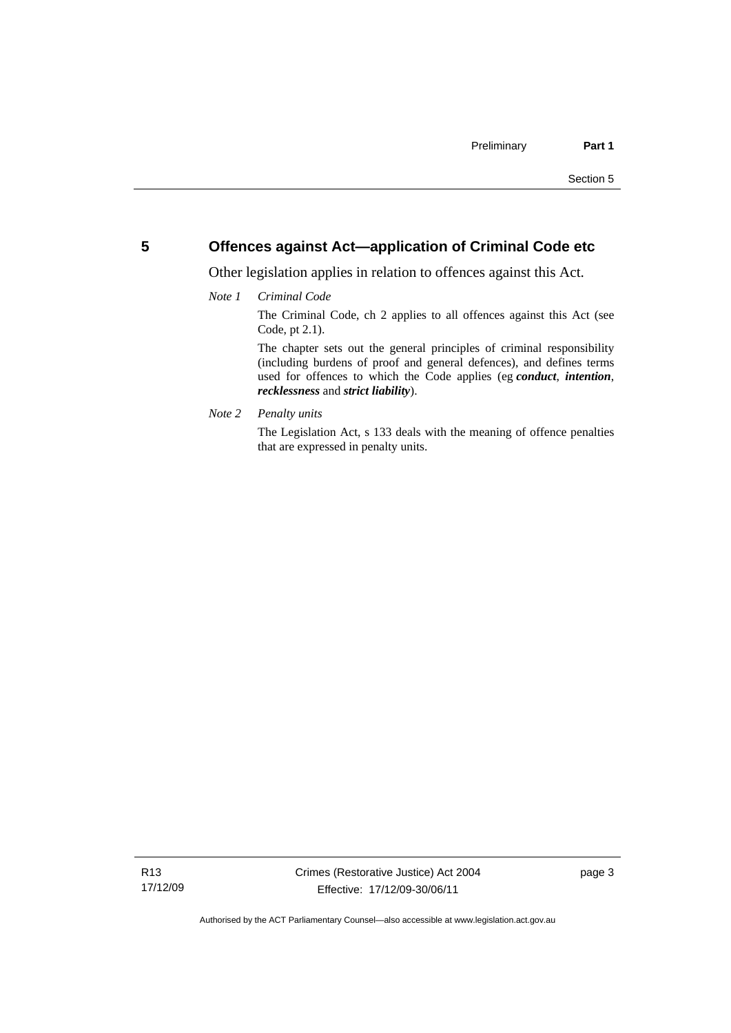## 5 Offences against Act—application of Criminal Code etc

Other legislation applies in relation to offences against this Act.

*Note 1 Criminal Code*

The Criminal Code, ch 2 applies to all offences against this Act (see Code, pt 2.1).

The chapter sets out the general principles of criminal responsibility (including burdens of proof and general defences), and defines terms used for offences to which the Code applies (eg ***conduct***, ***intention***, ***recklessness*** and ***strict liability***).

*Note 2 Penalty units*

The Legislation Act, s 133 deals with the meaning of offence penalties that are expressed in penalty units.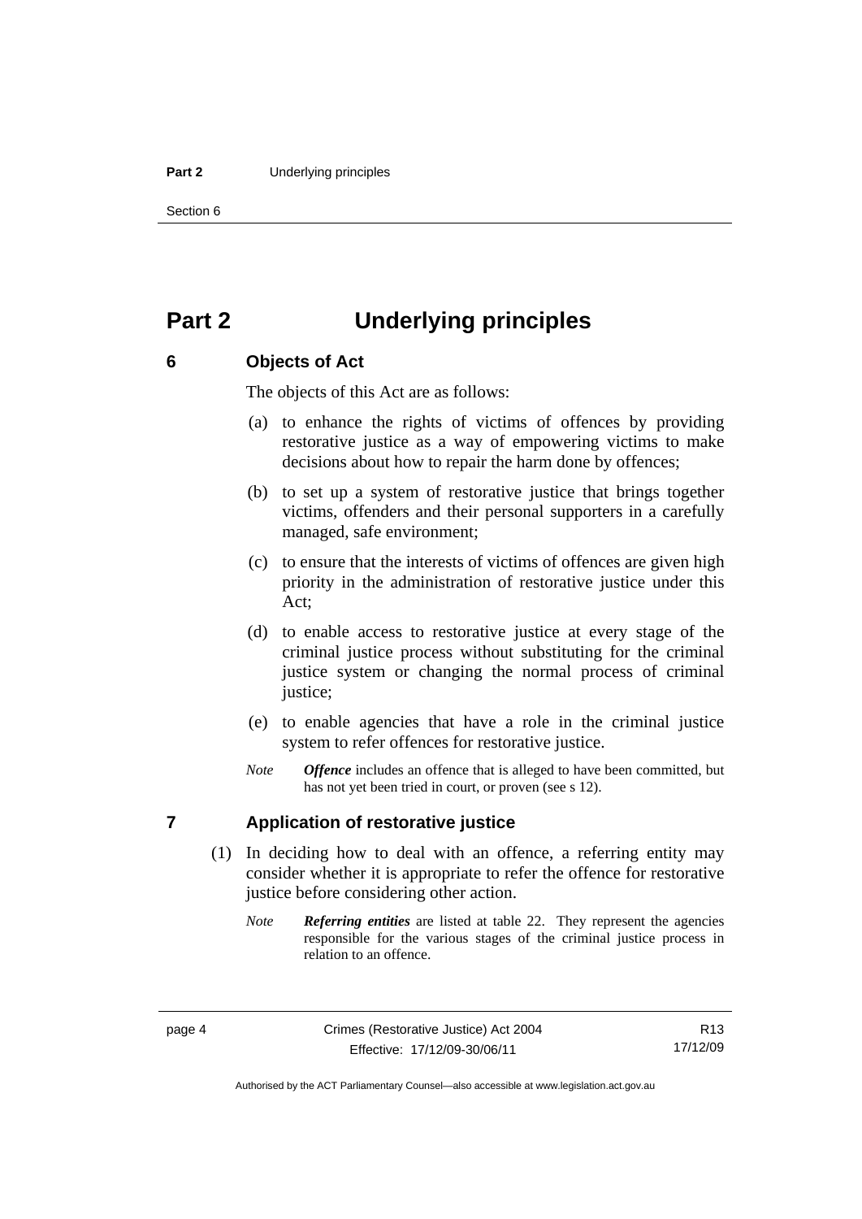# Part 2 Underlying principles

## 6 Objects of Act

The objects of this Act are as follows:

(a) to enhance the rights of victims of offences by providing restorative justice as a way of empowering victims to make decisions about how to repair the harm done by offences;

(b) to set up a system of restorative justice that brings together victims, offenders and their personal supporters in a carefully managed, safe environment;

(c) to ensure that the interests of victims of offences are given high priority in the administration of restorative justice under this Act;

(d) to enable access to restorative justice at every stage of the criminal justice process without substituting for the criminal justice system or changing the normal process of criminal justice;

(e) to enable agencies that have a role in the criminal justice system to refer offences for restorative justice.

*Note* ***Offence*** includes an offence that is alleged to have been committed, but has not yet been tried in court, or proven (see s 12).

## 7 Application of restorative justice

(1) In deciding how to deal with an offence, a referring entity may consider whether it is appropriate to refer the offence for restorative justice before considering other action.

*Note* ***Referring entities*** are listed at table 22. They represent the agencies responsible for the various stages of the criminal justice process in relation to an offence.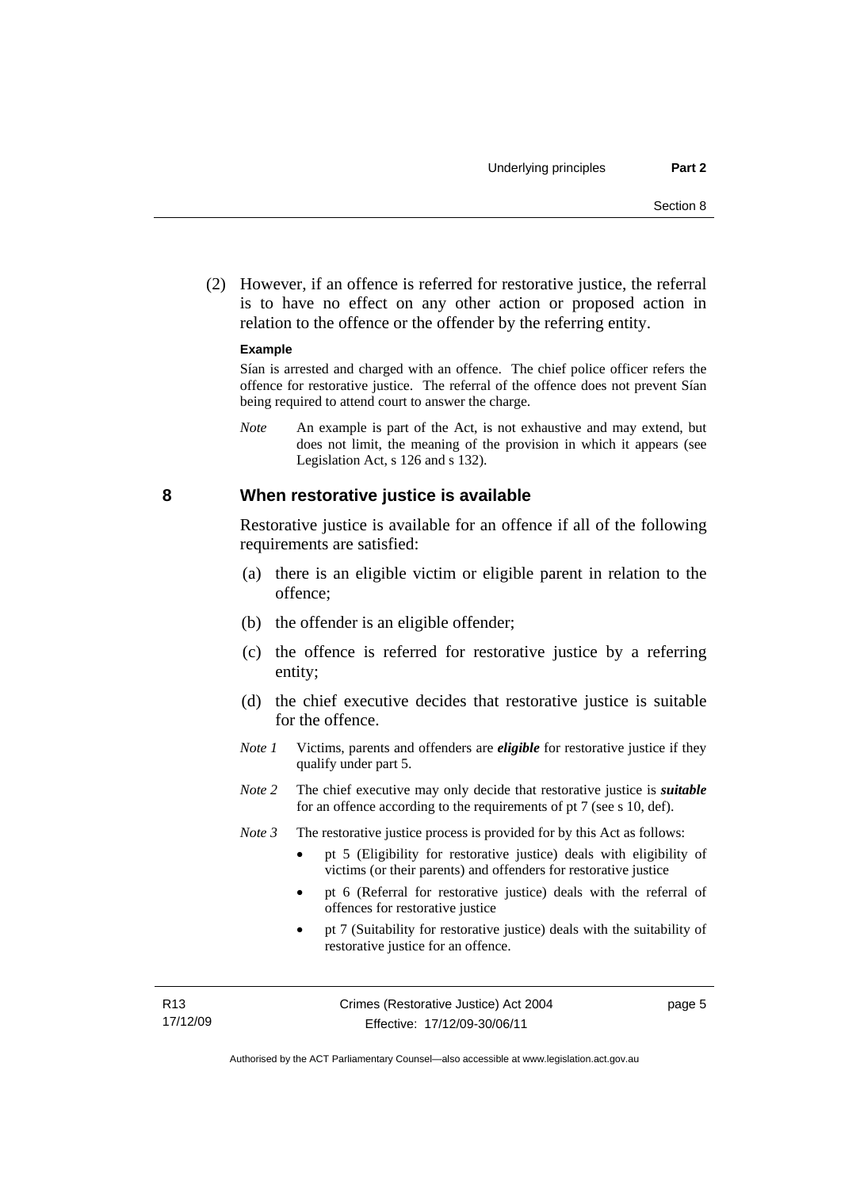(2) However, if an offence is referred for restorative justice, the referral is to have no effect on any other action or proposed action in relation to the offence or the offender by the referring entity.

**Example**

Sían is arrested and charged with an offence. The chief police officer refers the offence for restorative justice. The referral of the offence does not prevent Sían being required to attend court to answer the charge.

*Note* An example is part of the Act, is not exhaustive and may extend, but does not limit, the meaning of the provision in which it appears (see Legislation Act, s 126 and s 132).

## 8 When restorative justice is available

Restorative justice is available for an offence if all of the following requirements are satisfied:

(a) there is an eligible victim or eligible parent in relation to the offence;

(b) the offender is an eligible offender;

(c) the offence is referred for restorative justice by a referring entity;

(d) the chief executive decides that restorative justice is suitable for the offence.

*Note 1* Victims, parents and offenders are ***eligible*** for restorative justice if they qualify under part 5.

*Note 2* The chief executive may only decide that restorative justice is ***suitable*** for an offence according to the requirements of pt 7 (see s 10, def).

*Note 3* The restorative justice process is provided for by this Act as follows:

- pt 5 (Eligibility for restorative justice) deals with eligibility of victims (or their parents) and offenders for restorative justice
- pt 6 (Referral for restorative justice) deals with the referral of offences for restorative justice
- pt 7 (Suitability for restorative justice) deals with the suitability of restorative justice for an offence.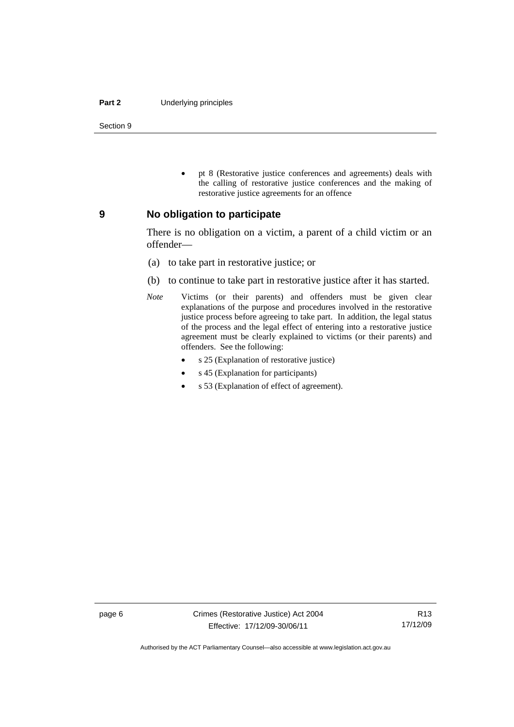- pt 8 (Restorative justice conferences and agreements) deals with the calling of restorative justice conferences and the making of restorative justice agreements for an offence

## 9 No obligation to participate

There is no obligation on a victim, a parent of a child victim or an offender—

(a) to take part in restorative justice; or

(b) to continue to take part in restorative justice after it has started.

*Note* Victims (or their parents) and offenders must be given clear explanations of the purpose and procedures involved in the restorative justice process before agreeing to take part. In addition, the legal status of the process and the legal effect of entering into a restorative justice agreement must be clearly explained to victims (or their parents) and offenders. See the following:

- s 25 (Explanation of restorative justice)
- s 45 (Explanation for participants)
- s 53 (Explanation of effect of agreement).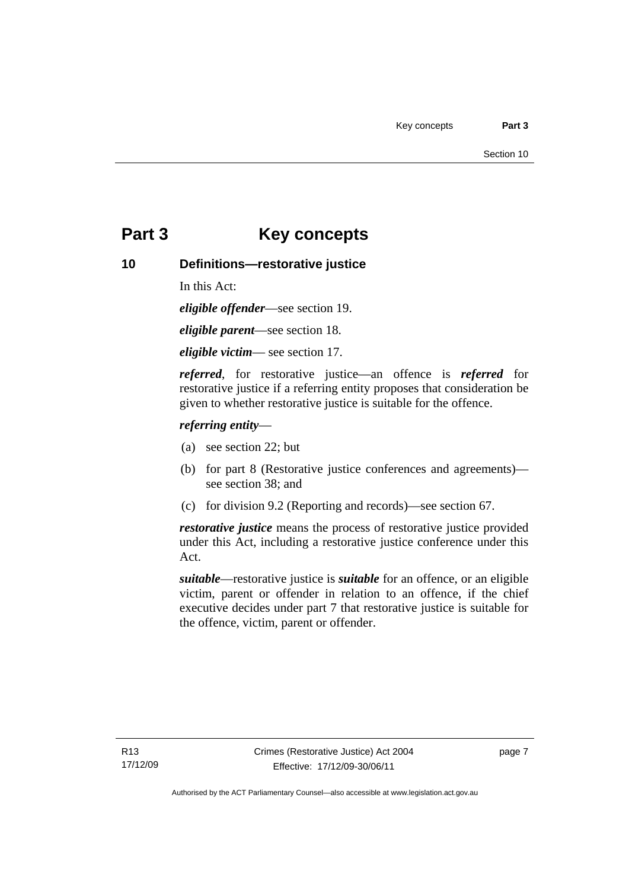# Part 3 Key concepts

## 10 Definitions—restorative justice

In this Act:

***eligible offender***—see section 19.

***eligible parent***—see section 18.

***eligible victim***— see section 17.

***referred***, for restorative justice—an offence is ***referred*** for restorative justice if a referring entity proposes that consideration be given to whether restorative justice is suitable for the offence.

***referring entity***—

(a) see section 22; but

(b) for part 8 (Restorative justice conferences and agreements)—see section 38; and

(c) for division 9.2 (Reporting and records)—see section 67.

***restorative justice*** means the process of restorative justice provided under this Act, including a restorative justice conference under this Act.

***suitable***—restorative justice is ***suitable*** for an offence, or an eligible victim, parent or offender in relation to an offence, if the chief executive decides under part 7 that restorative justice is suitable for the offence, victim, parent or offender.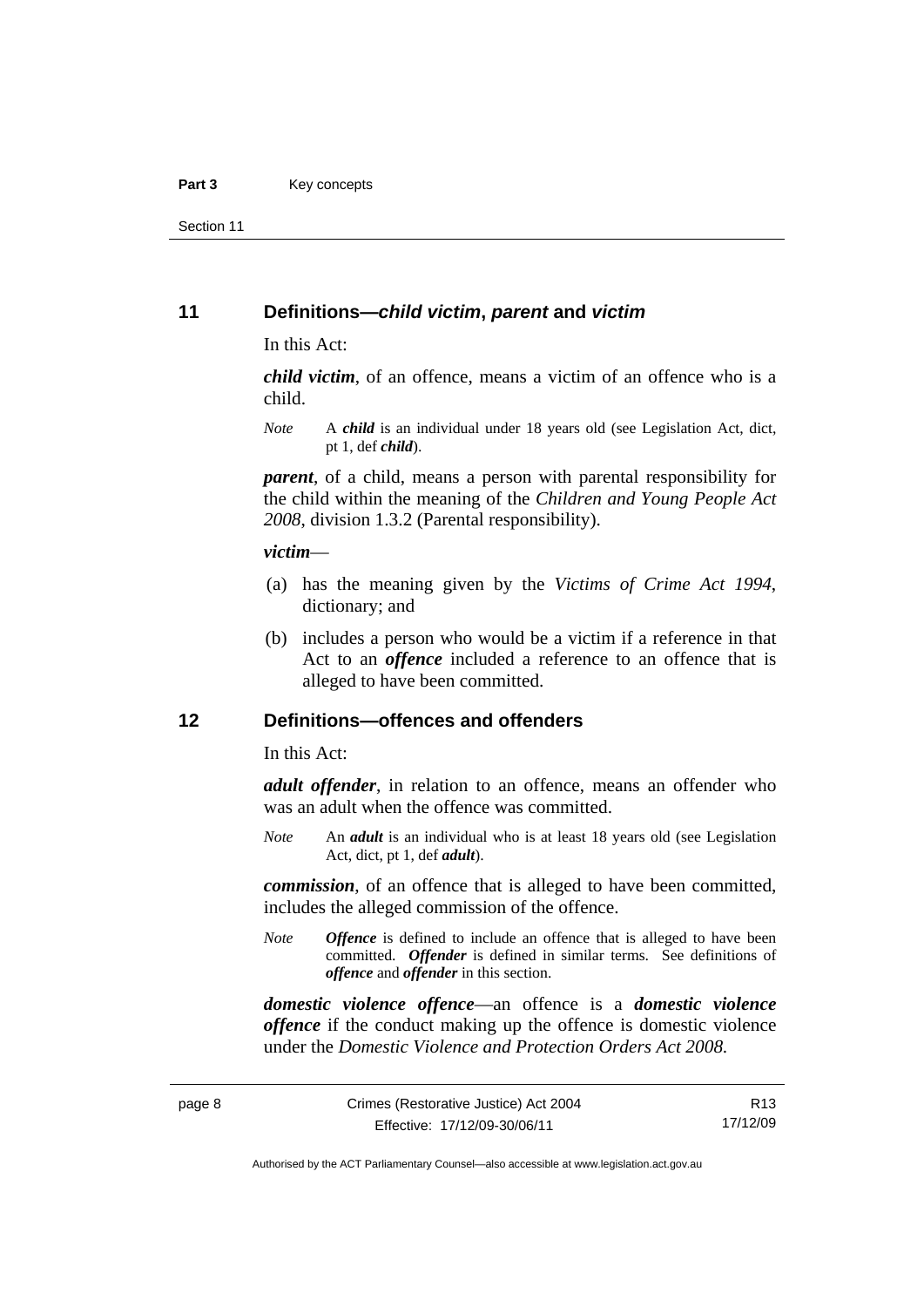## 11 Definitions—*child victim*, *parent* and *victim*

In this Act:

***child victim***, of an offence, means a victim of an offence who is a child.

*Note* A ***child*** is an individual under 18 years old (see Legislation Act, dict, pt 1, def ***child***).

***parent***, of a child, means a person with parental responsibility for the child within the meaning of the *Children and Young People Act 2008*, division 1.3.2 (Parental responsibility).

***victim***—

(a) has the meaning given by the *Victims of Crime Act 1994*, dictionary; and

(b) includes a person who would be a victim if a reference in that Act to an ***offence*** included a reference to an offence that is alleged to have been committed.

## 12 Definitions—offences and offenders

In this Act:

***adult offender***, in relation to an offence, means an offender who was an adult when the offence was committed.

*Note* An ***adult*** is an individual who is at least 18 years old (see Legislation Act, dict, pt 1, def ***adult***).

***commission***, of an offence that is alleged to have been committed, includes the alleged commission of the offence.

*Note* ***Offence*** is defined to include an offence that is alleged to have been committed. ***Offender*** is defined in similar terms. See definitions of ***offence*** and ***offender*** in this section.

***domestic violence offence***—an offence is a ***domestic violence offence*** if the conduct making up the offence is domestic violence under the *Domestic Violence and Protection Orders Act 2008.*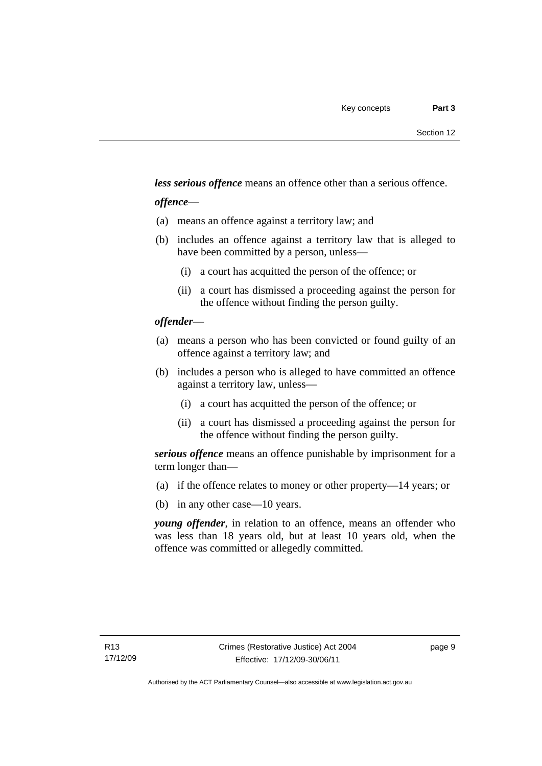***less serious offence*** means an offence other than a serious offence.

***offence***—

(a) means an offence against a territory law; and

(b) includes an offence against a territory law that is alleged to have been committed by a person, unless—

  (i) a court has acquitted the person of the offence; or

  (ii) a court has dismissed a proceeding against the person for the offence without finding the person guilty.

***offender***—

(a) means a person who has been convicted or found guilty of an offence against a territory law; and

(b) includes a person who is alleged to have committed an offence against a territory law, unless—

  (i) a court has acquitted the person of the offence; or

  (ii) a court has dismissed a proceeding against the person for the offence without finding the person guilty.

***serious offence*** means an offence punishable by imprisonment for a term longer than—

(a) if the offence relates to money or other property—14 years; or

(b) in any other case—10 years.

***young offender***, in relation to an offence, means an offender who was less than 18 years old, but at least 10 years old, when the offence was committed or allegedly committed.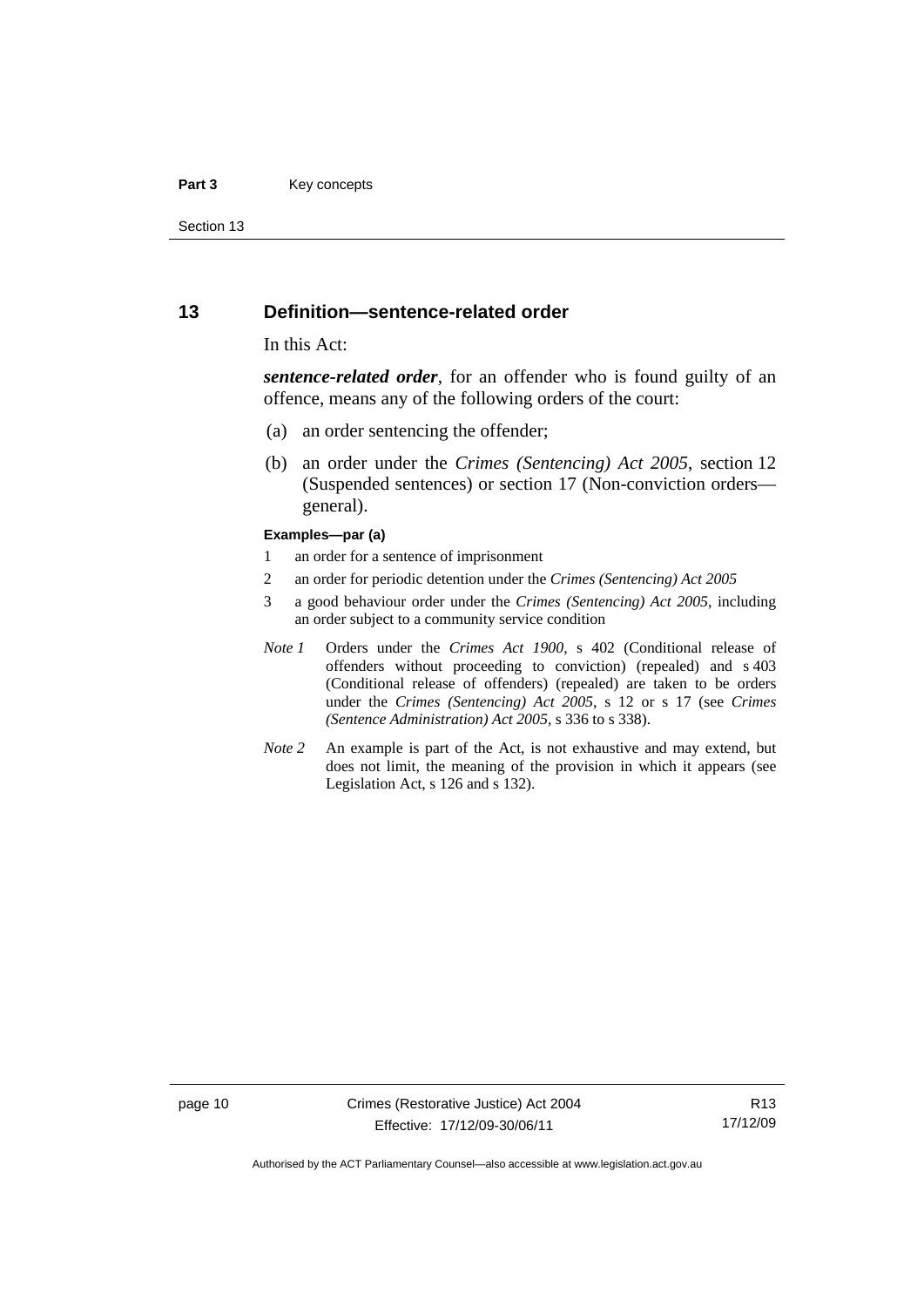## 13 Definition—sentence-related order

In this Act:

***sentence-related order***, for an offender who is found guilty of an offence, means any of the following orders of the court:

(a) an order sentencing the offender;

(b) an order under the *Crimes (Sentencing) Act 2005*, section 12 (Suspended sentences) or section 17 (Non-conviction orders—general).

**Examples—par (a)**

1 an order for a sentence of imprisonment

2 an order for periodic detention under the *Crimes (Sentencing) Act 2005*

3 a good behaviour order under the *Crimes (Sentencing) Act 2005*, including an order subject to a community service condition

*Note 1* Orders under the *Crimes Act 1900*, s 402 (Conditional release of offenders without proceeding to conviction) (repealed) and s 403 (Conditional release of offenders) (repealed) are taken to be orders under the *Crimes (Sentencing) Act 2005*, s 12 or s 17 (see *Crimes (Sentence Administration) Act 2005*, s 336 to s 338).

*Note 2* An example is part of the Act, is not exhaustive and may extend, but does not limit, the meaning of the provision in which it appears (see Legislation Act, s 126 and s 132).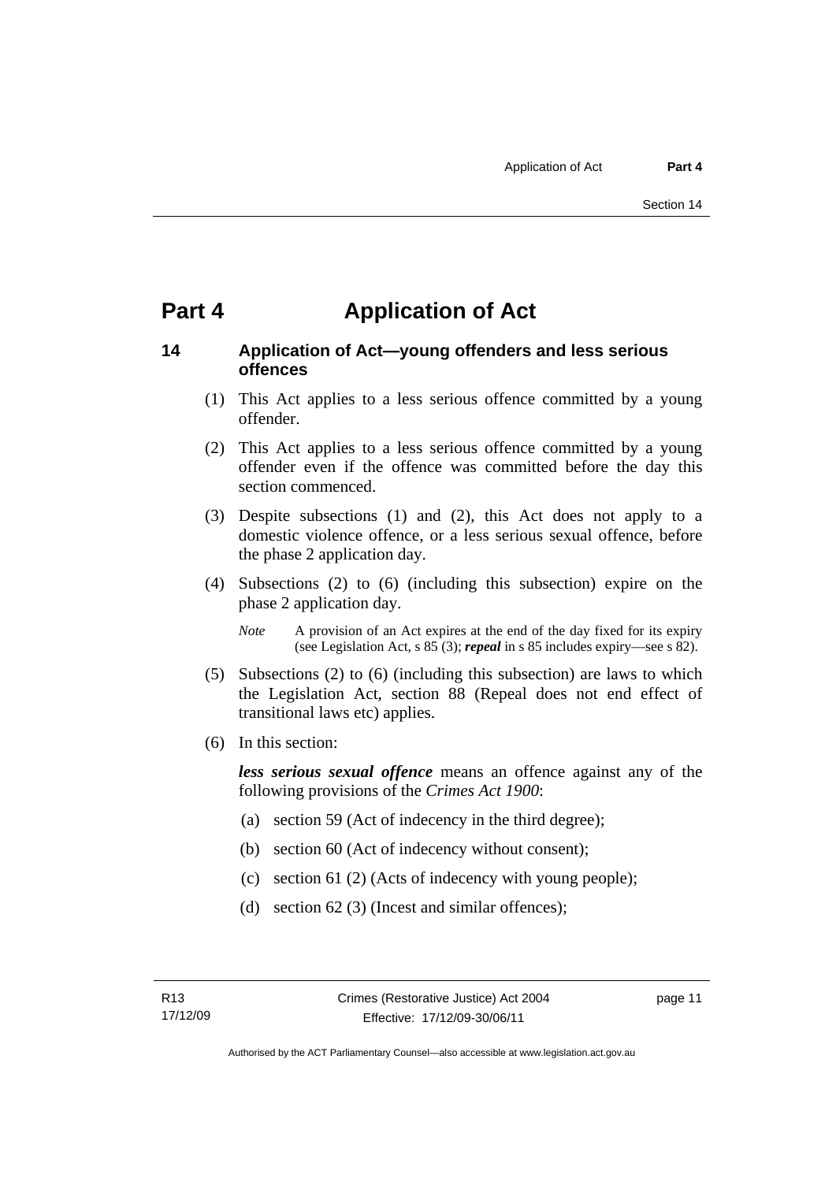# Part 4 Application of Act

## 14 Application of Act—young offenders and less serious offences

(1) This Act applies to a less serious offence committed by a young offender.

(2) This Act applies to a less serious offence committed by a young offender even if the offence was committed before the day this section commenced.

(3) Despite subsections (1) and (2), this Act does not apply to a domestic violence offence, or a less serious sexual offence, before the phase 2 application day.

(4) Subsections (2) to (6) (including this subsection) expire on the phase 2 application day.

*Note* A provision of an Act expires at the end of the day fixed for its expiry (see Legislation Act, s 85 (3); ***repeal*** in s 85 includes expiry—see s 82).

(5) Subsections (2) to (6) (including this subsection) are laws to which the Legislation Act, section 88 (Repeal does not end effect of transitional laws etc) applies.

(6) In this section:

***less serious sexual offence*** means an offence against any of the following provisions of the *Crimes Act 1900*:

(a) section 59 (Act of indecency in the third degree);

(b) section 60 (Act of indecency without consent);

(c) section 61 (2) (Acts of indecency with young people);

(d) section 62 (3) (Incest and similar offences);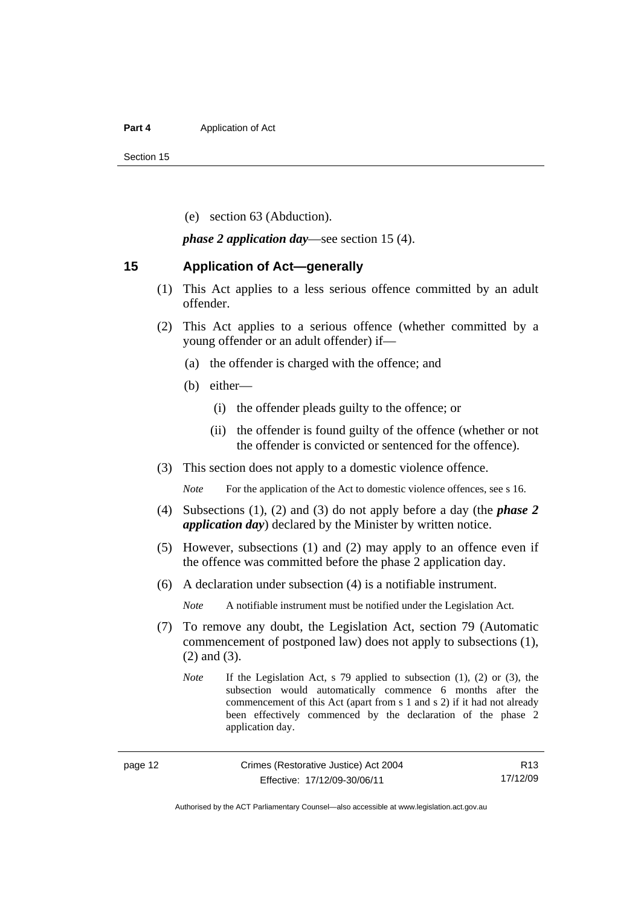(e) section 63 (Abduction).

***phase 2 application day***—see section 15 (4).

## 15 Application of Act—generally

(1) This Act applies to a less serious offence committed by an adult offender.

(2) This Act applies to a serious offence (whether committed by a young offender or an adult offender) if—

(a) the offender is charged with the offence; and

(b) either—

(i) the offender pleads guilty to the offence; or

(ii) the offender is found guilty of the offence (whether or not the offender is convicted or sentenced for the offence).

(3) This section does not apply to a domestic violence offence.

*Note* For the application of the Act to domestic violence offences, see s 16.

(4) Subsections (1), (2) and (3) do not apply before a day (the ***phase 2 application day***) declared by the Minister by written notice.

(5) However, subsections (1) and (2) may apply to an offence even if the offence was committed before the phase 2 application day.

(6) A declaration under subsection (4) is a notifiable instrument.

*Note* A notifiable instrument must be notified under the Legislation Act.

(7) To remove any doubt, the Legislation Act, section 79 (Automatic commencement of postponed law) does not apply to subsections (1), (2) and (3).

*Note* If the Legislation Act, s 79 applied to subsection (1), (2) or (3), the subsection would automatically commence 6 months after the commencement of this Act (apart from s 1 and s 2) if it had not already been effectively commenced by the declaration of the phase 2 application day.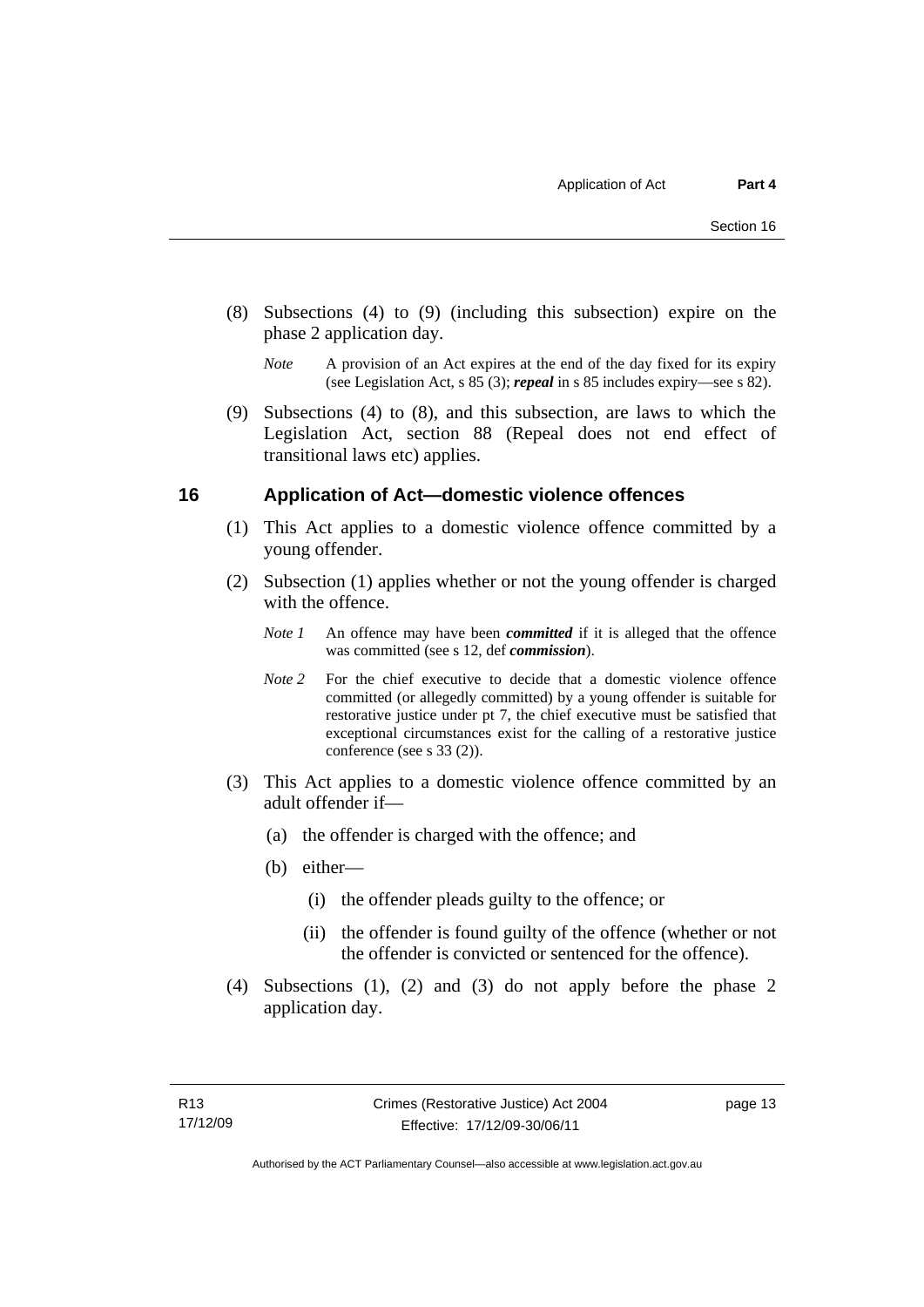(8) Subsections (4) to (9) (including this subsection) expire on the phase 2 application day.

*Note* A provision of an Act expires at the end of the day fixed for its expiry (see Legislation Act, s 85 (3); ***repeal*** in s 85 includes expiry—see s 82).

(9) Subsections (4) to (8), and this subsection, are laws to which the Legislation Act, section 88 (Repeal does not end effect of transitional laws etc) applies.

## 16 Application of Act—domestic violence offences

(1) This Act applies to a domestic violence offence committed by a young offender.

(2) Subsection (1) applies whether or not the young offender is charged with the offence.

*Note 1* An offence may have been ***committed*** if it is alleged that the offence was committed (see s 12, def ***commission***).

*Note 2* For the chief executive to decide that a domestic violence offence committed (or allegedly committed) by a young offender is suitable for restorative justice under pt 7, the chief executive must be satisfied that exceptional circumstances exist for the calling of a restorative justice conference (see s 33 (2)).

(3) This Act applies to a domestic violence offence committed by an adult offender if—

(a) the offender is charged with the offence; and

(b) either—

(i) the offender pleads guilty to the offence; or

(ii) the offender is found guilty of the offence (whether or not the offender is convicted or sentenced for the offence).

(4) Subsections (1), (2) and (3) do not apply before the phase 2 application day.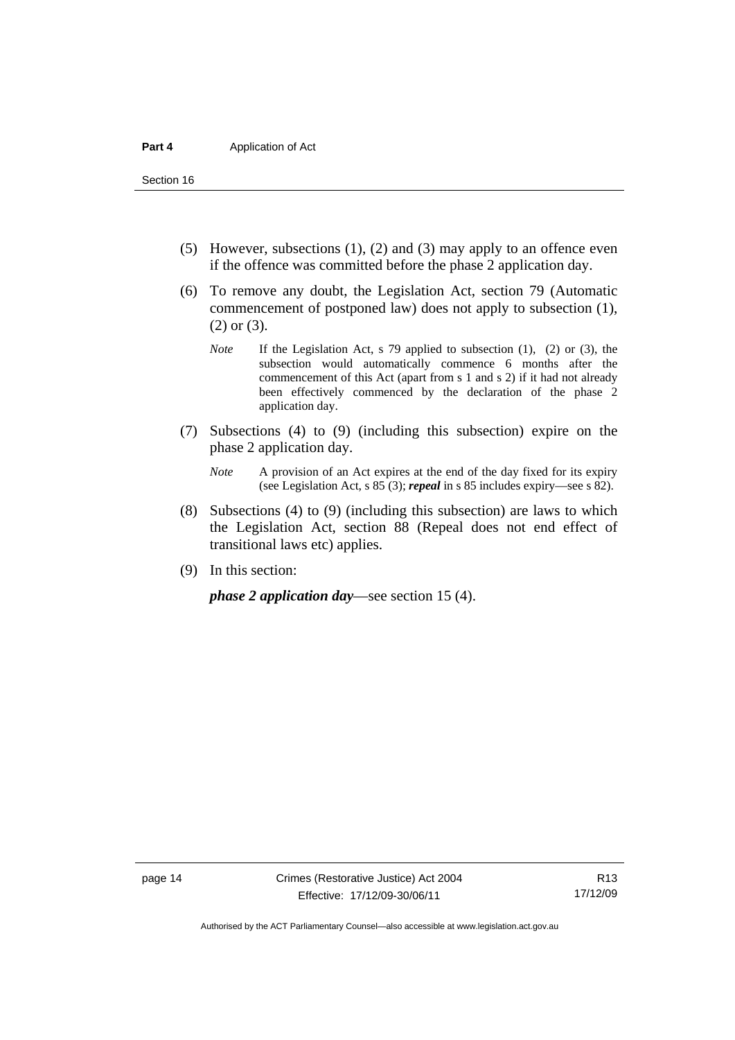(5) However, subsections (1), (2) and (3) may apply to an offence even if the offence was committed before the phase 2 application day.

(6) To remove any doubt, the Legislation Act, section 79 (Automatic commencement of postponed law) does not apply to subsection (1), (2) or (3).

*Note* If the Legislation Act, s 79 applied to subsection (1), (2) or (3), the subsection would automatically commence 6 months after the commencement of this Act (apart from s 1 and s 2) if it had not already been effectively commenced by the declaration of the phase 2 application day.

(7) Subsections (4) to (9) (including this subsection) expire on the phase 2 application day.

*Note* A provision of an Act expires at the end of the day fixed for its expiry (see Legislation Act, s 85 (3); ***repeal*** in s 85 includes expiry—see s 82).

(8) Subsections (4) to (9) (including this subsection) are laws to which the Legislation Act, section 88 (Repeal does not end effect of transitional laws etc) applies.

(9) In this section:

***phase 2 application day***—see section 15 (4).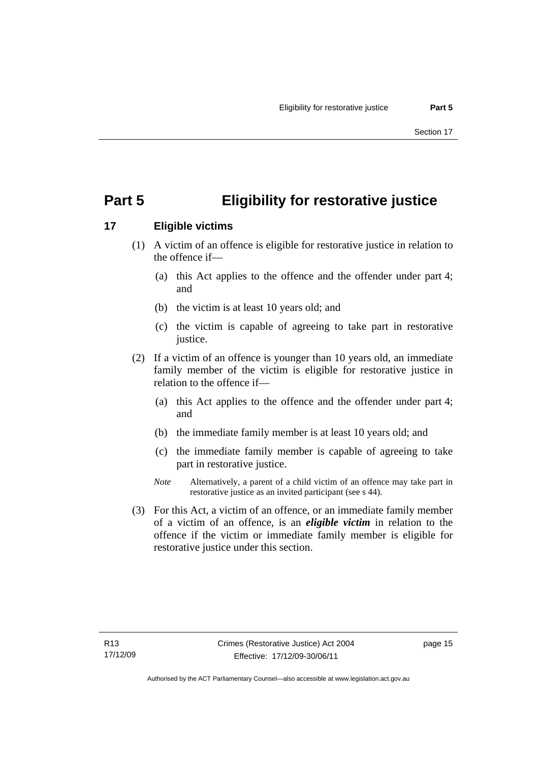# Part 5 Eligibility for restorative justice

## 17 Eligible victims

(1) A victim of an offence is eligible for restorative justice in relation to the offence if—

(a) this Act applies to the offence and the offender under part 4; and

(b) the victim is at least 10 years old; and

(c) the victim is capable of agreeing to take part in restorative justice.

(2) If a victim of an offence is younger than 10 years old, an immediate family member of the victim is eligible for restorative justice in relation to the offence if—

(a) this Act applies to the offence and the offender under part 4; and

(b) the immediate family member is at least 10 years old; and

(c) the immediate family member is capable of agreeing to take part in restorative justice.

*Note* Alternatively, a parent of a child victim of an offence may take part in restorative justice as an invited participant (see s 44).

(3) For this Act, a victim of an offence, or an immediate family member of a victim of an offence, is an ***eligible victim*** in relation to the offence if the victim or immediate family member is eligible for restorative justice under this section.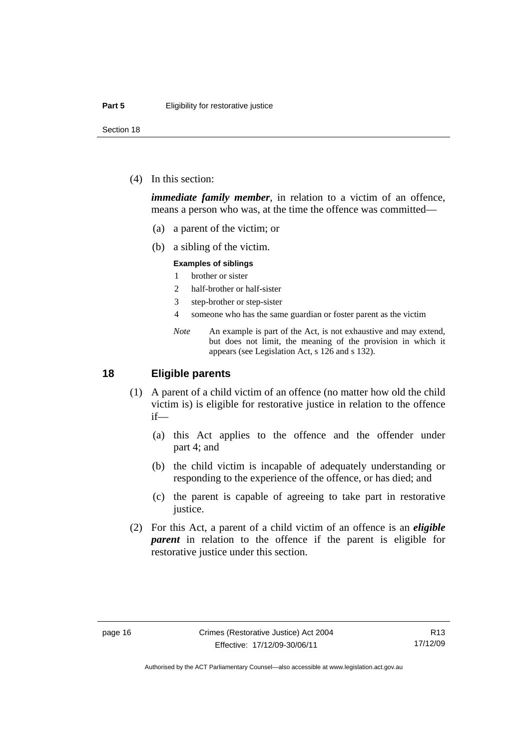(4) In this section:

***immediate family member***, in relation to a victim of an offence, means a person who was, at the time the offence was committed—

(a) a parent of the victim; or

(b) a sibling of the victim.

**Examples of siblings**

1 brother or sister
2 half-brother or half-sister
3 step-brother or step-sister
4 someone who has the same guardian or foster parent as the victim

*Note* An example is part of the Act, is not exhaustive and may extend, but does not limit, the meaning of the provision in which it appears (see Legislation Act, s 126 and s 132).

## 18 Eligible parents

(1) A parent of a child victim of an offence (no matter how old the child victim is) is eligible for restorative justice in relation to the offence if—

(a) this Act applies to the offence and the offender under part 4; and

(b) the child victim is incapable of adequately understanding or responding to the experience of the offence, or has died; and

(c) the parent is capable of agreeing to take part in restorative justice.

(2) For this Act, a parent of a child victim of an offence is an ***eligible parent*** in relation to the offence if the parent is eligible for restorative justice under this section.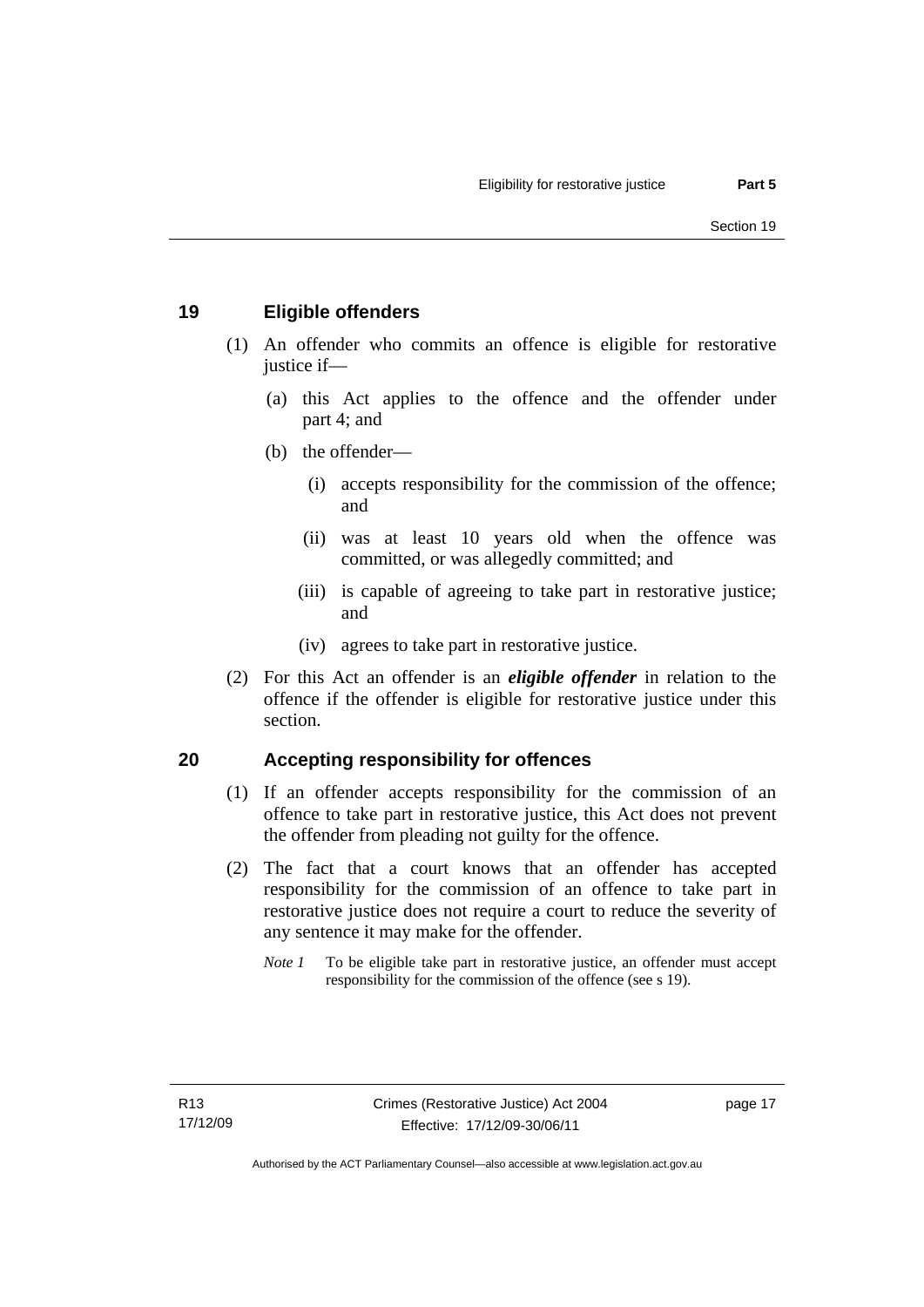## 19 Eligible offenders

(1) An offender who commits an offence is eligible for restorative justice if—

(a) this Act applies to the offence and the offender under part 4; and

(b) the offender—

(i) accepts responsibility for the commission of the offence; and

(ii) was at least 10 years old when the offence was committed, or was allegedly committed; and

(iii) is capable of agreeing to take part in restorative justice; and

(iv) agrees to take part in restorative justice.

(2) For this Act an offender is an ***eligible offender*** in relation to the offence if the offender is eligible for restorative justice under this section.

## 20 Accepting responsibility for offences

(1) If an offender accepts responsibility for the commission of an offence to take part in restorative justice, this Act does not prevent the offender from pleading not guilty for the offence.

(2) The fact that a court knows that an offender has accepted responsibility for the commission of an offence to take part in restorative justice does not require a court to reduce the severity of any sentence it may make for the offender.

*Note 1* To be eligible take part in restorative justice, an offender must accept responsibility for the commission of the offence (see s 19).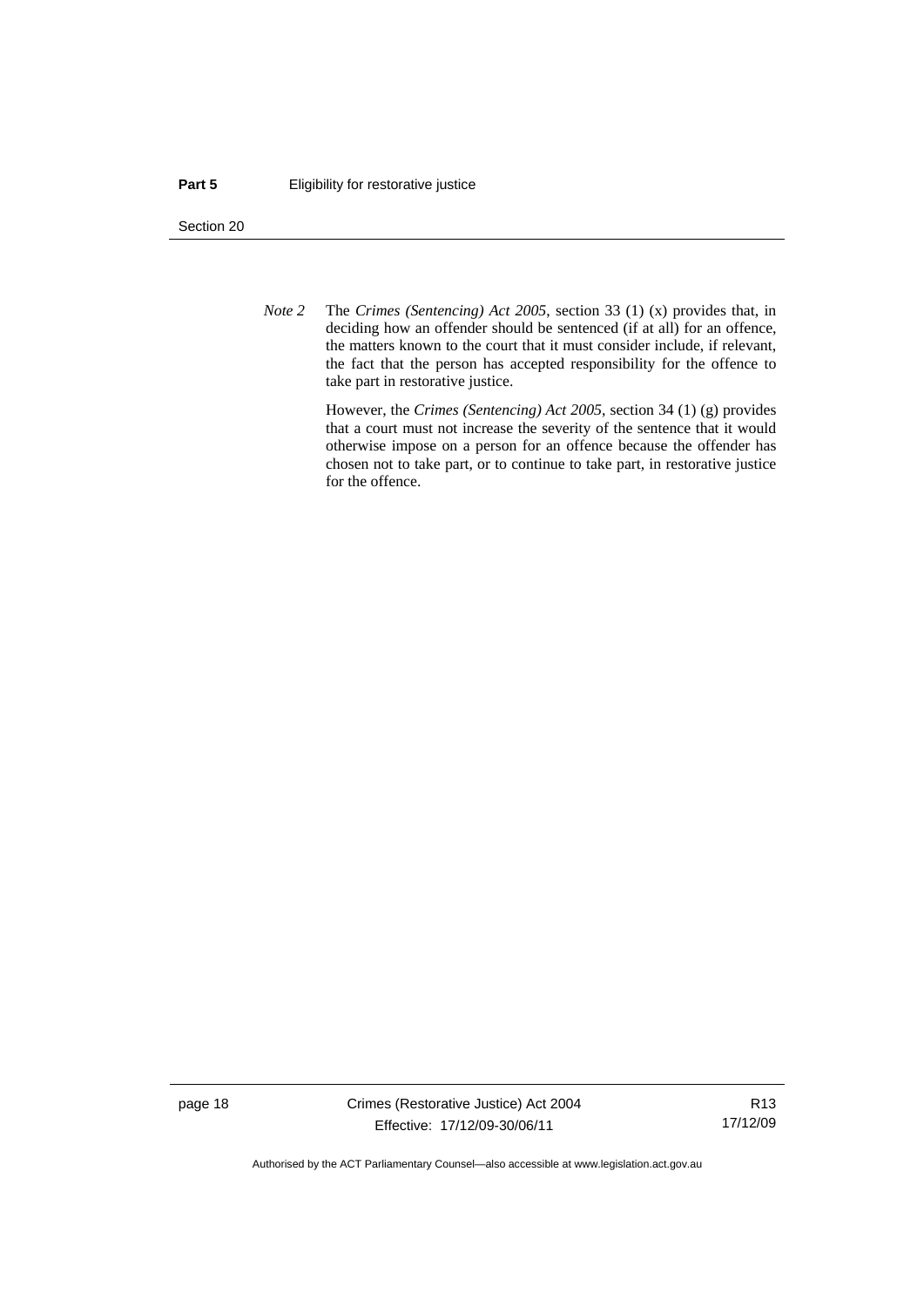*Note 2* The *Crimes (Sentencing) Act 2005*, section 33 (1) (x) provides that, in deciding how an offender should be sentenced (if at all) for an offence, the matters known to the court that it must consider include, if relevant, the fact that the person has accepted responsibility for the offence to take part in restorative justice.

However, the *Crimes (Sentencing) Act 2005*, section 34 (1) (g) provides that a court must not increase the severity of the sentence that it would otherwise impose on a person for an offence because the offender has chosen not to take part, or to continue to take part, in restorative justice for the offence.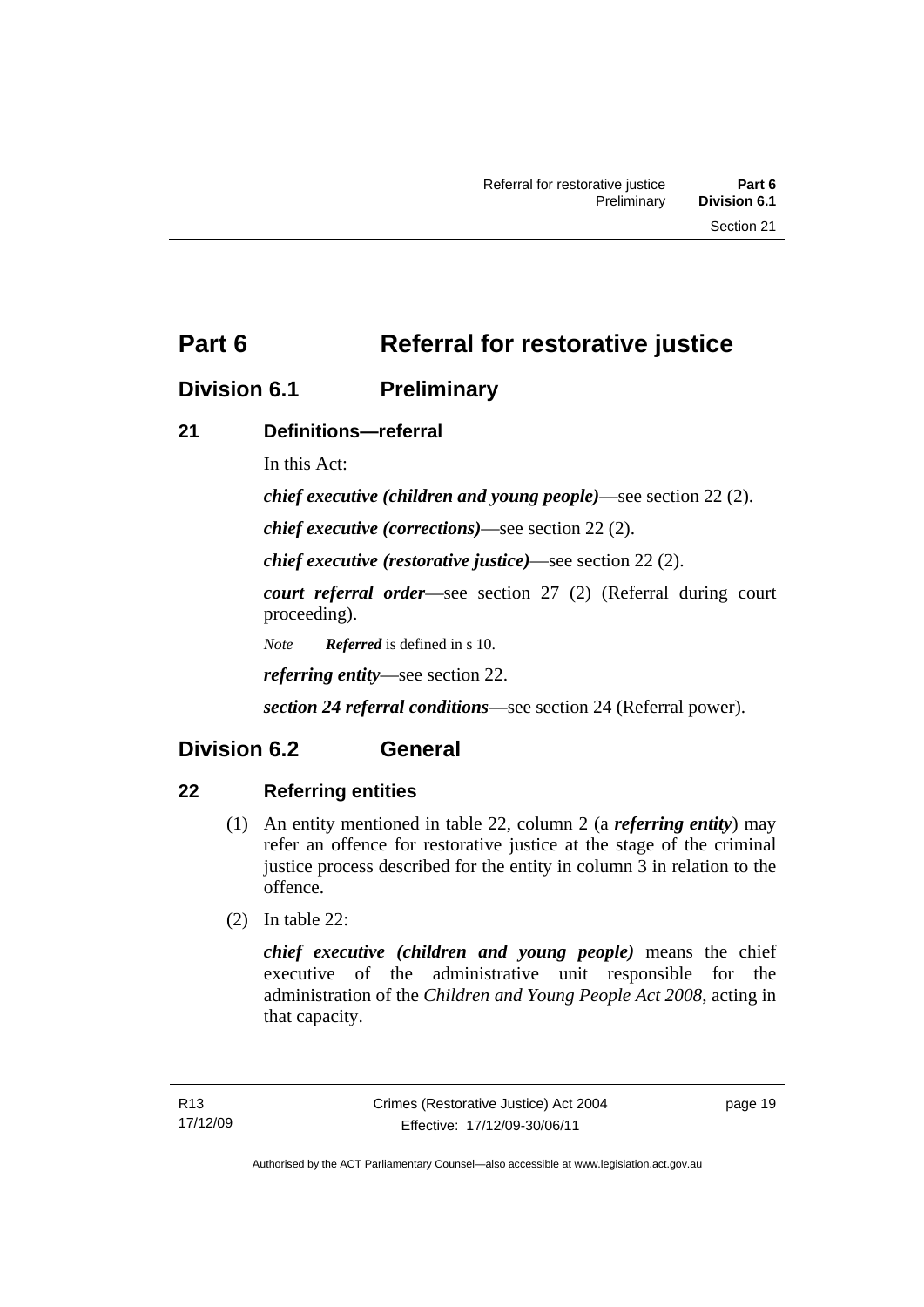# Part 6 Referral for restorative justice

## Division 6.1 Preliminary

### 21 Definitions—referral

In this Act:

***chief executive (children and young people)***—see section 22 (2).

***chief executive (corrections)***—see section 22 (2).

***chief executive (restorative justice)***—see section 22 (2).

***court referral order***—see section 27 (2) (Referral during court proceeding).

*Note* ***Referred*** is defined in s 10.

***referring entity***—see section 22.

***section 24 referral conditions***—see section 24 (Referral power).

## Division 6.2 General

### 22 Referring entities

(1) An entity mentioned in table 22, column 2 (a ***referring entity***) may refer an offence for restorative justice at the stage of the criminal justice process described for the entity in column 3 in relation to the offence.

(2) In table 22:

***chief executive (children and young people)*** means the chief executive of the administrative unit responsible for the administration of the *Children and Young People Act 2008*, acting in that capacity.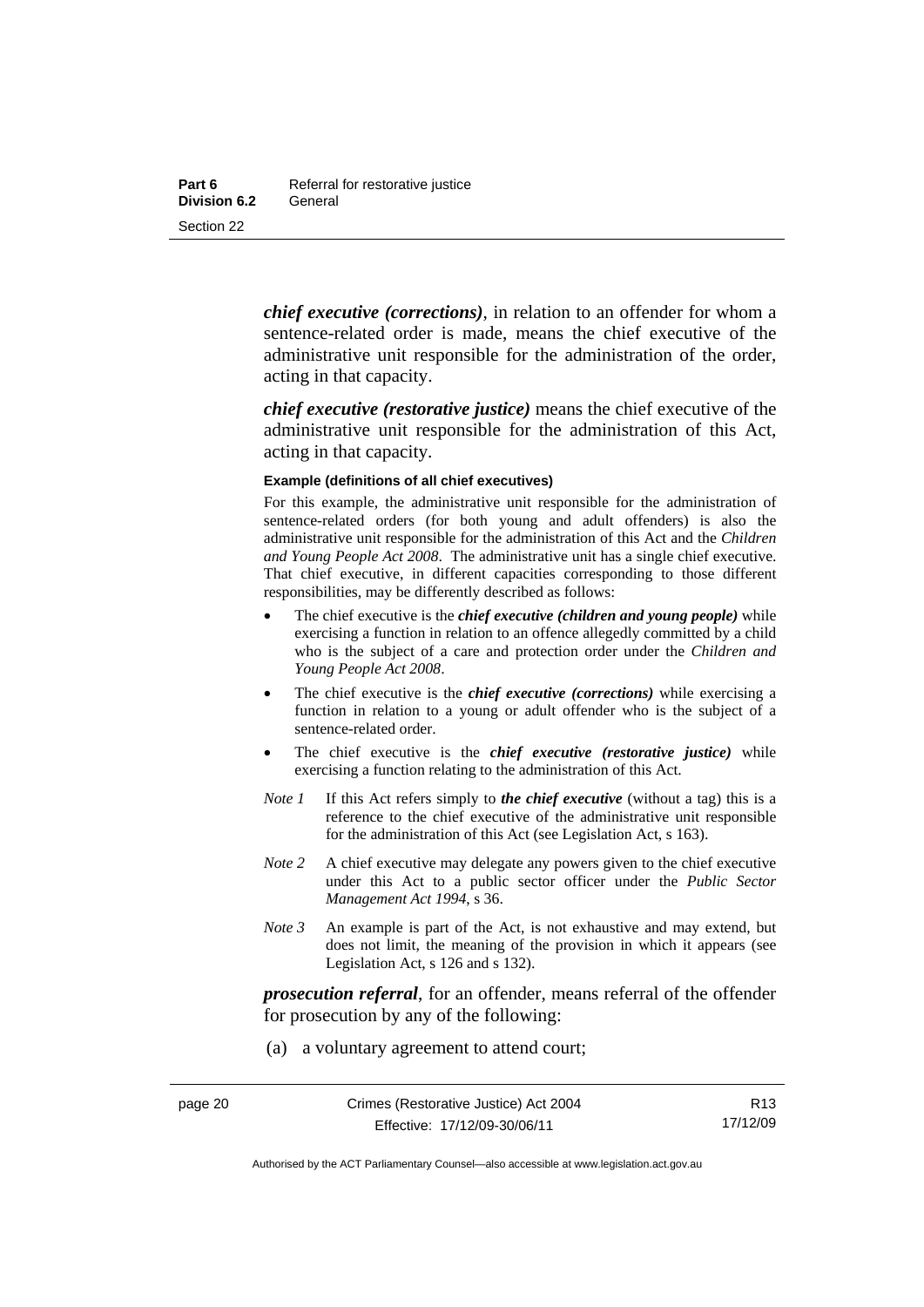***chief executive (corrections)***, in relation to an offender for whom a sentence-related order is made, means the chief executive of the administrative unit responsible for the administration of the order, acting in that capacity.

***chief executive (restorative justice)*** means the chief executive of the administrative unit responsible for the administration of this Act, acting in that capacity.

**Example (definitions of all chief executives)**

For this example, the administrative unit responsible for the administration of sentence-related orders (for both young and adult offenders) is also the administrative unit responsible for the administration of this Act and the *Children and Young People Act 2008*. The administrative unit has a single chief executive. That chief executive, in different capacities corresponding to those different responsibilities, may be differently described as follows:

- The chief executive is the ***chief executive (children and young people)*** while exercising a function in relation to an offence allegedly committed by a child who is the subject of a care and protection order under the *Children and Young People Act 2008*.
- The chief executive is the ***chief executive (corrections)*** while exercising a function in relation to a young or adult offender who is the subject of a sentence-related order.
- The chief executive is the ***chief executive (restorative justice)*** while exercising a function relating to the administration of this Act.

*Note 1* If this Act refers simply to ***the chief executive*** (without a tag) this is a reference to the chief executive of the administrative unit responsible for the administration of this Act (see Legislation Act, s 163).

*Note 2* A chief executive may delegate any powers given to the chief executive under this Act to a public sector officer under the *Public Sector Management Act 1994*, s 36.

*Note 3* An example is part of the Act, is not exhaustive and may extend, but does not limit, the meaning of the provision in which it appears (see Legislation Act, s 126 and s 132).

***prosecution referral***, for an offender, means referral of the offender for prosecution by any of the following:

(a) a voluntary agreement to attend court;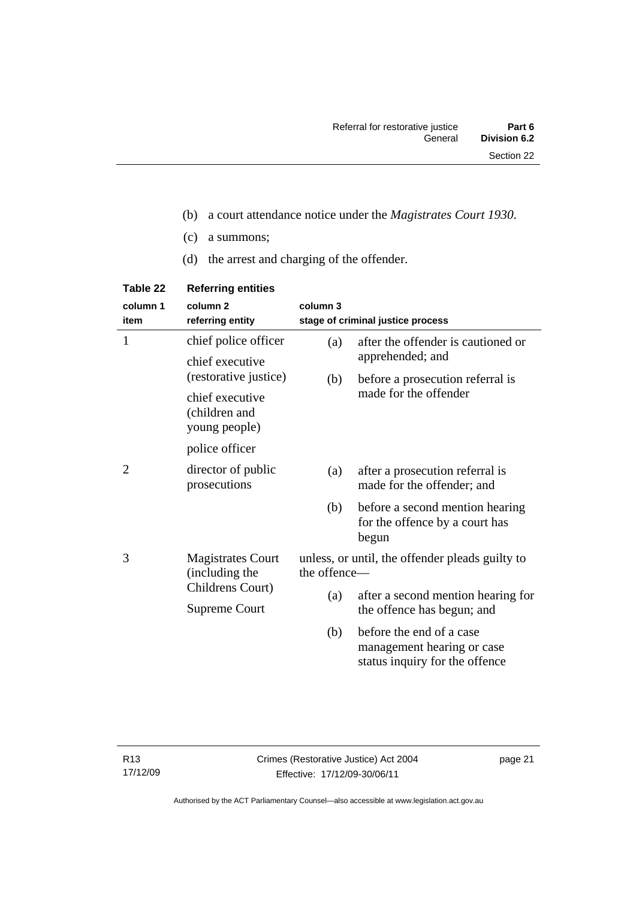(b) a court attendance notice under the *Magistrates Court 1930*.

(c) a summons;

(d) the arrest and charging of the offender.

**Table 22 Referring entities**

| column 1 item | column 2 referring entity | column 3 stage of criminal justice process |
|---|---|---|
| 1 | chief police officer<br>chief executive (restorative justice)<br>chief executive (children and young people)<br>police officer | (a) after the offender is cautioned or apprehended; and<br>(b) before a prosecution referral is made for the offender |
| 2 | director of public prosecutions | (a) after a prosecution referral is made for the offender; and<br>(b) before a second mention hearing for the offence by a court has begun |
| 3 | Magistrates Court (including the Childrens Court)<br>Supreme Court | unless, or until, the offender pleads guilty to the offence—<br>(a) after a second mention hearing for the offence has begun; and<br>(b) before the end of a case management hearing or case status inquiry for the offence |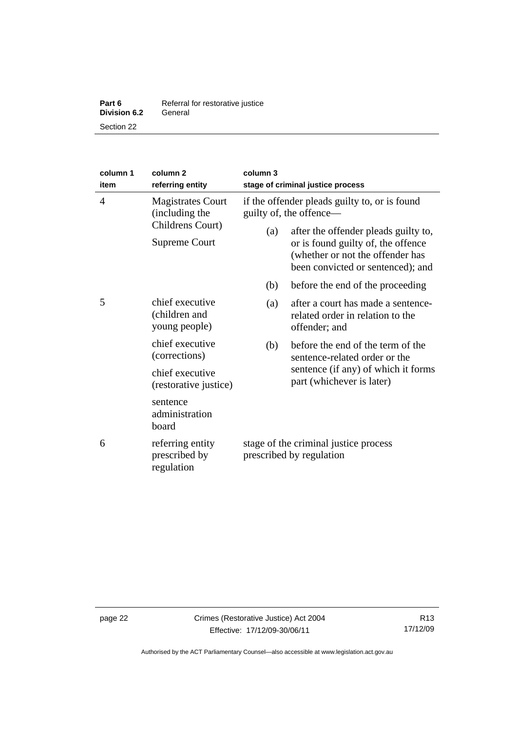| column 1 item | column 2 referring entity | column 3 stage of criminal justice process |
|---|---|---|
| 4 | Magistrates Court (including the Childrens Court)<br><br>Supreme Court | if the offender pleads guilty to, or is found guilty of, the offence—<br><br>(a) after the offender pleads guilty to, or is found guilty of, the offence (whether or not the offender has been convicted or sentenced); and<br><br>(b) before the end of the proceeding |
| 5 | chief executive (children and young people)<br><br>chief executive (corrections)<br><br>chief executive (restorative justice)<br><br>sentence administration board | (a) after a court has made a sentence-related order in relation to the offender; and<br><br>(b) before the end of the term of the sentence-related order or the sentence (if any) of which it forms part (whichever is later) |
| 6 | referring entity prescribed by regulation | stage of the criminal justice process prescribed by regulation |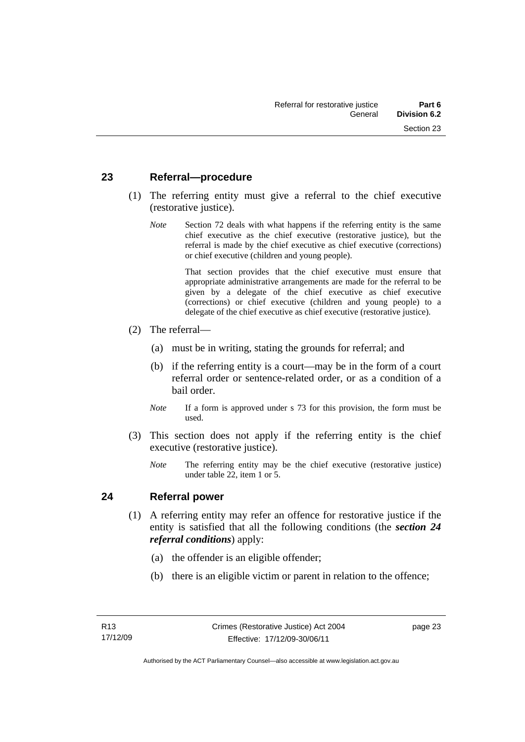## 23 Referral—procedure

(1) The referring entity must give a referral to the chief executive (restorative justice).

*Note* Section 72 deals with what happens if the referring entity is the same chief executive as the chief executive (restorative justice), but the referral is made by the chief executive as chief executive (corrections) or chief executive (children and young people).

That section provides that the chief executive must ensure that appropriate administrative arrangements are made for the referral to be given by a delegate of the chief executive as chief executive (corrections) or chief executive (children and young people) to a delegate of the chief executive as chief executive (restorative justice).

(2) The referral—

(a) must be in writing, stating the grounds for referral; and

(b) if the referring entity is a court—may be in the form of a court referral order or sentence-related order, or as a condition of a bail order.

*Note* If a form is approved under s 73 for this provision, the form must be used.

(3) This section does not apply if the referring entity is the chief executive (restorative justice).

*Note* The referring entity may be the chief executive (restorative justice) under table 22, item 1 or 5.

## 24 Referral power

(1) A referring entity may refer an offence for restorative justice if the entity is satisfied that all the following conditions (the ***section 24 referral conditions***) apply:

(a) the offender is an eligible offender;

(b) there is an eligible victim or parent in relation to the offence;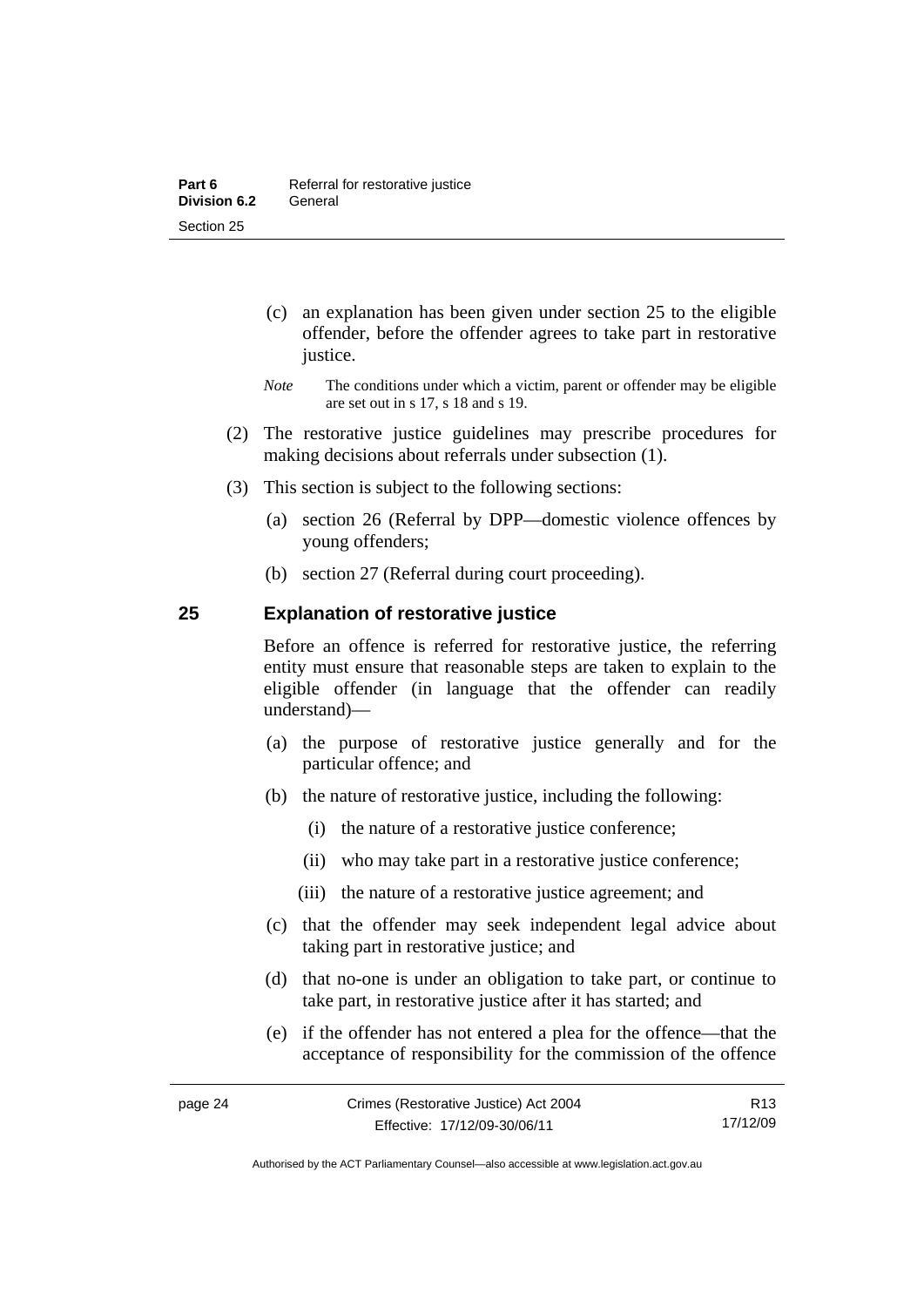(c) an explanation has been given under section 25 to the eligible offender, before the offender agrees to take part in restorative justice.

*Note* The conditions under which a victim, parent or offender may be eligible are set out in s 17, s 18 and s 19.

(2) The restorative justice guidelines may prescribe procedures for making decisions about referrals under subsection (1).

(3) This section is subject to the following sections:

(a) section 26 (Referral by DPP—domestic violence offences by young offenders;

(b) section 27 (Referral during court proceeding).

### 25 Explanation of restorative justice

Before an offence is referred for restorative justice, the referring entity must ensure that reasonable steps are taken to explain to the eligible offender (in language that the offender can readily understand)—

(a) the purpose of restorative justice generally and for the particular offence; and

(b) the nature of restorative justice, including the following:

(i) the nature of a restorative justice conference;

(ii) who may take part in a restorative justice conference;

(iii) the nature of a restorative justice agreement; and

(c) that the offender may seek independent legal advice about taking part in restorative justice; and

(d) that no-one is under an obligation to take part, or continue to take part, in restorative justice after it has started; and

(e) if the offender has not entered a plea for the offence—that the acceptance of responsibility for the commission of the offence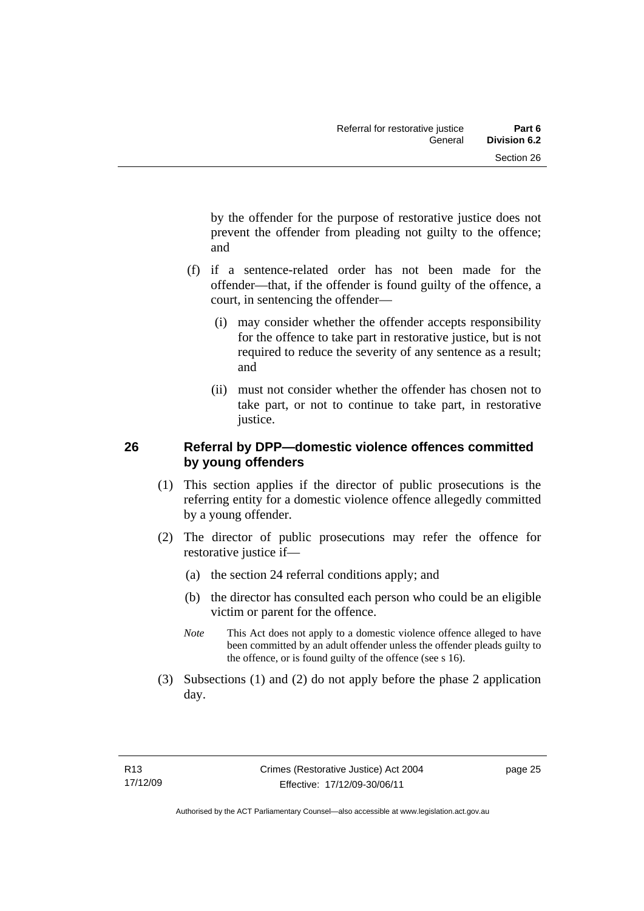by the offender for the purpose of restorative justice does not prevent the offender from pleading not guilty to the offence; and

(f) if a sentence-related order has not been made for the offender—that, if the offender is found guilty of the offence, a court, in sentencing the offender—

(i) may consider whether the offender accepts responsibility for the offence to take part in restorative justice, but is not required to reduce the severity of any sentence as a result; and

(ii) must not consider whether the offender has chosen not to take part, or not to continue to take part, in restorative justice.

## 26 Referral by DPP—domestic violence offences committed by young offenders

(1) This section applies if the director of public prosecutions is the referring entity for a domestic violence offence allegedly committed by a young offender.

(2) The director of public prosecutions may refer the offence for restorative justice if—

(a) the section 24 referral conditions apply; and

(b) the director has consulted each person who could be an eligible victim or parent for the offence.

*Note* This Act does not apply to a domestic violence offence alleged to have been committed by an adult offender unless the offender pleads guilty to the offence, or is found guilty of the offence (see s 16).

(3) Subsections (1) and (2) do not apply before the phase 2 application day.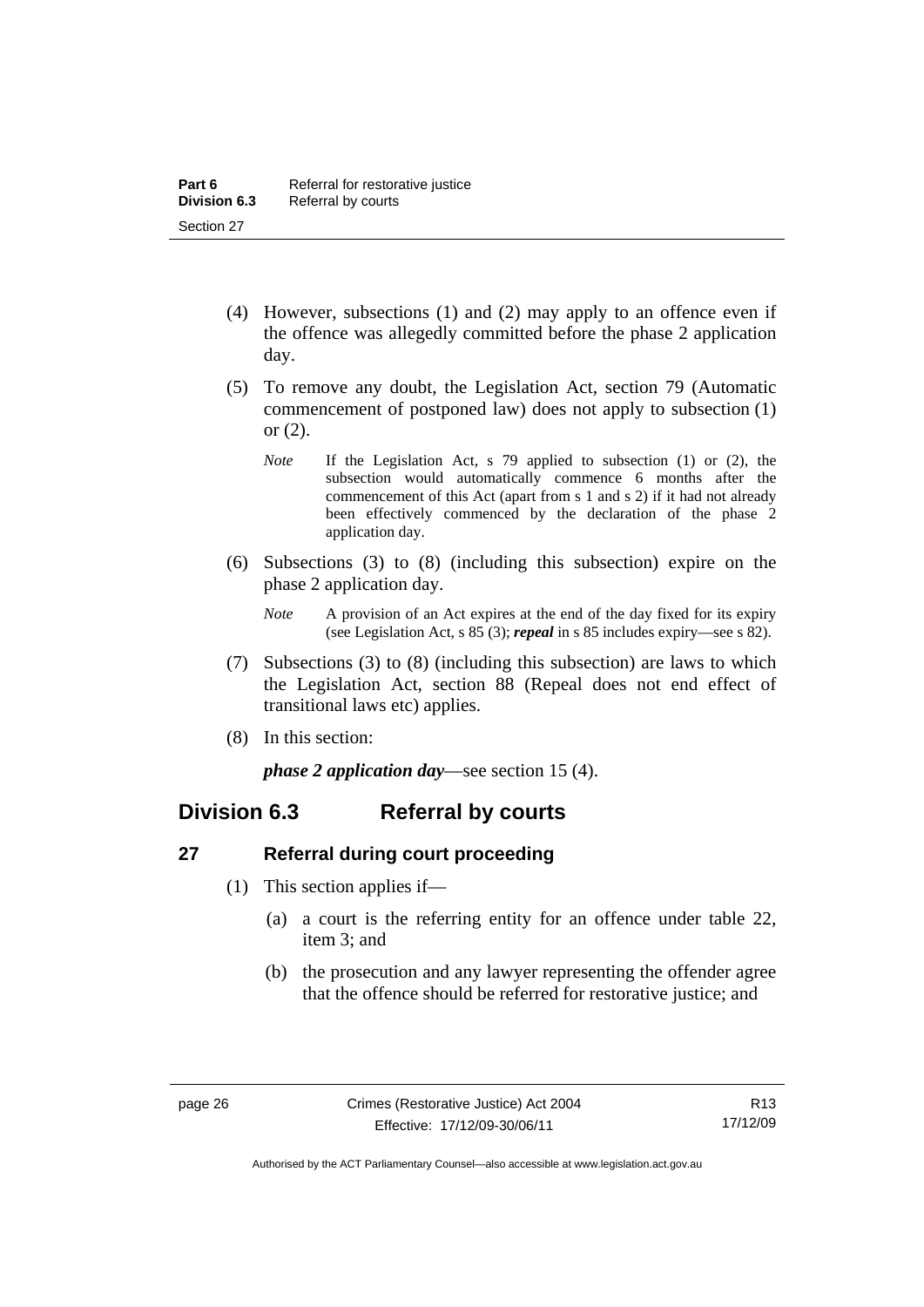(4) However, subsections (1) and (2) may apply to an offence even if the offence was allegedly committed before the phase 2 application day.

(5) To remove any doubt, the Legislation Act, section 79 (Automatic commencement of postponed law) does not apply to subsection (1) or (2).

*Note* If the Legislation Act, s 79 applied to subsection (1) or (2), the subsection would automatically commence 6 months after the commencement of this Act (apart from s 1 and s 2) if it had not already been effectively commenced by the declaration of the phase 2 application day.

(6) Subsections (3) to (8) (including this subsection) expire on the phase 2 application day.

*Note* A provision of an Act expires at the end of the day fixed for its expiry (see Legislation Act, s 85 (3); ***repeal*** in s 85 includes expiry—see s 82).

(7) Subsections (3) to (8) (including this subsection) are laws to which the Legislation Act, section 88 (Repeal does not end effect of transitional laws etc) applies.

(8) In this section:

***phase 2 application day***—see section 15 (4).

## Division 6.3 Referral by courts

### 27 Referral during court proceeding

(1) This section applies if—

(a) a court is the referring entity for an offence under table 22, item 3; and

(b) the prosecution and any lawyer representing the offender agree that the offence should be referred for restorative justice; and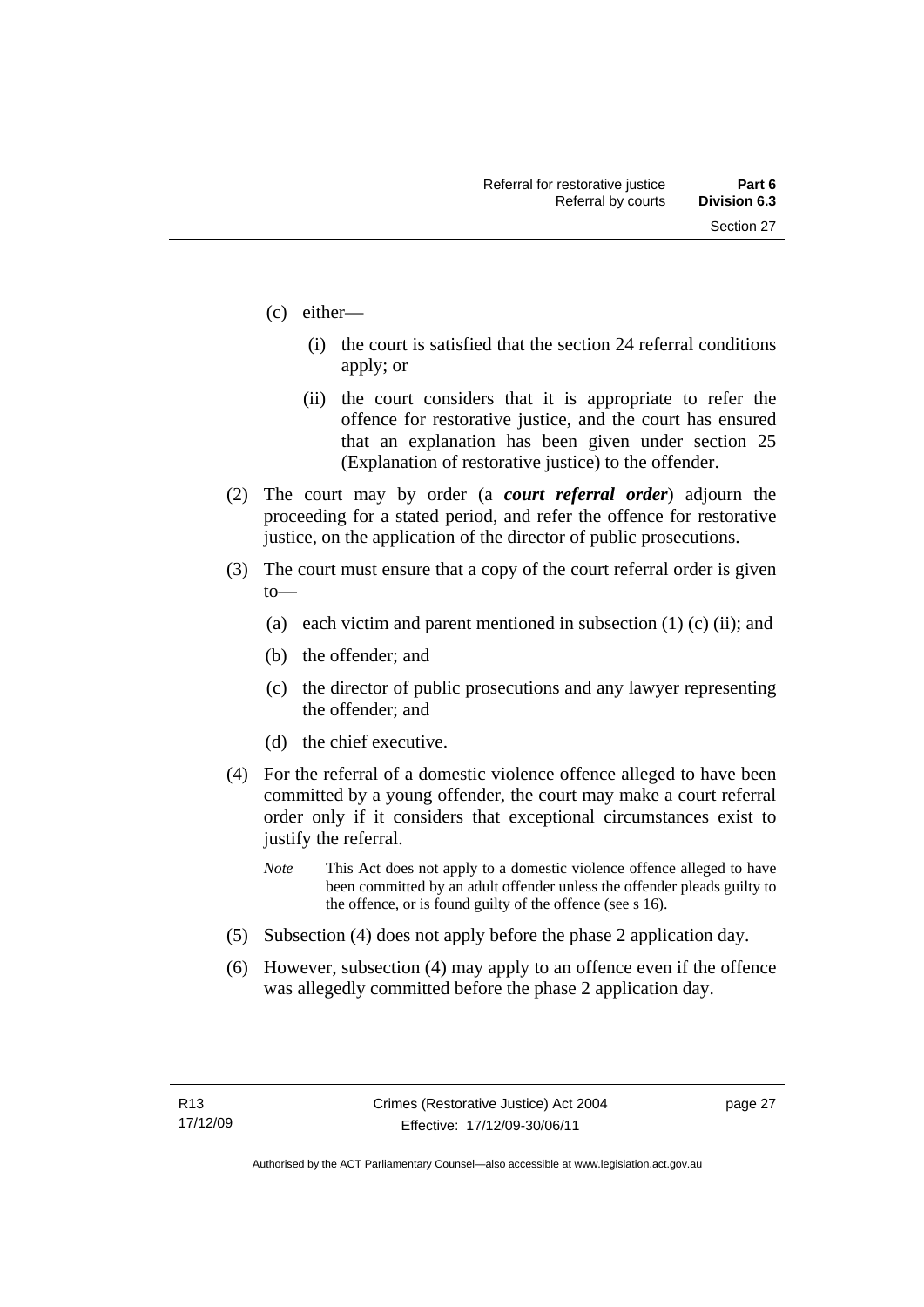(c) either—

(i) the court is satisfied that the section 24 referral conditions apply; or

(ii) the court considers that it is appropriate to refer the offence for restorative justice, and the court has ensured that an explanation has been given under section 25 (Explanation of restorative justice) to the offender.

(2) The court may by order (a ***court referral order***) adjourn the proceeding for a stated period, and refer the offence for restorative justice, on the application of the director of public prosecutions.

(3) The court must ensure that a copy of the court referral order is given to—

(a) each victim and parent mentioned in subsection (1) (c) (ii); and

(b) the offender; and

(c) the director of public prosecutions and any lawyer representing the offender; and

(d) the chief executive.

(4) For the referral of a domestic violence offence alleged to have been committed by a young offender, the court may make a court referral order only if it considers that exceptional circumstances exist to justify the referral.

*Note* This Act does not apply to a domestic violence offence alleged to have been committed by an adult offender unless the offender pleads guilty to the offence, or is found guilty of the offence (see s 16).

(5) Subsection (4) does not apply before the phase 2 application day.

(6) However, subsection (4) may apply to an offence even if the offence was allegedly committed before the phase 2 application day.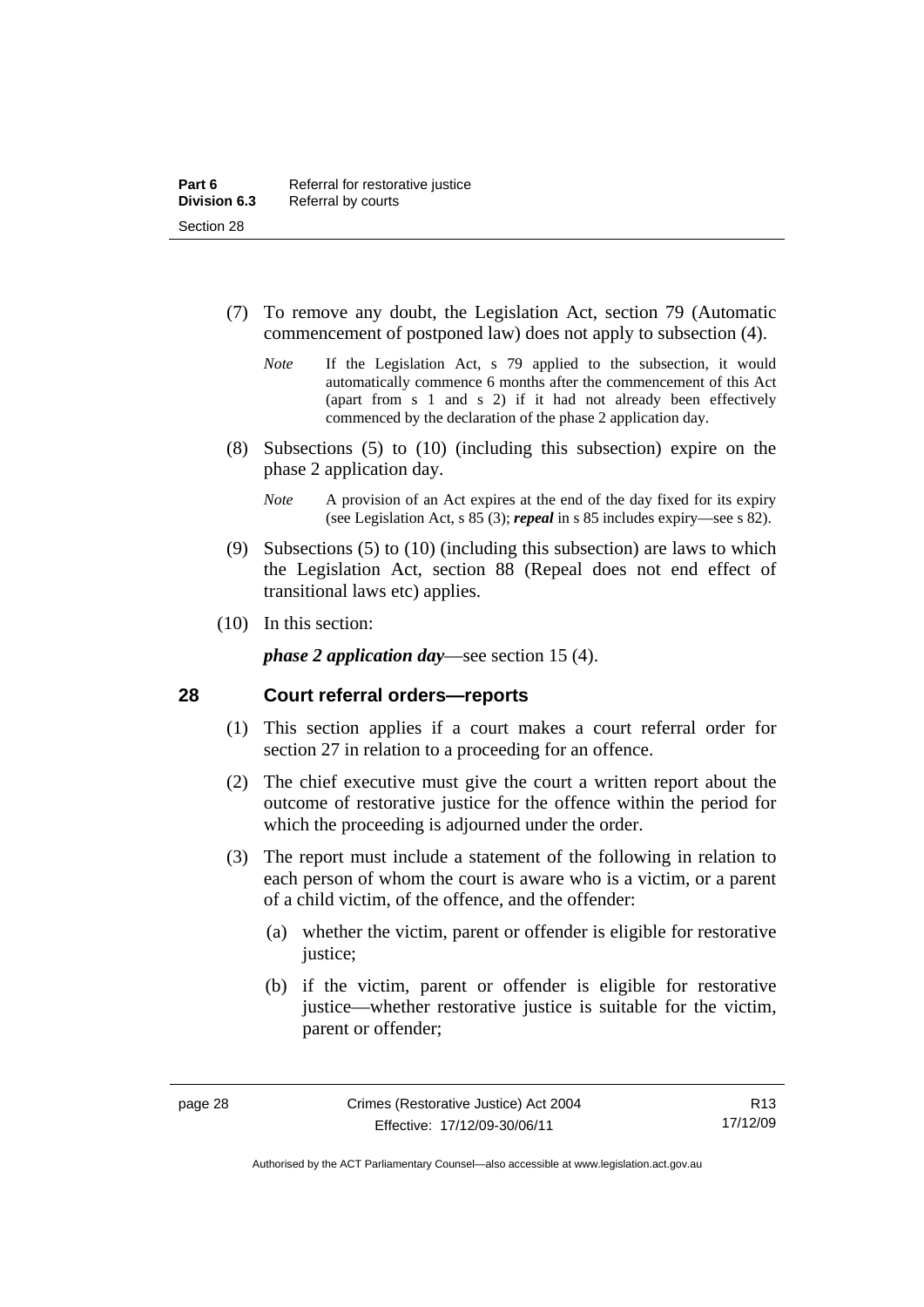(7) To remove any doubt, the Legislation Act, section 79 (Automatic commencement of postponed law) does not apply to subsection (4).

*Note* If the Legislation Act, s 79 applied to the subsection, it would automatically commence 6 months after the commencement of this Act (apart from s 1 and s 2) if it had not already been effectively commenced by the declaration of the phase 2 application day.

(8) Subsections (5) to (10) (including this subsection) expire on the phase 2 application day.

*Note* A provision of an Act expires at the end of the day fixed for its expiry (see Legislation Act, s 85 (3); ***repeal*** in s 85 includes expiry—see s 82).

(9) Subsections (5) to (10) (including this subsection) are laws to which the Legislation Act, section 88 (Repeal does not end effect of transitional laws etc) applies.

(10) In this section:

***phase 2 application day***—see section 15 (4).

## 28 Court referral orders—reports

(1) This section applies if a court makes a court referral order for section 27 in relation to a proceeding for an offence.

(2) The chief executive must give the court a written report about the outcome of restorative justice for the offence within the period for which the proceeding is adjourned under the order.

(3) The report must include a statement of the following in relation to each person of whom the court is aware who is a victim, or a parent of a child victim, of the offence, and the offender:

(a) whether the victim, parent or offender is eligible for restorative justice;

(b) if the victim, parent or offender is eligible for restorative justice—whether restorative justice is suitable for the victim, parent or offender;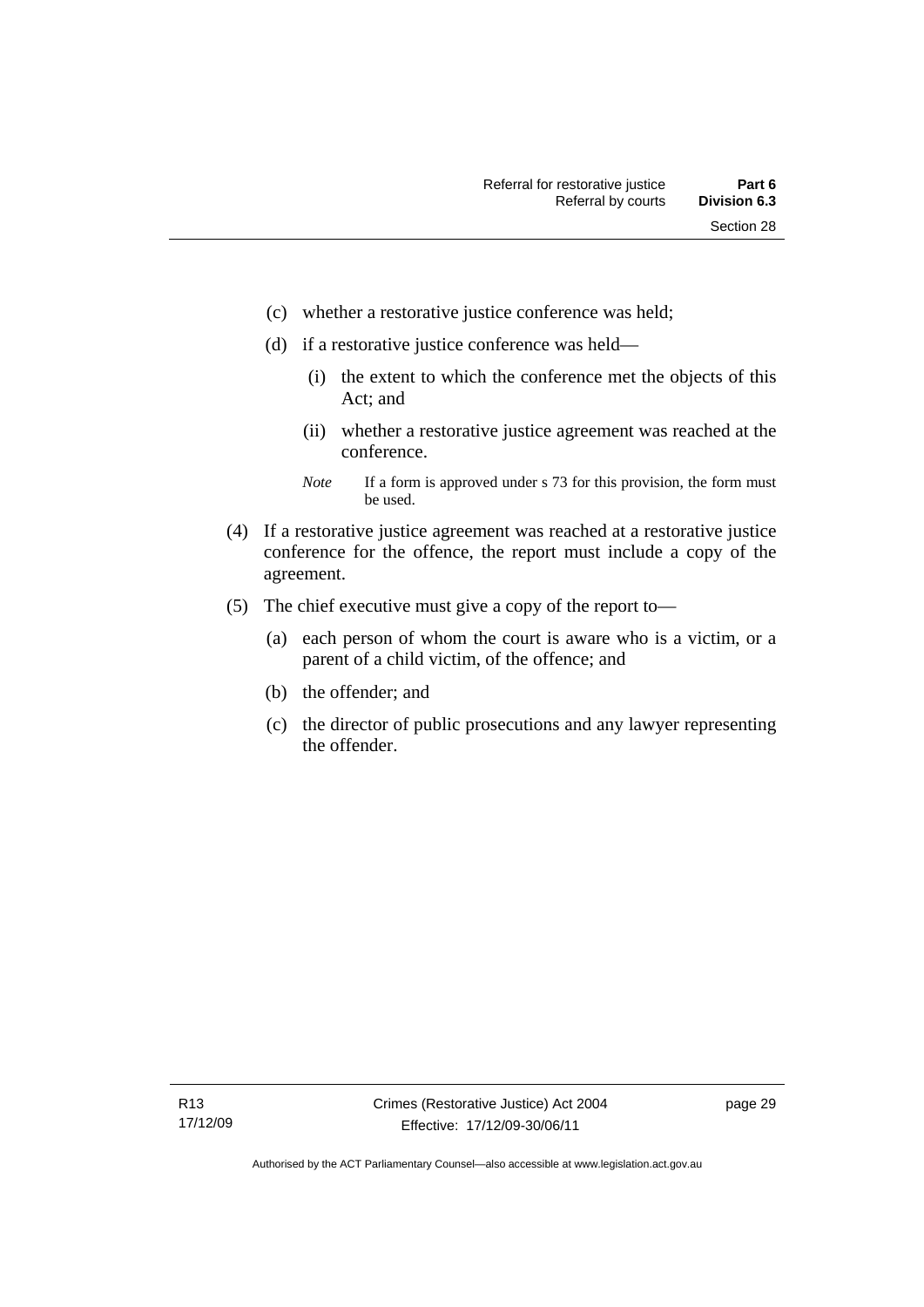(c) whether a restorative justice conference was held;

(d) if a restorative justice conference was held—

   (i) the extent to which the conference met the objects of this Act; and

   (ii) whether a restorative justice agreement was reached at the conference.

*Note* If a form is approved under s 73 for this provision, the form must be used.

(4) If a restorative justice agreement was reached at a restorative justice conference for the offence, the report must include a copy of the agreement.

(5) The chief executive must give a copy of the report to—

(a) each person of whom the court is aware who is a victim, or a parent of a child victim, of the offence; and

(b) the offender; and

(c) the director of public prosecutions and any lawyer representing the offender.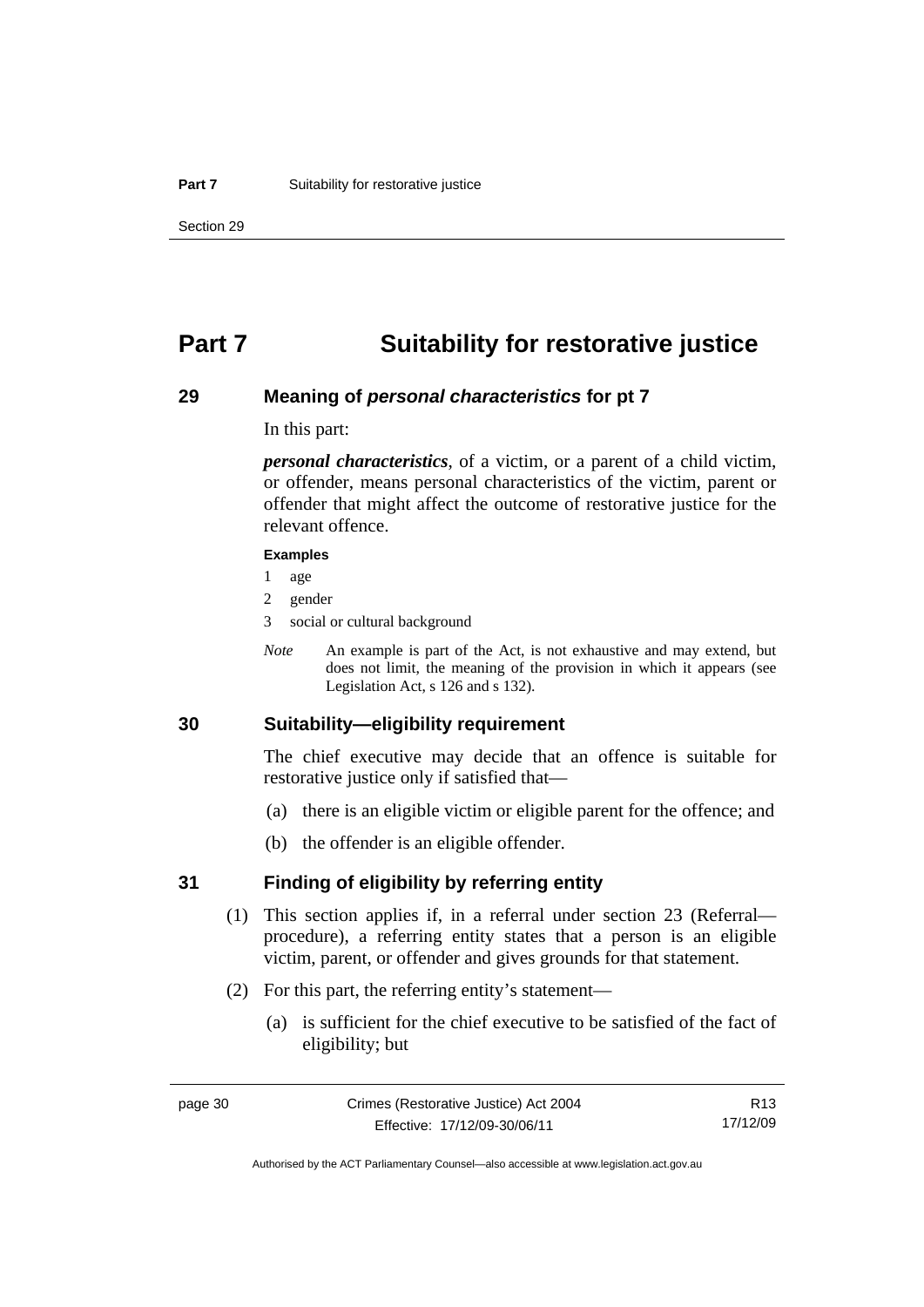# Part 7 Suitability for restorative justice

## 29 Meaning of *personal characteristics* for pt 7

In this part:

***personal characteristics***, of a victim, or a parent of a child victim, or offender, means personal characteristics of the victim, parent or offender that might affect the outcome of restorative justice for the relevant offence.

**Examples**

1 age

2 gender

3 social or cultural background

*Note* An example is part of the Act, is not exhaustive and may extend, but does not limit, the meaning of the provision in which it appears (see Legislation Act, s 126 and s 132).

## 30 Suitability—eligibility requirement

The chief executive may decide that an offence is suitable for restorative justice only if satisfied that—

(a) there is an eligible victim or eligible parent for the offence; and

(b) the offender is an eligible offender.

## 31 Finding of eligibility by referring entity

(1) This section applies if, in a referral under section 23 (Referral—procedure), a referring entity states that a person is an eligible victim, parent, or offender and gives grounds for that statement.

(2) For this part, the referring entity's statement—

(a) is sufficient for the chief executive to be satisfied of the fact of eligibility; but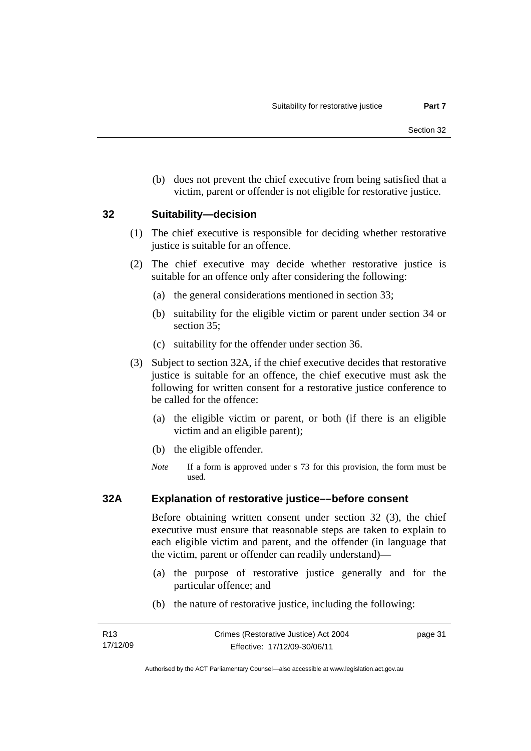(b) does not prevent the chief executive from being satisfied that a victim, parent or offender is not eligible for restorative justice.

## 32 Suitability—decision

(1) The chief executive is responsible for deciding whether restorative justice is suitable for an offence.

(2) The chief executive may decide whether restorative justice is suitable for an offence only after considering the following:

(a) the general considerations mentioned in section 33;

(b) suitability for the eligible victim or parent under section 34 or section 35;

(c) suitability for the offender under section 36.

(3) Subject to section 32A, if the chief executive decides that restorative justice is suitable for an offence, the chief executive must ask the following for written consent for a restorative justice conference to be called for the offence:

(a) the eligible victim or parent, or both (if there is an eligible victim and an eligible parent);

(b) the eligible offender.

*Note* If a form is approved under s 73 for this provision, the form must be used.

## 32A Explanation of restorative justice––before consent

Before obtaining written consent under section 32 (3), the chief executive must ensure that reasonable steps are taken to explain to each eligible victim and parent, and the offender (in language that the victim, parent or offender can readily understand)—

(a) the purpose of restorative justice generally and for the particular offence; and

(b) the nature of restorative justice, including the following: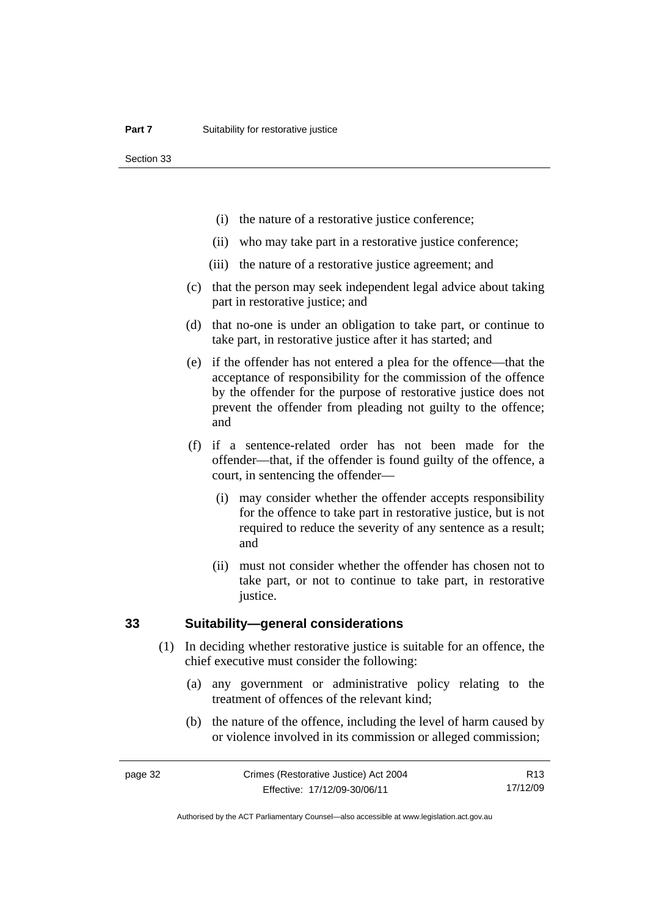- (i) the nature of a restorative justice conference;
- (ii) who may take part in a restorative justice conference;
- (iii) the nature of a restorative justice agreement; and

(c) that the person may seek independent legal advice about taking part in restorative justice; and

(d) that no-one is under an obligation to take part, or continue to take part, in restorative justice after it has started; and

(e) if the offender has not entered a plea for the offence—that the acceptance of responsibility for the commission of the offence by the offender for the purpose of restorative justice does not prevent the offender from pleading not guilty to the offence; and

(f) if a sentence-related order has not been made for the offender—that, if the offender is found guilty of the offence, a court, in sentencing the offender—

- (i) may consider whether the offender accepts responsibility for the offence to take part in restorative justice, but is not required to reduce the severity of any sentence as a result; and
- (ii) must not consider whether the offender has chosen not to take part, or not to continue to take part, in restorative justice.

## 33 Suitability—general considerations

(1) In deciding whether restorative justice is suitable for an offence, the chief executive must consider the following:

(a) any government or administrative policy relating to the treatment of offences of the relevant kind;

(b) the nature of the offence, including the level of harm caused by or violence involved in its commission or alleged commission;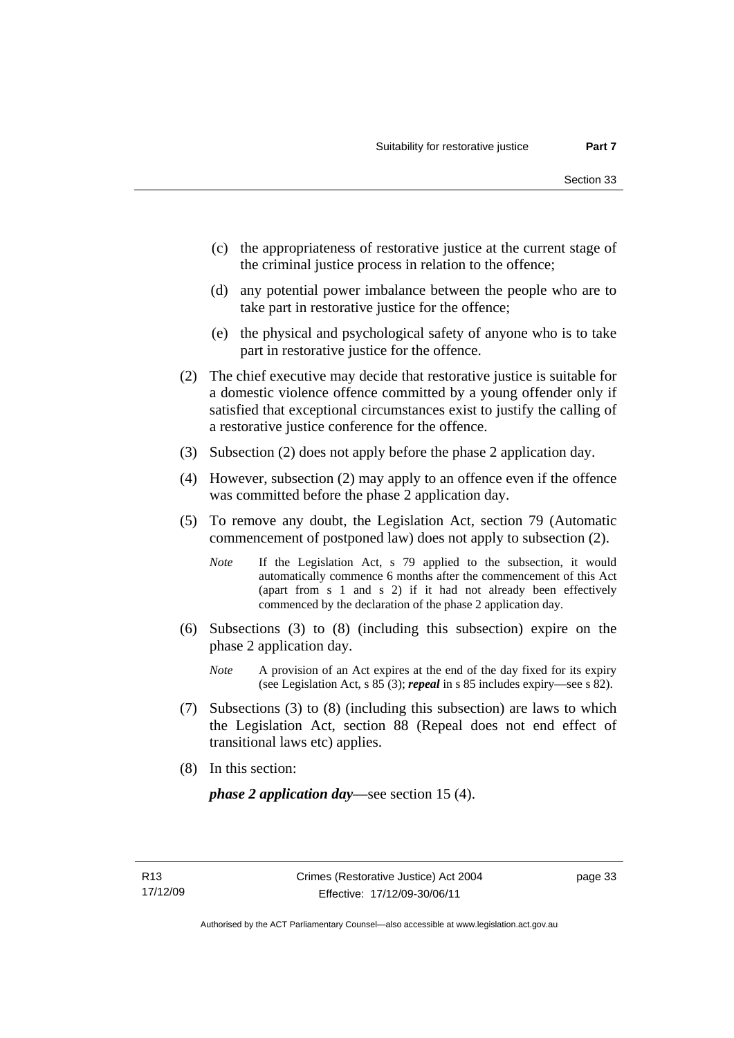(c) the appropriateness of restorative justice at the current stage of the criminal justice process in relation to the offence;

(d) any potential power imbalance between the people who are to take part in restorative justice for the offence;

(e) the physical and psychological safety of anyone who is to take part in restorative justice for the offence.

(2) The chief executive may decide that restorative justice is suitable for a domestic violence offence committed by a young offender only if satisfied that exceptional circumstances exist to justify the calling of a restorative justice conference for the offence.

(3) Subsection (2) does not apply before the phase 2 application day.

(4) However, subsection (2) may apply to an offence even if the offence was committed before the phase 2 application day.

(5) To remove any doubt, the Legislation Act, section 79 (Automatic commencement of postponed law) does not apply to subsection (2).

*Note* If the Legislation Act, s 79 applied to the subsection, it would automatically commence 6 months after the commencement of this Act (apart from s 1 and s 2) if it had not already been effectively commenced by the declaration of the phase 2 application day.

(6) Subsections (3) to (8) (including this subsection) expire on the phase 2 application day.

*Note* A provision of an Act expires at the end of the day fixed for its expiry (see Legislation Act, s 85 (3); ***repeal*** in s 85 includes expiry—see s 82).

(7) Subsections (3) to (8) (including this subsection) are laws to which the Legislation Act, section 88 (Repeal does not end effect of transitional laws etc) applies.

(8) In this section:

***phase 2 application day***—see section 15 (4).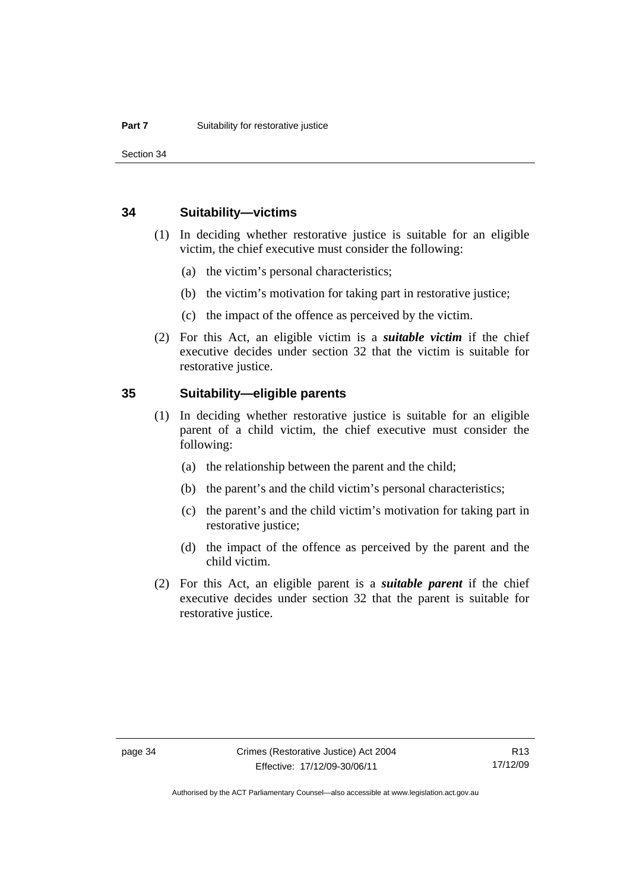## 34 Suitability—victims

(1) In deciding whether restorative justice is suitable for an eligible victim, the chief executive must consider the following:

(a) the victim's personal characteristics;

(b) the victim's motivation for taking part in restorative justice;

(c) the impact of the offence as perceived by the victim.

(2) For this Act, an eligible victim is a ***suitable victim*** if the chief executive decides under section 32 that the victim is suitable for restorative justice.

## 35 Suitability—eligible parents

(1) In deciding whether restorative justice is suitable for an eligible parent of a child victim, the chief executive must consider the following:

(a) the relationship between the parent and the child;

(b) the parent's and the child victim's personal characteristics;

(c) the parent's and the child victim's motivation for taking part in restorative justice;

(d) the impact of the offence as perceived by the parent and the child victim.

(2) For this Act, an eligible parent is a ***suitable parent*** if the chief executive decides under section 32 that the parent is suitable for restorative justice.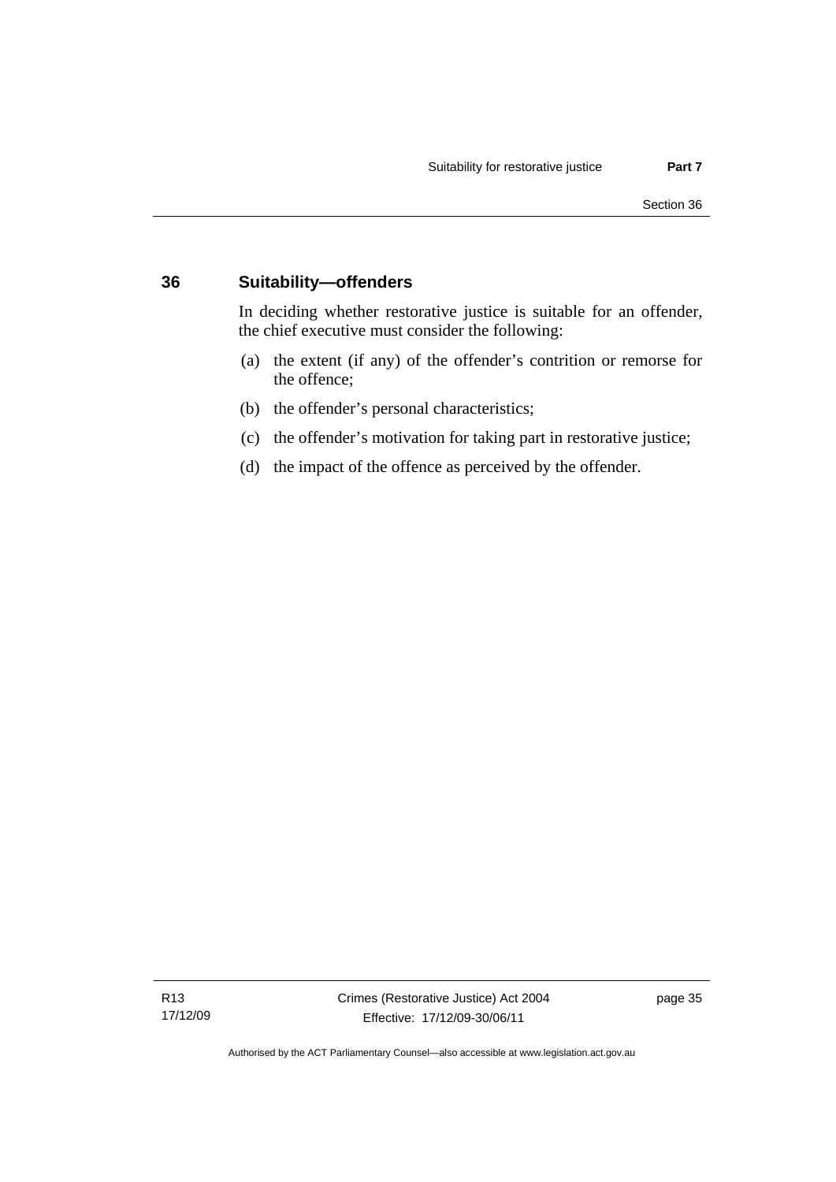## 36 Suitability—offenders

In deciding whether restorative justice is suitable for an offender, the chief executive must consider the following:

(a) the extent (if any) of the offender's contrition or remorse for the offence;

(b) the offender's personal characteristics;

(c) the offender's motivation for taking part in restorative justice;

(d) the impact of the offence as perceived by the offender.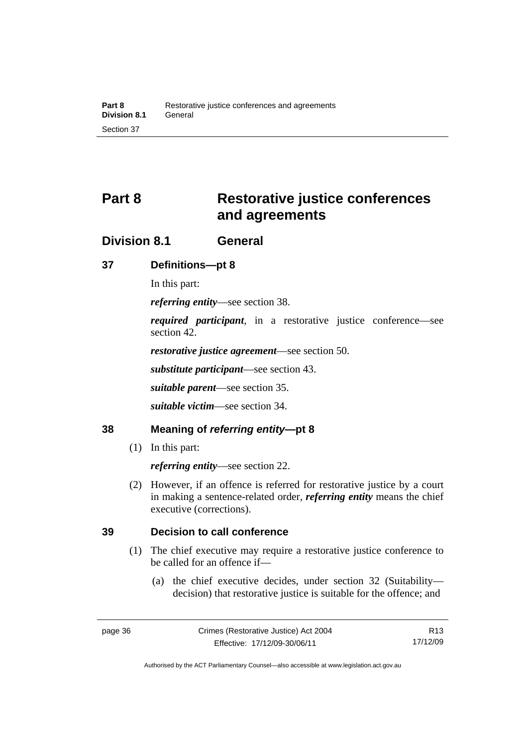# Part 8 Restorative justice conferences and agreements

## Division 8.1 General

### 37 Definitions—pt 8

In this part:

***referring entity***—see section 38.

***required participant***, in a restorative justice conference—see section 42.

***restorative justice agreement***—see section 50.

***substitute participant***—see section 43.

***suitable parent***—see section 35.

***suitable victim***—see section 34.

### 38 Meaning of *referring entity*—pt 8

(1) In this part:

***referring entity***—see section 22.

(2) However, if an offence is referred for restorative justice by a court in making a sentence-related order, ***referring entity*** means the chief executive (corrections).

### 39 Decision to call conference

(1) The chief executive may require a restorative justice conference to be called for an offence if—

(a) the chief executive decides, under section 32 (Suitability—decision) that restorative justice is suitable for the offence; and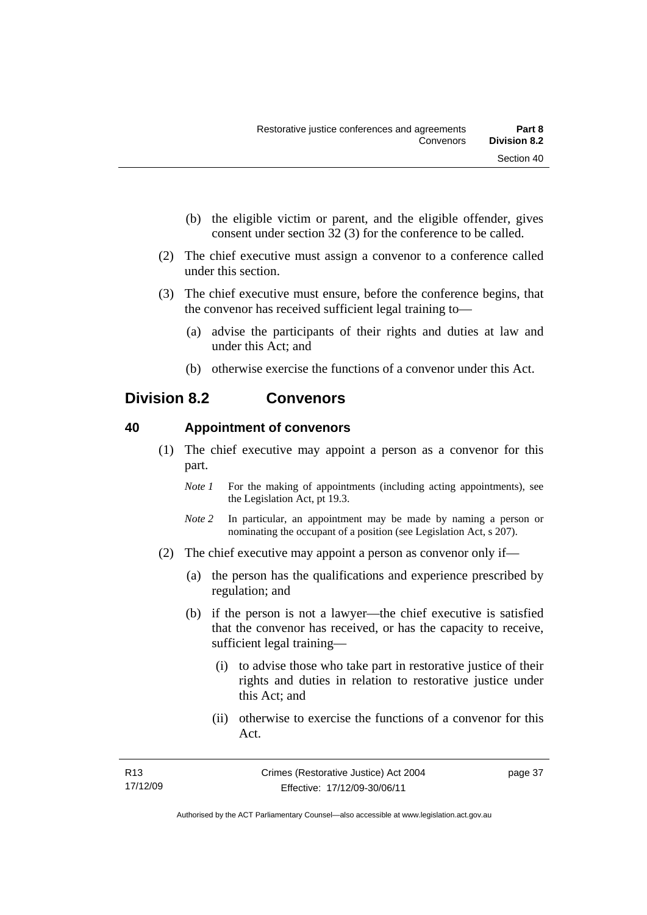(b) the eligible victim or parent, and the eligible offender, gives consent under section 32 (3) for the conference to be called.

(2) The chief executive must assign a convenor to a conference called under this section.

(3) The chief executive must ensure, before the conference begins, that the convenor has received sufficient legal training to—

(a) advise the participants of their rights and duties at law and under this Act; and

(b) otherwise exercise the functions of a convenor under this Act.

## Division 8.2 Convenors

### 40 Appointment of convenors

(1) The chief executive may appoint a person as a convenor for this part.

*Note 1* For the making of appointments (including acting appointments), see the Legislation Act, pt 19.3.

*Note 2* In particular, an appointment may be made by naming a person or nominating the occupant of a position (see Legislation Act, s 207).

(2) The chief executive may appoint a person as convenor only if—

(a) the person has the qualifications and experience prescribed by regulation; and

(b) if the person is not a lawyer—the chief executive is satisfied that the convenor has received, or has the capacity to receive, sufficient legal training—

(i) to advise those who take part in restorative justice of their rights and duties in relation to restorative justice under this Act; and

(ii) otherwise to exercise the functions of a convenor for this Act.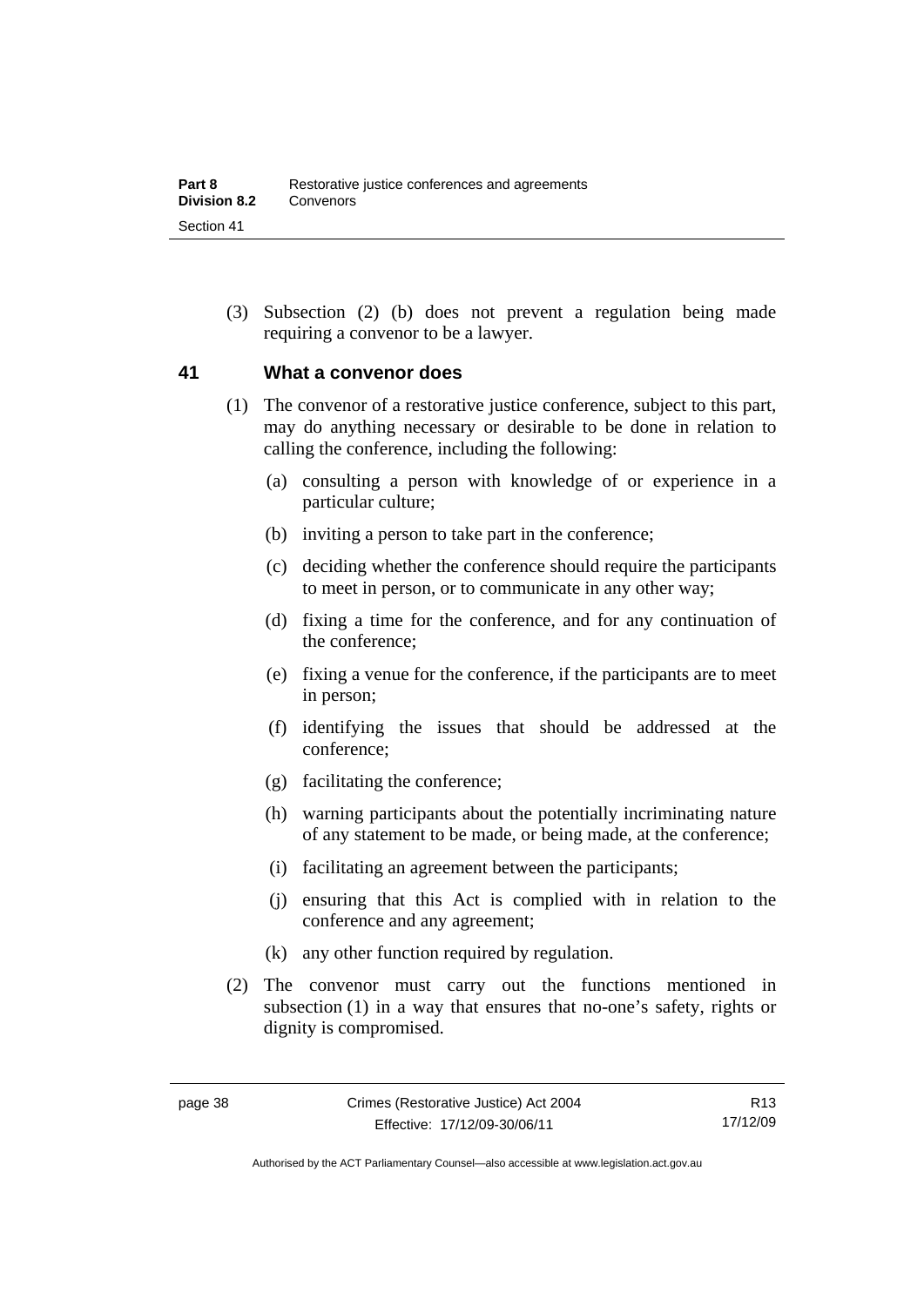(3) Subsection (2) (b) does not prevent a regulation being made requiring a convenor to be a lawyer.

## 41 What a convenor does

(1) The convenor of a restorative justice conference, subject to this part, may do anything necessary or desirable to be done in relation to calling the conference, including the following:

(a) consulting a person with knowledge of or experience in a particular culture;

(b) inviting a person to take part in the conference;

(c) deciding whether the conference should require the participants to meet in person, or to communicate in any other way;

(d) fixing a time for the conference, and for any continuation of the conference;

(e) fixing a venue for the conference, if the participants are to meet in person;

(f) identifying the issues that should be addressed at the conference;

(g) facilitating the conference;

(h) warning participants about the potentially incriminating nature of any statement to be made, or being made, at the conference;

(i) facilitating an agreement between the participants;

(j) ensuring that this Act is complied with in relation to the conference and any agreement;

(k) any other function required by regulation.

(2) The convenor must carry out the functions mentioned in subsection (1) in a way that ensures that no-one's safety, rights or dignity is compromised.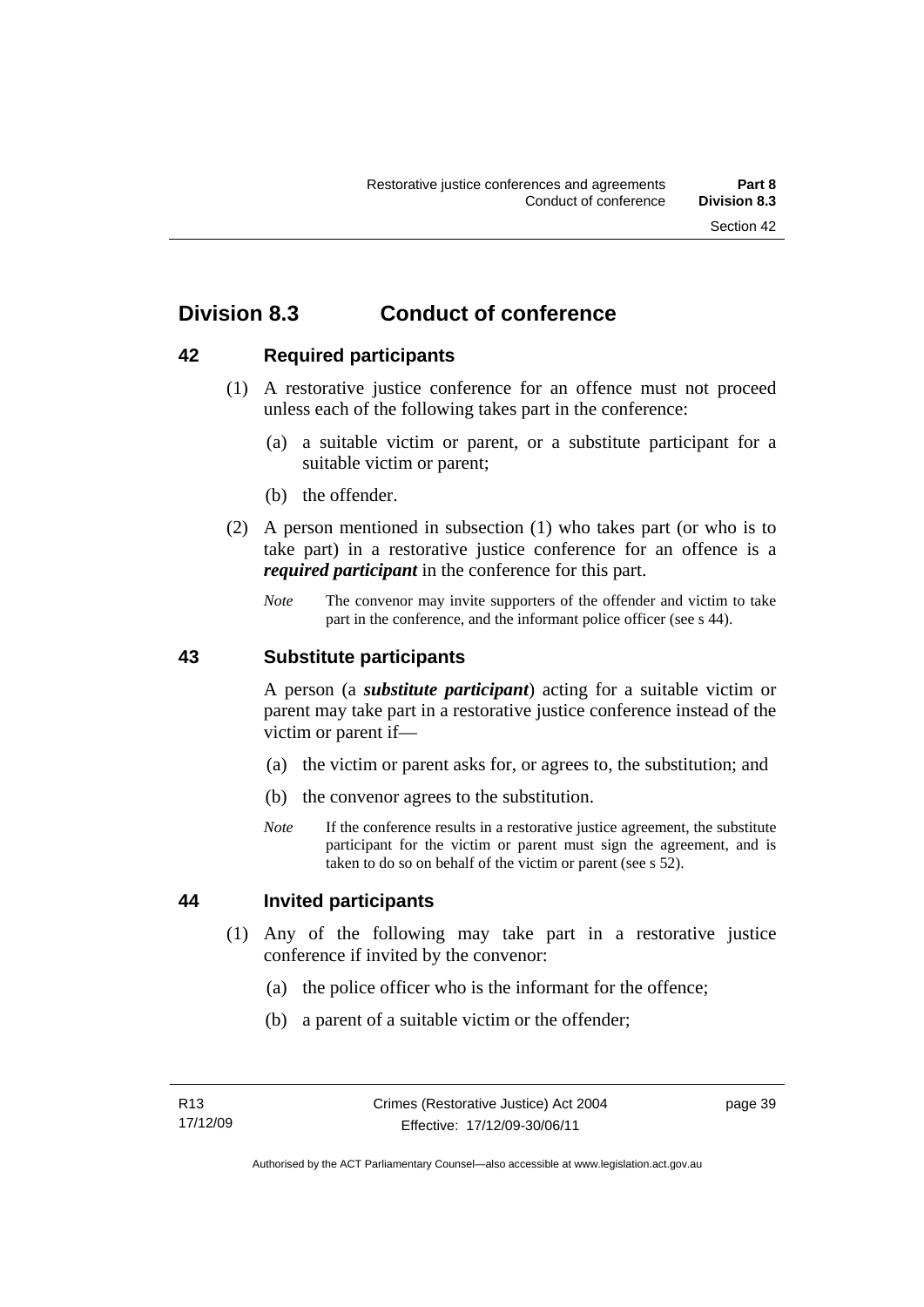## Division 8.3 Conduct of conference

### 42 Required participants

(1) A restorative justice conference for an offence must not proceed unless each of the following takes part in the conference:

(a) a suitable victim or parent, or a substitute participant for a suitable victim or parent;

(b) the offender.

(2) A person mentioned in subsection (1) who takes part (or who is to take part) in a restorative justice conference for an offence is a ***required participant*** in the conference for this part.

*Note* The convenor may invite supporters of the offender and victim to take part in the conference, and the informant police officer (see s 44).

### 43 Substitute participants

A person (a ***substitute participant***) acting for a suitable victim or parent may take part in a restorative justice conference instead of the victim or parent if—

(a) the victim or parent asks for, or agrees to, the substitution; and

(b) the convenor agrees to the substitution.

*Note* If the conference results in a restorative justice agreement, the substitute participant for the victim or parent must sign the agreement, and is taken to do so on behalf of the victim or parent (see s 52).

### 44 Invited participants

(1) Any of the following may take part in a restorative justice conference if invited by the convenor:

(a) the police officer who is the informant for the offence;

(b) a parent of a suitable victim or the offender;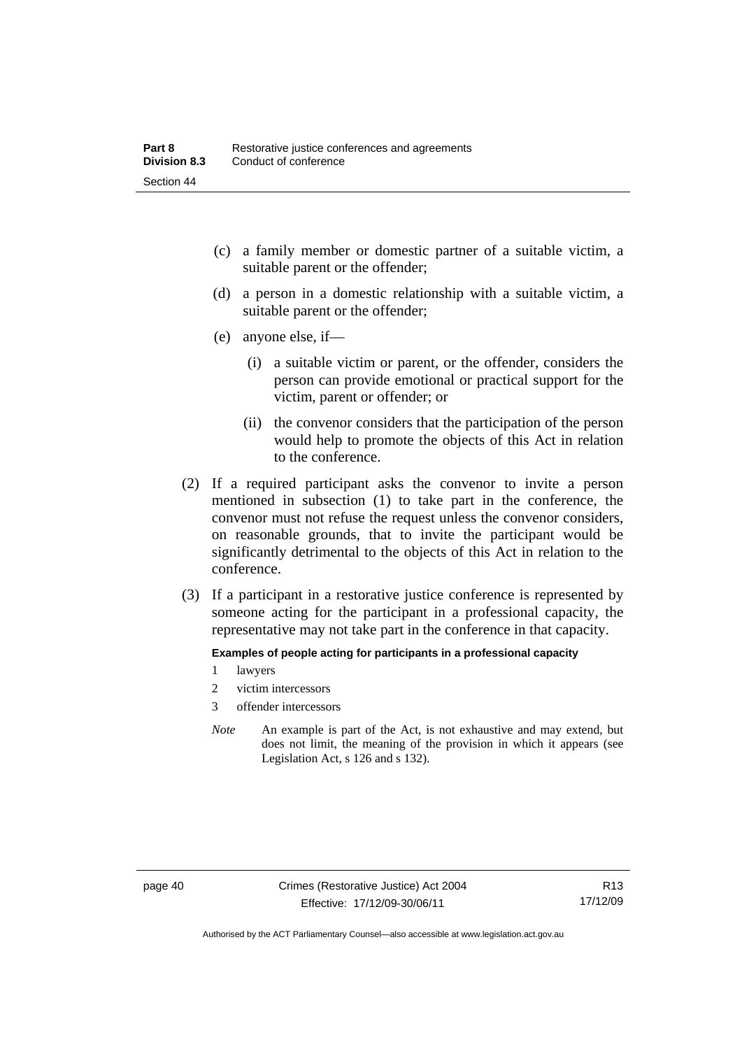(c) a family member or domestic partner of a suitable victim, a suitable parent or the offender;

(d) a person in a domestic relationship with a suitable victim, a suitable parent or the offender;

(e) anyone else, if—

(i) a suitable victim or parent, or the offender, considers the person can provide emotional or practical support for the victim, parent or offender; or

(ii) the convenor considers that the participation of the person would help to promote the objects of this Act in relation to the conference.

(2) If a required participant asks the convenor to invite a person mentioned in subsection (1) to take part in the conference, the convenor must not refuse the request unless the convenor considers, on reasonable grounds, that to invite the participant would be significantly detrimental to the objects of this Act in relation to the conference.

(3) If a participant in a restorative justice conference is represented by someone acting for the participant in a professional capacity, the representative may not take part in the conference in that capacity.

**Examples of people acting for participants in a professional capacity**

1 lawyers

2 victim intercessors

3 offender intercessors

*Note* An example is part of the Act, is not exhaustive and may extend, but does not limit, the meaning of the provision in which it appears (see Legislation Act, s 126 and s 132).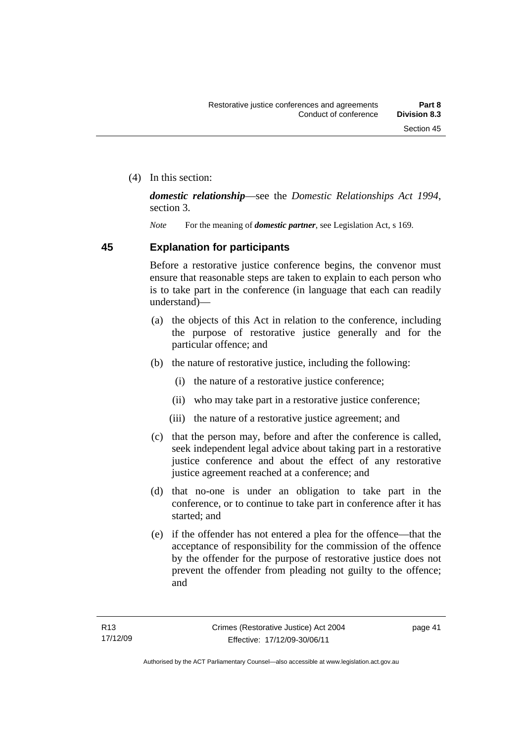(4) In this section:

***domestic relationship***—see the *Domestic Relationships Act 1994*, section 3.

*Note* For the meaning of ***domestic partner***, see Legislation Act, s 169.

## 45 Explanation for participants

Before a restorative justice conference begins, the convenor must ensure that reasonable steps are taken to explain to each person who is to take part in the conference (in language that each can readily understand)—

(a) the objects of this Act in relation to the conference, including the purpose of restorative justice generally and for the particular offence; and

(b) the nature of restorative justice, including the following:

  (i) the nature of a restorative justice conference;

  (ii) who may take part in a restorative justice conference;

  (iii) the nature of a restorative justice agreement; and

(c) that the person may, before and after the conference is called, seek independent legal advice about taking part in a restorative justice conference and about the effect of any restorative justice agreement reached at a conference; and

(d) that no-one is under an obligation to take part in the conference, or to continue to take part in conference after it has started; and

(e) if the offender has not entered a plea for the offence—that the acceptance of responsibility for the commission of the offence by the offender for the purpose of restorative justice does not prevent the offender from pleading not guilty to the offence; and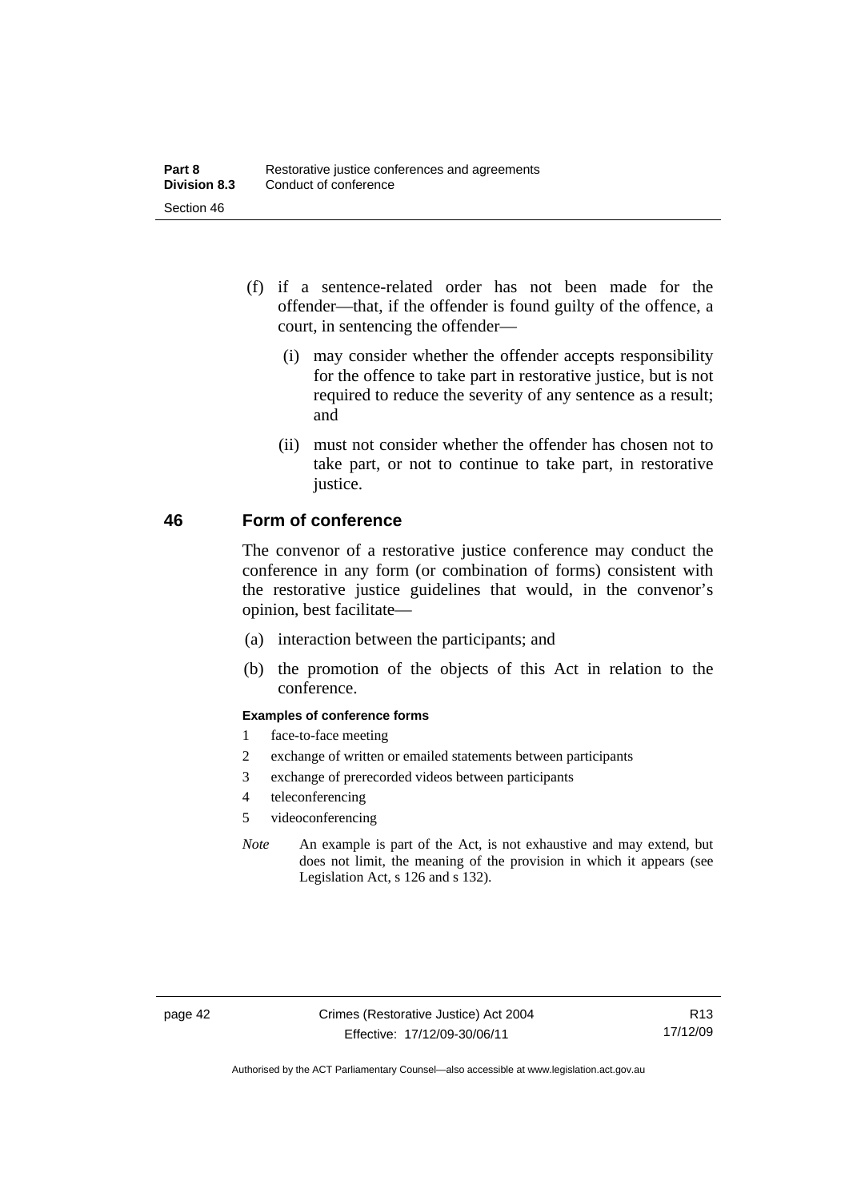(f) if a sentence-related order has not been made for the offender—that, if the offender is found guilty of the offence, a court, in sentencing the offender—

   (i) may consider whether the offender accepts responsibility for the offence to take part in restorative justice, but is not required to reduce the severity of any sentence as a result; and

   (ii) must not consider whether the offender has chosen not to take part, or not to continue to take part, in restorative justice.

## 46 Form of conference

The convenor of a restorative justice conference may conduct the conference in any form (or combination of forms) consistent with the restorative justice guidelines that would, in the convenor's opinion, best facilitate—

(a) interaction between the participants; and

(b) the promotion of the objects of this Act in relation to the conference.

**Examples of conference forms**

1 face-to-face meeting
2 exchange of written or emailed statements between participants
3 exchange of prerecorded videos between participants
4 teleconferencing
5 videoconferencing

*Note* An example is part of the Act, is not exhaustive and may extend, but does not limit, the meaning of the provision in which it appears (see Legislation Act, s 126 and s 132).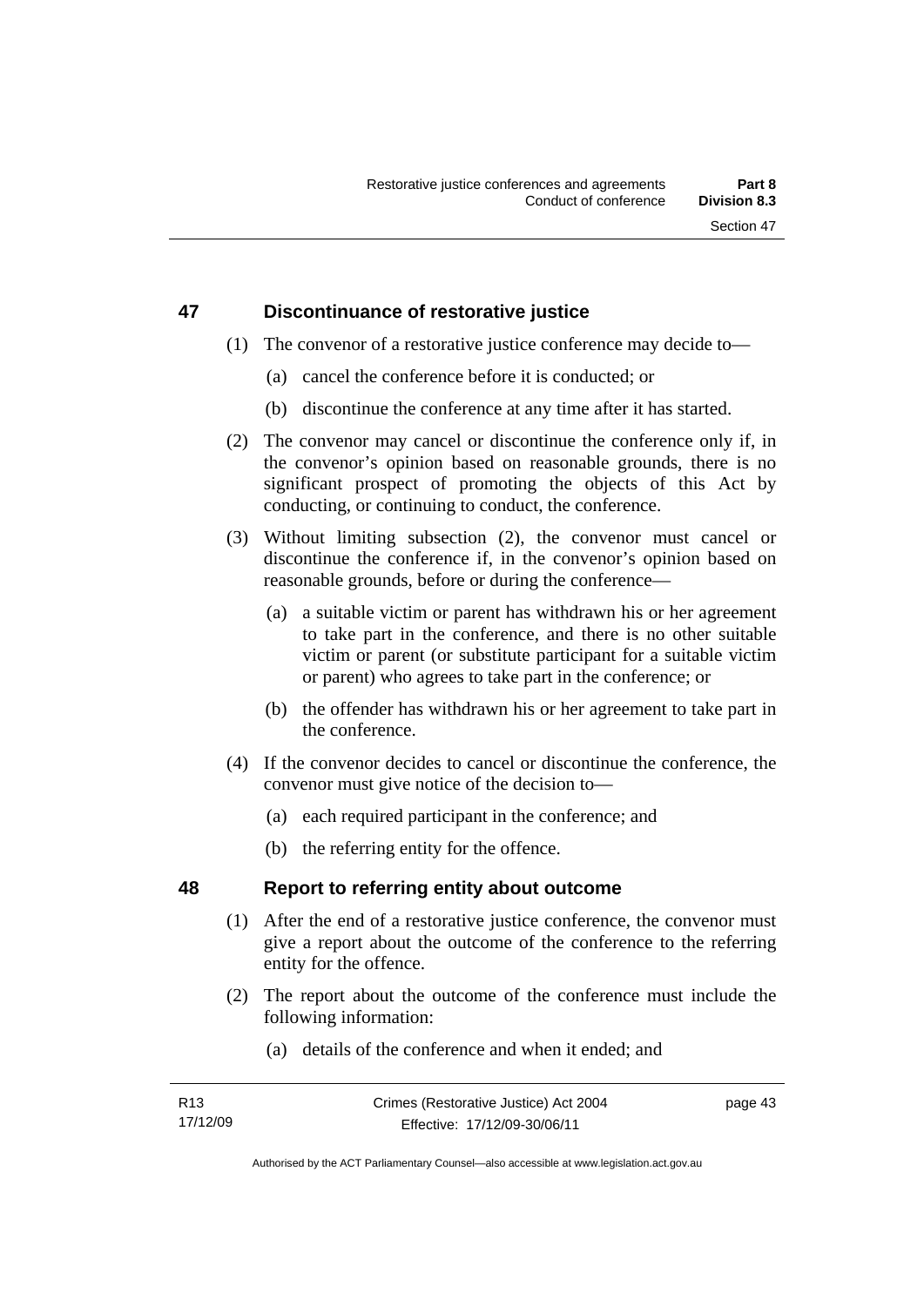## 47 Discontinuance of restorative justice

(1) The convenor of a restorative justice conference may decide to—

(a) cancel the conference before it is conducted; or

(b) discontinue the conference at any time after it has started.

(2) The convenor may cancel or discontinue the conference only if, in the convenor's opinion based on reasonable grounds, there is no significant prospect of promoting the objects of this Act by conducting, or continuing to conduct, the conference.

(3) Without limiting subsection (2), the convenor must cancel or discontinue the conference if, in the convenor's opinion based on reasonable grounds, before or during the conference—

(a) a suitable victim or parent has withdrawn his or her agreement to take part in the conference, and there is no other suitable victim or parent (or substitute participant for a suitable victim or parent) who agrees to take part in the conference; or

(b) the offender has withdrawn his or her agreement to take part in the conference.

(4) If the convenor decides to cancel or discontinue the conference, the convenor must give notice of the decision to—

(a) each required participant in the conference; and

(b) the referring entity for the offence.

## 48 Report to referring entity about outcome

(1) After the end of a restorative justice conference, the convenor must give a report about the outcome of the conference to the referring entity for the offence.

(2) The report about the outcome of the conference must include the following information:

(a) details of the conference and when it ended; and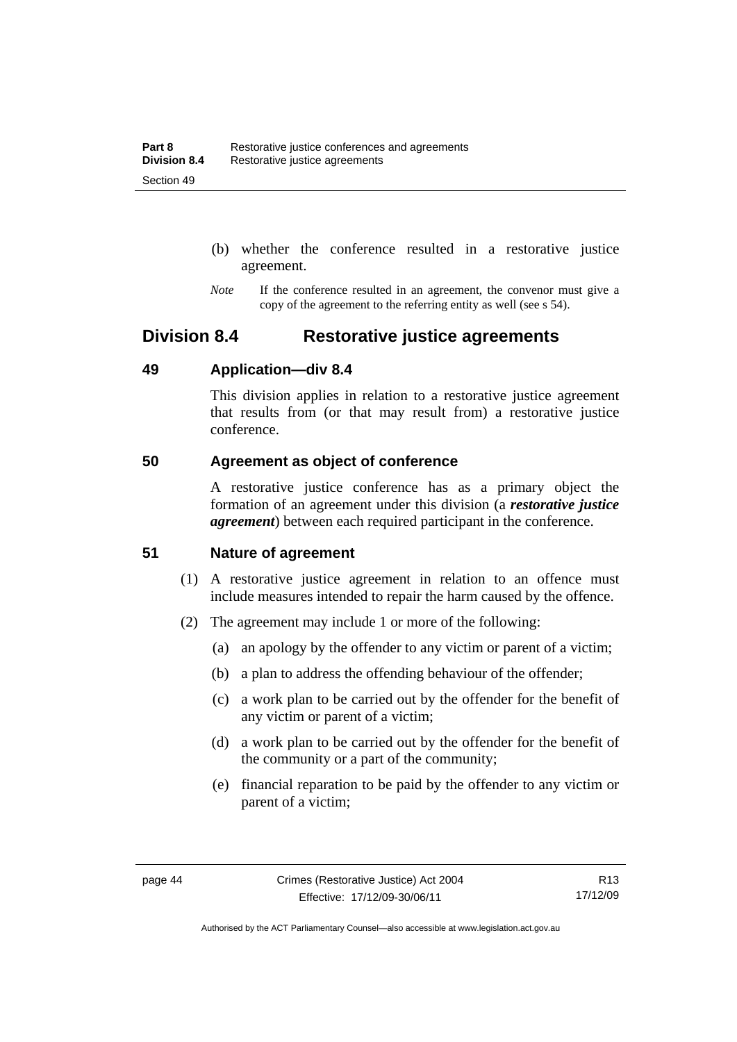(b) whether the conference resulted in a restorative justice agreement.

*Note* If the conference resulted in an agreement, the convenor must give a copy of the agreement to the referring entity as well (see s 54).

## Division 8.4 Restorative justice agreements

### 49 Application—div 8.4

This division applies in relation to a restorative justice agreement that results from (or that may result from) a restorative justice conference.

### 50 Agreement as object of conference

A restorative justice conference has as a primary object the formation of an agreement under this division (a ***restorative justice agreement***) between each required participant in the conference.

### 51 Nature of agreement

(1) A restorative justice agreement in relation to an offence must include measures intended to repair the harm caused by the offence.

(2) The agreement may include 1 or more of the following:

(a) an apology by the offender to any victim or parent of a victim;

(b) a plan to address the offending behaviour of the offender;

(c) a work plan to be carried out by the offender for the benefit of any victim or parent of a victim;

(d) a work plan to be carried out by the offender for the benefit of the community or a part of the community;

(e) financial reparation to be paid by the offender to any victim or parent of a victim;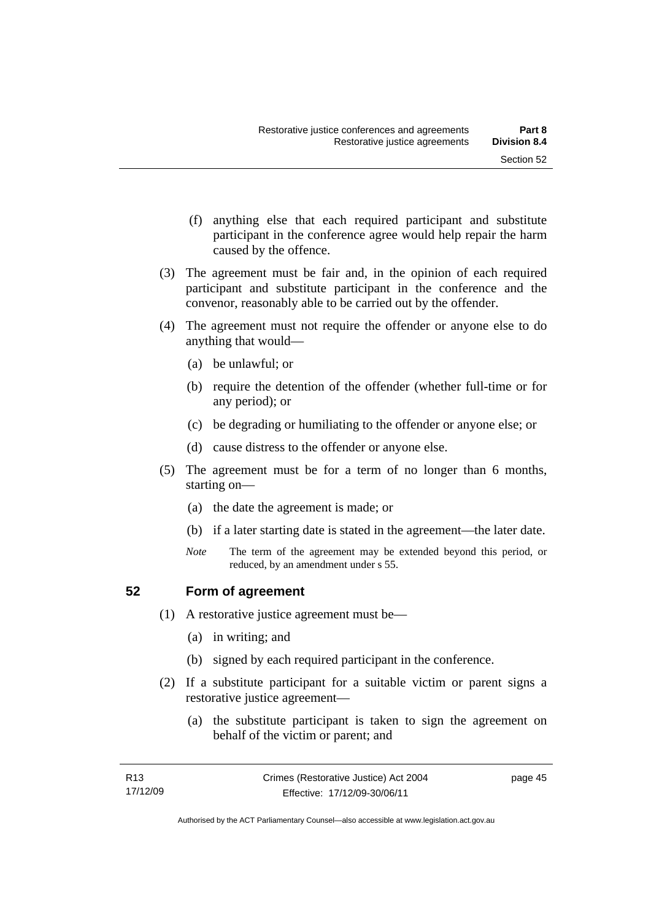(f) anything else that each required participant and substitute participant in the conference agree would help repair the harm caused by the offence.

(3) The agreement must be fair and, in the opinion of each required participant and substitute participant in the conference and the convenor, reasonably able to be carried out by the offender.

(4) The agreement must not require the offender or anyone else to do anything that would—

(a) be unlawful; or

(b) require the detention of the offender (whether full-time or for any period); or

(c) be degrading or humiliating to the offender or anyone else; or

(d) cause distress to the offender or anyone else.

(5) The agreement must be for a term of no longer than 6 months, starting on—

(a) the date the agreement is made; or

(b) if a later starting date is stated in the agreement—the later date.

*Note* The term of the agreement may be extended beyond this period, or reduced, by an amendment under s 55.

## 52 Form of agreement

(1) A restorative justice agreement must be—

(a) in writing; and

(b) signed by each required participant in the conference.

(2) If a substitute participant for a suitable victim or parent signs a restorative justice agreement—

(a) the substitute participant is taken to sign the agreement on behalf of the victim or parent; and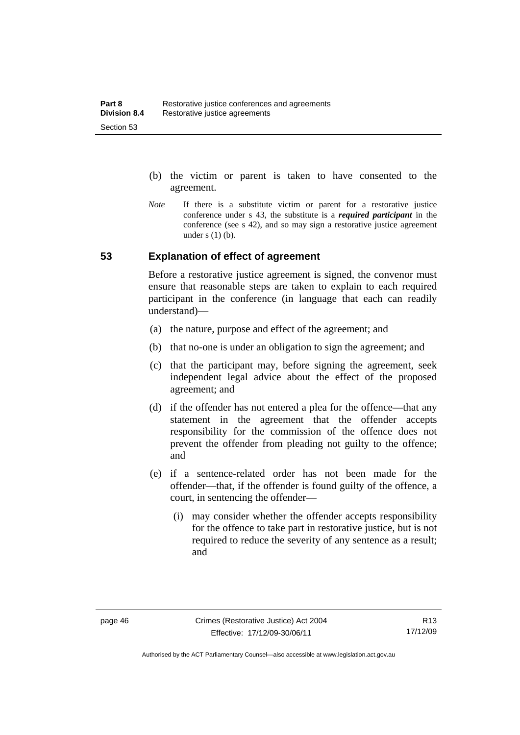(b) the victim or parent is taken to have consented to the agreement.

*Note* If there is a substitute victim or parent for a restorative justice conference under s 43, the substitute is a ***required participant*** in the conference (see s 42), and so may sign a restorative justice agreement under s (1) (b).

## 53 Explanation of effect of agreement

Before a restorative justice agreement is signed, the convenor must ensure that reasonable steps are taken to explain to each required participant in the conference (in language that each can readily understand)—

(a) the nature, purpose and effect of the agreement; and

(b) that no-one is under an obligation to sign the agreement; and

(c) that the participant may, before signing the agreement, seek independent legal advice about the effect of the proposed agreement; and

(d) if the offender has not entered a plea for the offence—that any statement in the agreement that the offender accepts responsibility for the commission of the offence does not prevent the offender from pleading not guilty to the offence; and

(e) if a sentence-related order has not been made for the offender—that, if the offender is found guilty of the offence, a court, in sentencing the offender—

(i) may consider whether the offender accepts responsibility for the offence to take part in restorative justice, but is not required to reduce the severity of any sentence as a result; and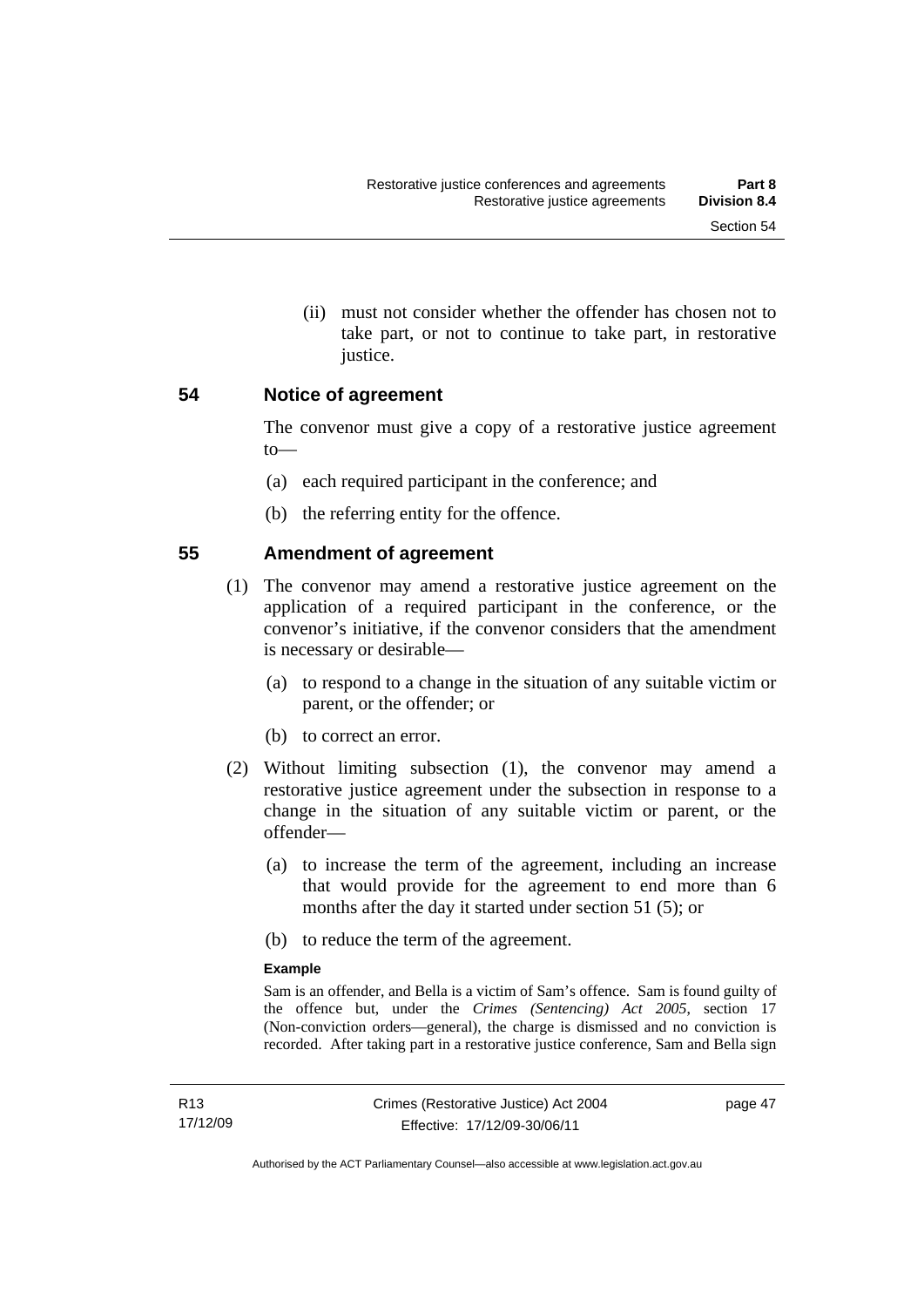(ii) must not consider whether the offender has chosen not to take part, or not to continue to take part, in restorative justice.

## 54 Notice of agreement

The convenor must give a copy of a restorative justice agreement to—

(a) each required participant in the conference; and

(b) the referring entity for the offence.

## 55 Amendment of agreement

(1) The convenor may amend a restorative justice agreement on the application of a required participant in the conference, or the convenor's initiative, if the convenor considers that the amendment is necessary or desirable—

(a) to respond to a change in the situation of any suitable victim or parent, or the offender; or

(b) to correct an error.

(2) Without limiting subsection (1), the convenor may amend a restorative justice agreement under the subsection in response to a change in the situation of any suitable victim or parent, or the offender—

(a) to increase the term of the agreement, including an increase that would provide for the agreement to end more than 6 months after the day it started under section 51 (5); or

(b) to reduce the term of the agreement.

**Example**

Sam is an offender, and Bella is a victim of Sam's offence. Sam is found guilty of the offence but, under the *Crimes (Sentencing) Act 2005*, section 17 (Non-conviction orders—general), the charge is dismissed and no conviction is recorded. After taking part in a restorative justice conference, Sam and Bella sign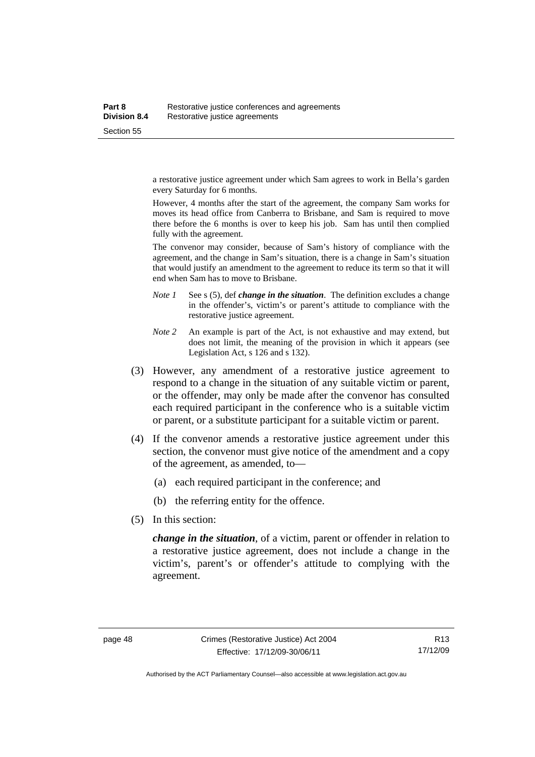a restorative justice agreement under which Sam agrees to work in Bella's garden every Saturday for 6 months.

However, 4 months after the start of the agreement, the company Sam works for moves its head office from Canberra to Brisbane, and Sam is required to move there before the 6 months is over to keep his job. Sam has until then complied fully with the agreement.

The convenor may consider, because of Sam's history of compliance with the agreement, and the change in Sam's situation, there is a change in Sam's situation that would justify an amendment to the agreement to reduce its term so that it will end when Sam has to move to Brisbane.

*Note 1* See s (5), def ***change in the situation***. The definition excludes a change in the offender's, victim's or parent's attitude to compliance with the restorative justice agreement.

*Note 2* An example is part of the Act, is not exhaustive and may extend, but does not limit, the meaning of the provision in which it appears (see Legislation Act, s 126 and s 132).

(3) However, any amendment of a restorative justice agreement to respond to a change in the situation of any suitable victim or parent, or the offender, may only be made after the convenor has consulted each required participant in the conference who is a suitable victim or parent, or a substitute participant for a suitable victim or parent.

(4) If the convenor amends a restorative justice agreement under this section, the convenor must give notice of the amendment and a copy of the agreement, as amended, to—

(a) each required participant in the conference; and

(b) the referring entity for the offence.

(5) In this section:

***change in the situation***, of a victim, parent or offender in relation to a restorative justice agreement, does not include a change in the victim's, parent's or offender's attitude to complying with the agreement.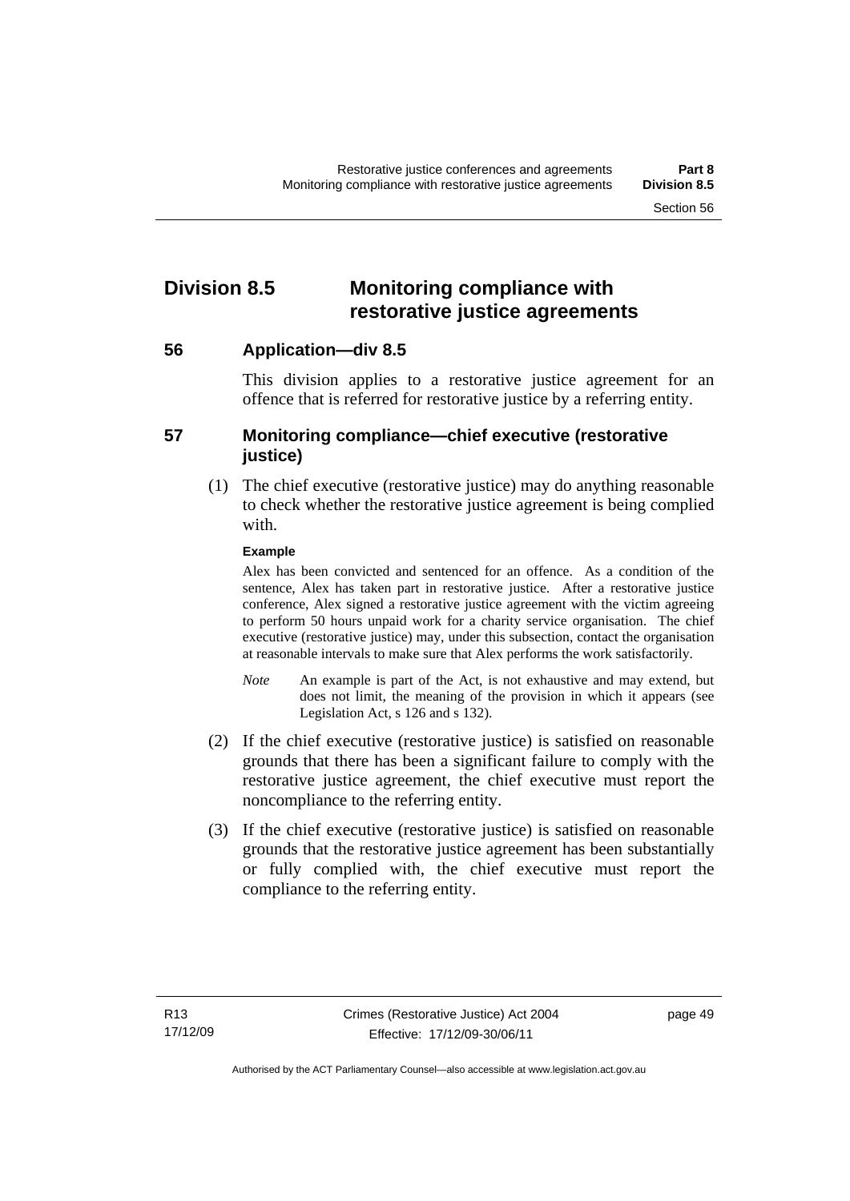## Division 8.5 Monitoring compliance with restorative justice agreements

### 56 Application—div 8.5

This division applies to a restorative justice agreement for an offence that is referred for restorative justice by a referring entity.

### 57 Monitoring compliance—chief executive (restorative justice)

(1) The chief executive (restorative justice) may do anything reasonable to check whether the restorative justice agreement is being complied with.

**Example**

Alex has been convicted and sentenced for an offence. As a condition of the sentence, Alex has taken part in restorative justice. After a restorative justice conference, Alex signed a restorative justice agreement with the victim agreeing to perform 50 hours unpaid work for a charity service organisation. The chief executive (restorative justice) may, under this subsection, contact the organisation at reasonable intervals to make sure that Alex performs the work satisfactorily.

*Note* An example is part of the Act, is not exhaustive and may extend, but does not limit, the meaning of the provision in which it appears (see Legislation Act, s 126 and s 132).

(2) If the chief executive (restorative justice) is satisfied on reasonable grounds that there has been a significant failure to comply with the restorative justice agreement, the chief executive must report the noncompliance to the referring entity.

(3) If the chief executive (restorative justice) is satisfied on reasonable grounds that the restorative justice agreement has been substantially or fully complied with, the chief executive must report the compliance to the referring entity.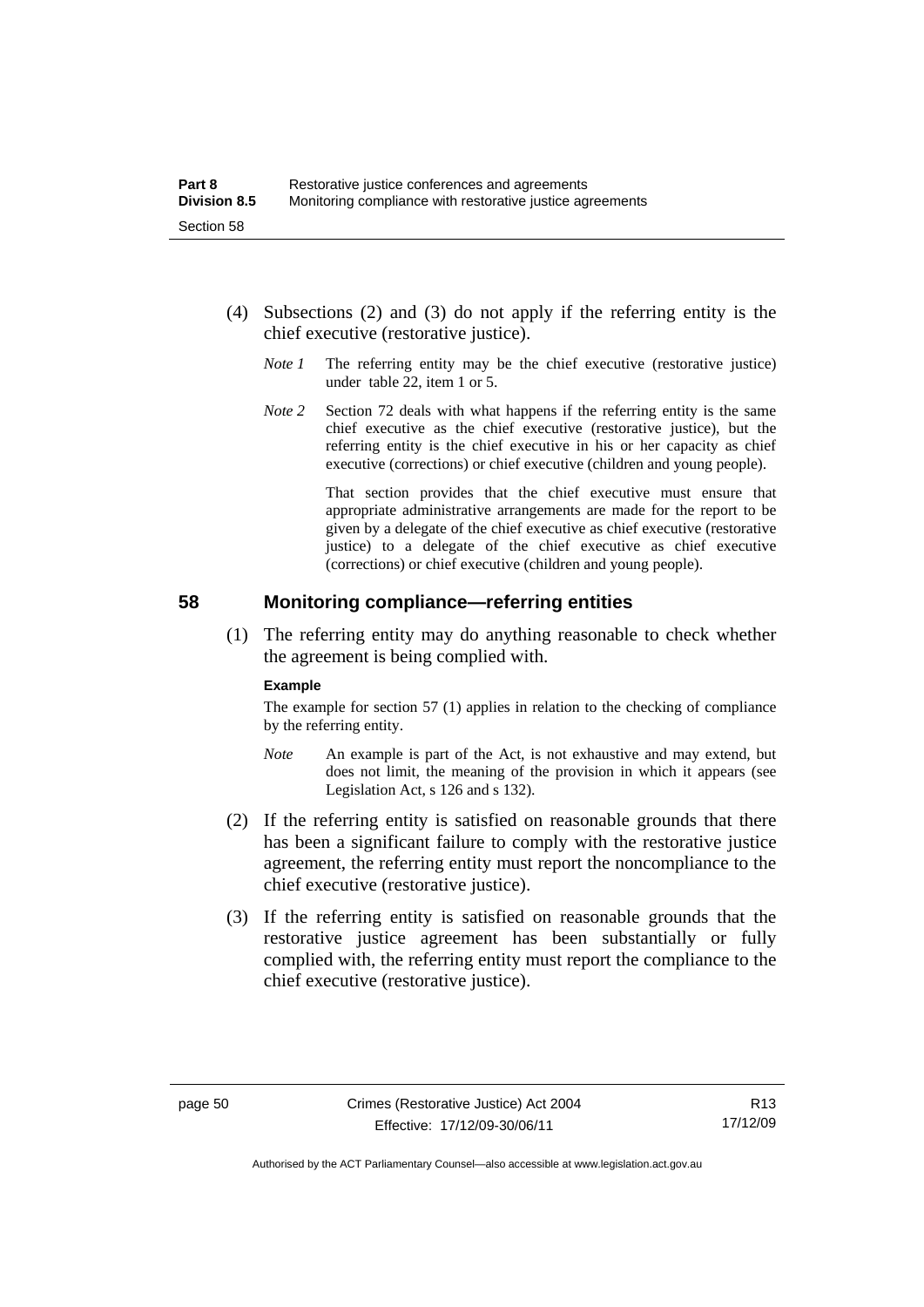(4) Subsections (2) and (3) do not apply if the referring entity is the chief executive (restorative justice).

*Note 1* The referring entity may be the chief executive (restorative justice) under table 22, item 1 or 5.

*Note 2* Section 72 deals with what happens if the referring entity is the same chief executive as the chief executive (restorative justice), but the referring entity is the chief executive in his or her capacity as chief executive (corrections) or chief executive (children and young people).

That section provides that the chief executive must ensure that appropriate administrative arrangements are made for the report to be given by a delegate of the chief executive as chief executive (restorative justice) to a delegate of the chief executive as chief executive (corrections) or chief executive (children and young people).

## 58 Monitoring compliance—referring entities

(1) The referring entity may do anything reasonable to check whether the agreement is being complied with.

**Example**

The example for section 57 (1) applies in relation to the checking of compliance by the referring entity.

*Note* An example is part of the Act, is not exhaustive and may extend, but does not limit, the meaning of the provision in which it appears (see Legislation Act, s 126 and s 132).

(2) If the referring entity is satisfied on reasonable grounds that there has been a significant failure to comply with the restorative justice agreement, the referring entity must report the noncompliance to the chief executive (restorative justice).

(3) If the referring entity is satisfied on reasonable grounds that the restorative justice agreement has been substantially or fully complied with, the referring entity must report the compliance to the chief executive (restorative justice).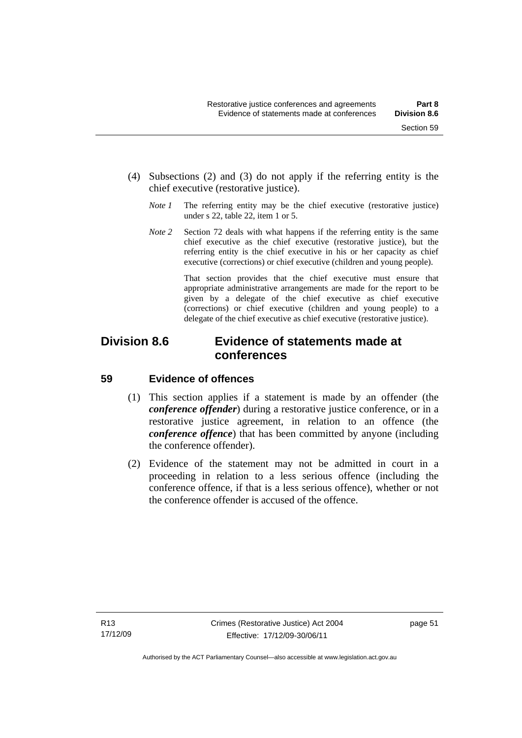(4) Subsections (2) and (3) do not apply if the referring entity is the chief executive (restorative justice).

*Note 1* The referring entity may be the chief executive (restorative justice) under s 22, table 22, item 1 or 5.

*Note 2* Section 72 deals with what happens if the referring entity is the same chief executive as the chief executive (restorative justice), but the referring entity is the chief executive in his or her capacity as chief executive (corrections) or chief executive (children and young people).

That section provides that the chief executive must ensure that appropriate administrative arrangements are made for the report to be given by a delegate of the chief executive as chief executive (corrections) or chief executive (children and young people) to a delegate of the chief executive as chief executive (restorative justice).

## Division 8.6 Evidence of statements made at conferences

### 59 Evidence of offences

(1) This section applies if a statement is made by an offender (the ***conference offender***) during a restorative justice conference, or in a restorative justice agreement, in relation to an offence (the ***conference offence***) that has been committed by anyone (including the conference offender).

(2) Evidence of the statement may not be admitted in court in a proceeding in relation to a less serious offence (including the conference offence, if that is a less serious offence), whether or not the conference offender is accused of the offence.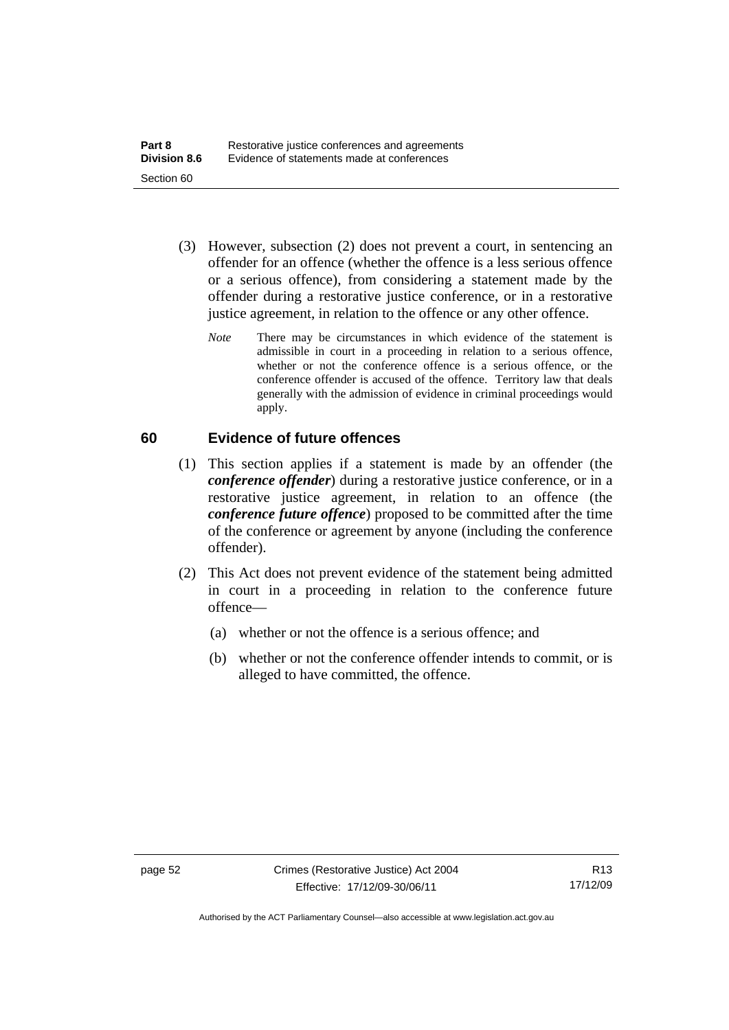(3) However, subsection (2) does not prevent a court, in sentencing an offender for an offence (whether the offence is a less serious offence or a serious offence), from considering a statement made by the offender during a restorative justice conference, or in a restorative justice agreement, in relation to the offence or any other offence.

*Note* There may be circumstances in which evidence of the statement is admissible in court in a proceeding in relation to a serious offence, whether or not the conference offence is a serious offence, or the conference offender is accused of the offence. Territory law that deals generally with the admission of evidence in criminal proceedings would apply.

## 60 Evidence of future offences

(1) This section applies if a statement is made by an offender (the ***conference offender***) during a restorative justice conference, or in a restorative justice agreement, in relation to an offence (the ***conference future offence***) proposed to be committed after the time of the conference or agreement by anyone (including the conference offender).

(2) This Act does not prevent evidence of the statement being admitted in court in a proceeding in relation to the conference future offence—

(a) whether or not the offence is a serious offence; and

(b) whether or not the conference offender intends to commit, or is alleged to have committed, the offence.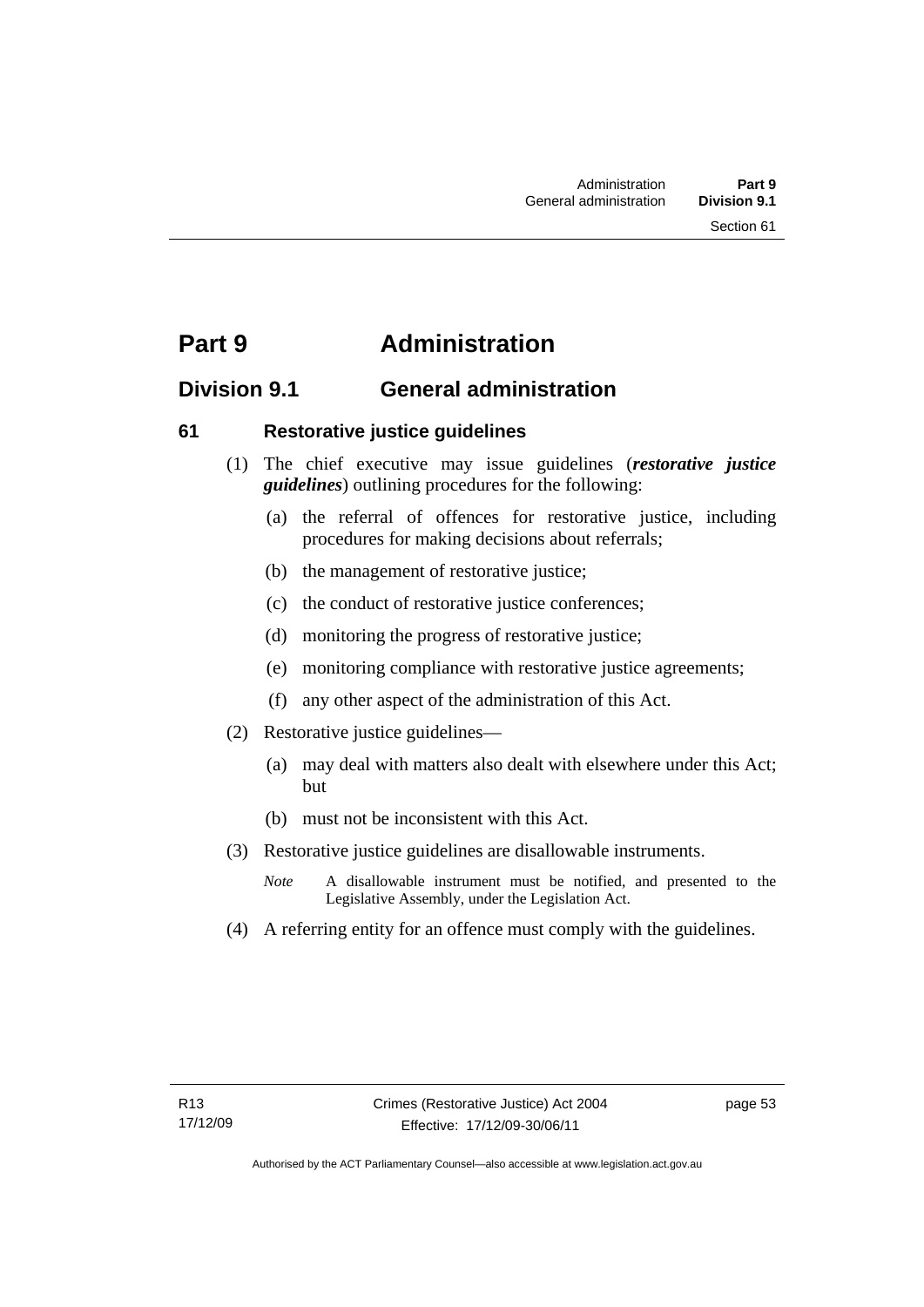# Part 9 Administration

## Division 9.1 General administration

### 61 Restorative justice guidelines

(1) The chief executive may issue guidelines (***restorative justice guidelines***) outlining procedures for the following:

(a) the referral of offences for restorative justice, including procedures for making decisions about referrals;

(b) the management of restorative justice;

(c) the conduct of restorative justice conferences;

(d) monitoring the progress of restorative justice;

(e) monitoring compliance with restorative justice agreements;

(f) any other aspect of the administration of this Act.

(2) Restorative justice guidelines—

(a) may deal with matters also dealt with elsewhere under this Act; but

(b) must not be inconsistent with this Act.

(3) Restorative justice guidelines are disallowable instruments.

*Note* A disallowable instrument must be notified, and presented to the Legislative Assembly, under the Legislation Act.

(4) A referring entity for an offence must comply with the guidelines.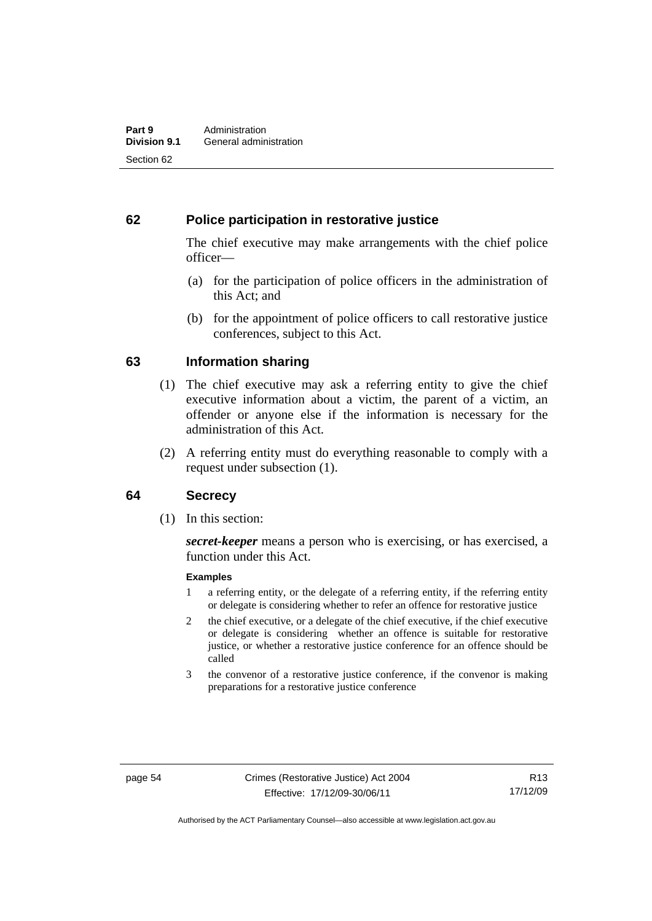## 62 Police participation in restorative justice

The chief executive may make arrangements with the chief police officer—

(a) for the participation of police officers in the administration of this Act; and

(b) for the appointment of police officers to call restorative justice conferences, subject to this Act.

## 63 Information sharing

(1) The chief executive may ask a referring entity to give the chief executive information about a victim, the parent of a victim, an offender or anyone else if the information is necessary for the administration of this Act.

(2) A referring entity must do everything reasonable to comply with a request under subsection (1).

## 64 Secrecy

(1) In this section:

***secret-keeper*** means a person who is exercising, or has exercised, a function under this Act.

**Examples**

1 a referring entity, or the delegate of a referring entity, if the referring entity or delegate is considering whether to refer an offence for restorative justice

2 the chief executive, or a delegate of the chief executive, if the chief executive or delegate is considering whether an offence is suitable for restorative justice, or whether a restorative justice conference for an offence should be called

3 the convenor of a restorative justice conference, if the convenor is making preparations for a restorative justice conference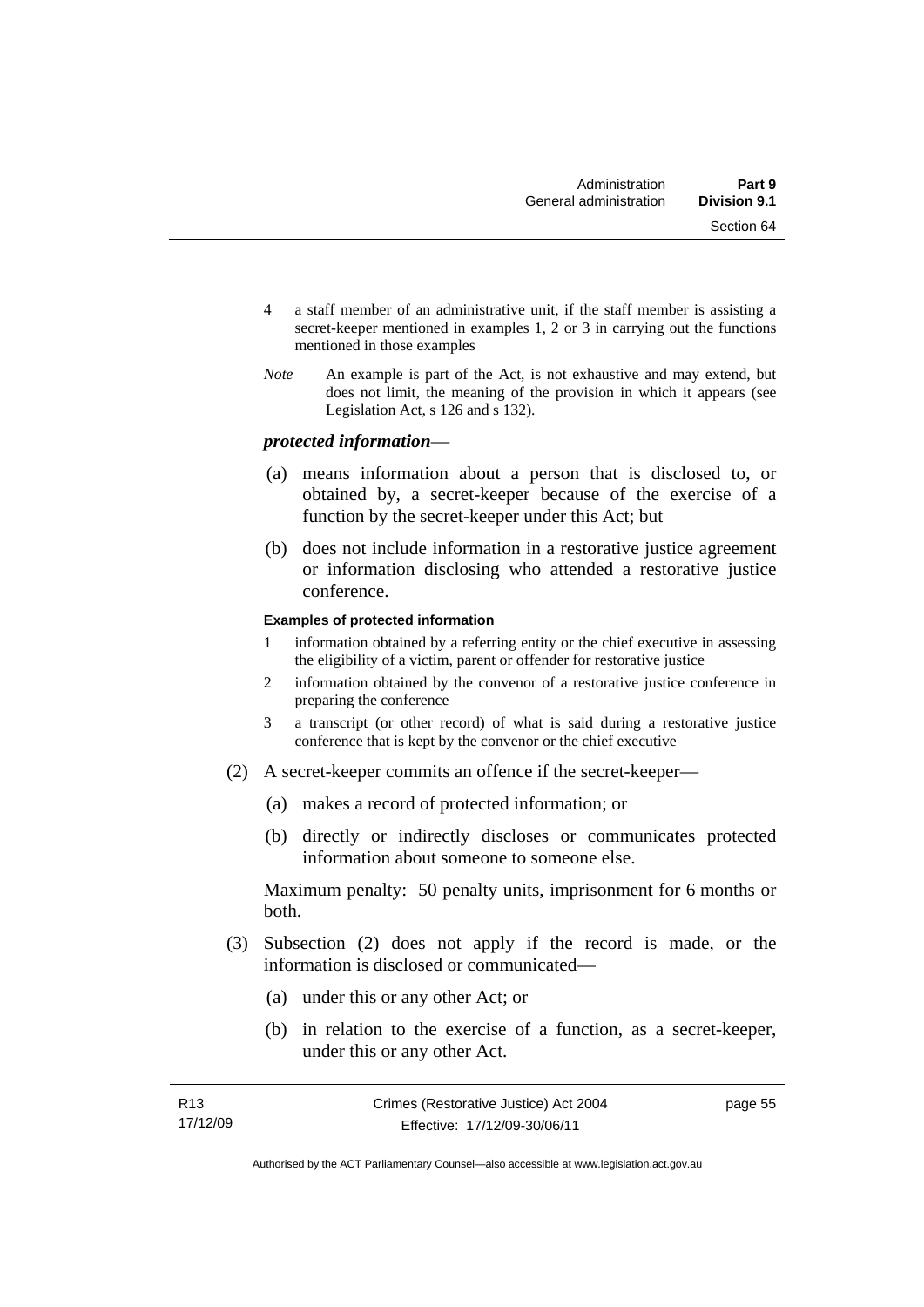4 a staff member of an administrative unit, if the staff member is assisting a secret-keeper mentioned in examples 1, 2 or 3 in carrying out the functions mentioned in those examples

*Note* An example is part of the Act, is not exhaustive and may extend, but does not limit, the meaning of the provision in which it appears (see Legislation Act, s 126 and s 132).

***protected information***—

(a) means information about a person that is disclosed to, or obtained by, a secret-keeper because of the exercise of a function by the secret-keeper under this Act; but

(b) does not include information in a restorative justice agreement or information disclosing who attended a restorative justice conference.

**Examples of protected information**

1 information obtained by a referring entity or the chief executive in assessing the eligibility of a victim, parent or offender for restorative justice

2 information obtained by the convenor of a restorative justice conference in preparing the conference

3 a transcript (or other record) of what is said during a restorative justice conference that is kept by the convenor or the chief executive

(2) A secret-keeper commits an offence if the secret-keeper—

(a) makes a record of protected information; or

(b) directly or indirectly discloses or communicates protected information about someone to someone else.

Maximum penalty: 50 penalty units, imprisonment for 6 months or both.

(3) Subsection (2) does not apply if the record is made, or the information is disclosed or communicated—

(a) under this or any other Act; or

(b) in relation to the exercise of a function, as a secret-keeper, under this or any other Act.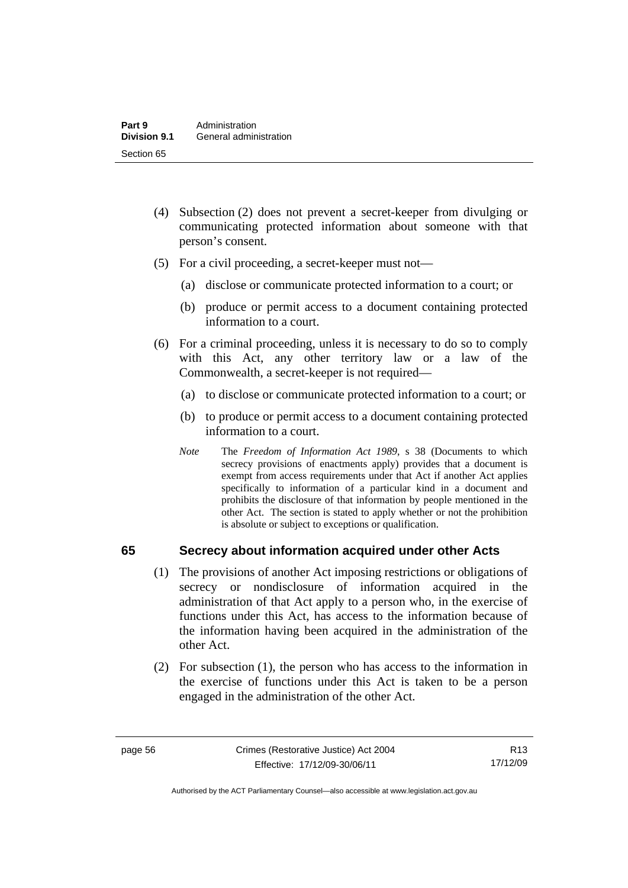(4) Subsection (2) does not prevent a secret-keeper from divulging or communicating protected information about someone with that person's consent.

(5) For a civil proceeding, a secret-keeper must not—

(a) disclose or communicate protected information to a court; or

(b) produce or permit access to a document containing protected information to a court.

(6) For a criminal proceeding, unless it is necessary to do so to comply with this Act, any other territory law or a law of the Commonwealth, a secret-keeper is not required—

(a) to disclose or communicate protected information to a court; or

(b) to produce or permit access to a document containing protected information to a court.

*Note* The *Freedom of Information Act 1989*, s 38 (Documents to which secrecy provisions of enactments apply) provides that a document is exempt from access requirements under that Act if another Act applies specifically to information of a particular kind in a document and prohibits the disclosure of that information by people mentioned in the other Act. The section is stated to apply whether or not the prohibition is absolute or subject to exceptions or qualification.

## 65 Secrecy about information acquired under other Acts

(1) The provisions of another Act imposing restrictions or obligations of secrecy or nondisclosure of information acquired in the administration of that Act apply to a person who, in the exercise of functions under this Act, has access to the information because of the information having been acquired in the administration of the other Act.

(2) For subsection (1), the person who has access to the information in the exercise of functions under this Act is taken to be a person engaged in the administration of the other Act.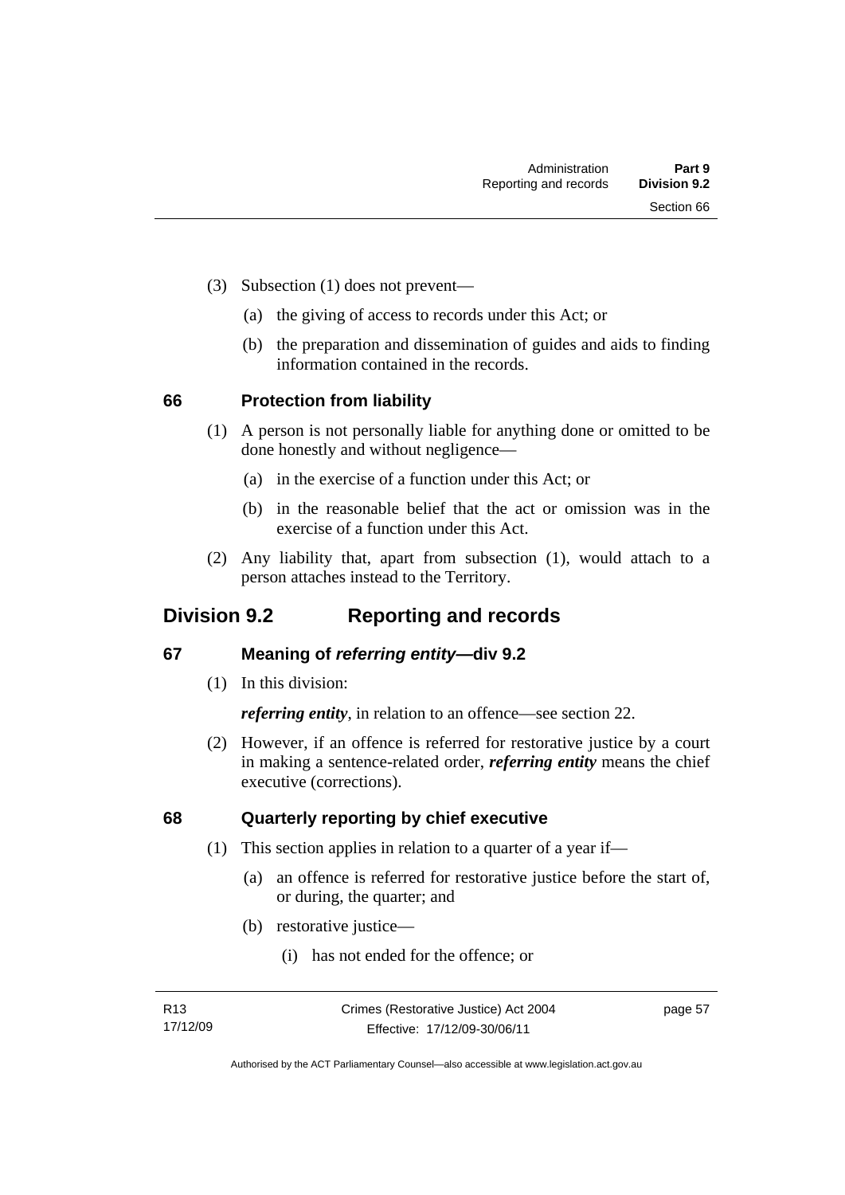(3) Subsection (1) does not prevent—

(a) the giving of access to records under this Act; or

(b) the preparation and dissemination of guides and aids to finding information contained in the records.

### 66 Protection from liability

(1) A person is not personally liable for anything done or omitted to be done honestly and without negligence—

(a) in the exercise of a function under this Act; or

(b) in the reasonable belief that the act or omission was in the exercise of a function under this Act.

(2) Any liability that, apart from subsection (1), would attach to a person attaches instead to the Territory.

## Division 9.2 Reporting and records

### 67 Meaning of *referring entity*—div 9.2

(1) In this division:

***referring entity***, in relation to an offence—see section 22.

(2) However, if an offence is referred for restorative justice by a court in making a sentence-related order, ***referring entity*** means the chief executive (corrections).

### 68 Quarterly reporting by chief executive

(1) This section applies in relation to a quarter of a year if—

(a) an offence is referred for restorative justice before the start of, or during, the quarter; and

(b) restorative justice—

(i) has not ended for the offence; or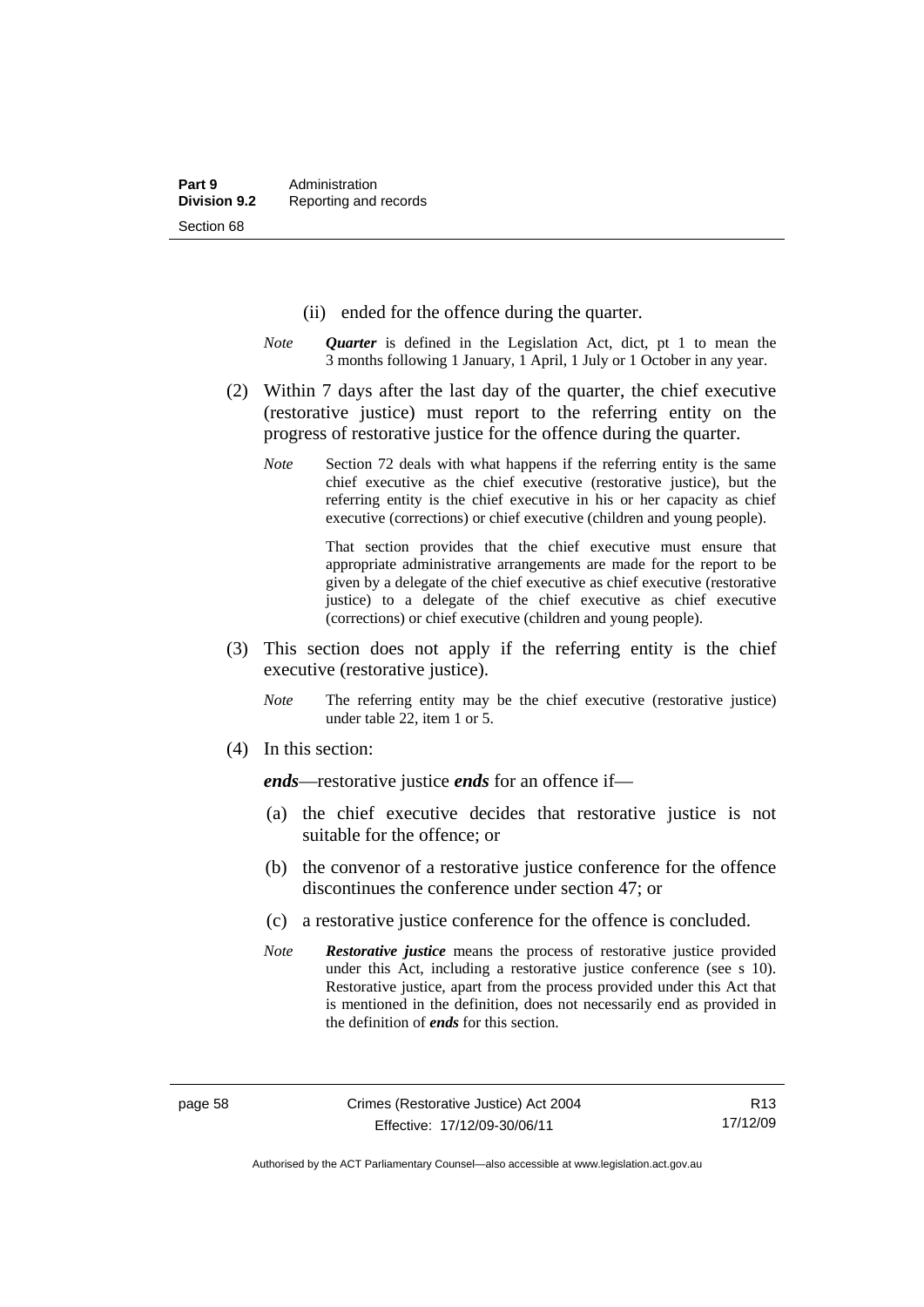(ii) ended for the offence during the quarter.

*Note* ***Quarter*** is defined in the Legislation Act, dict, pt 1 to mean the 3 months following 1 January, 1 April, 1 July or 1 October in any year.

(2) Within 7 days after the last day of the quarter, the chief executive (restorative justice) must report to the referring entity on the progress of restorative justice for the offence during the quarter.

*Note* Section 72 deals with what happens if the referring entity is the same chief executive as the chief executive (restorative justice), but the referring entity is the chief executive in his or her capacity as chief executive (corrections) or chief executive (children and young people).

That section provides that the chief executive must ensure that appropriate administrative arrangements are made for the report to be given by a delegate of the chief executive as chief executive (restorative justice) to a delegate of the chief executive as chief executive (corrections) or chief executive (children and young people).

(3) This section does not apply if the referring entity is the chief executive (restorative justice).

*Note* The referring entity may be the chief executive (restorative justice) under table 22, item 1 or 5.

(4) In this section:

***ends***—restorative justice ***ends*** for an offence if—

(a) the chief executive decides that restorative justice is not suitable for the offence; or

(b) the convenor of a restorative justice conference for the offence discontinues the conference under section 47; or

(c) a restorative justice conference for the offence is concluded.

*Note* ***Restorative justice*** means the process of restorative justice provided under this Act, including a restorative justice conference (see s 10). Restorative justice, apart from the process provided under this Act that is mentioned in the definition, does not necessarily end as provided in the definition of ***ends*** for this section.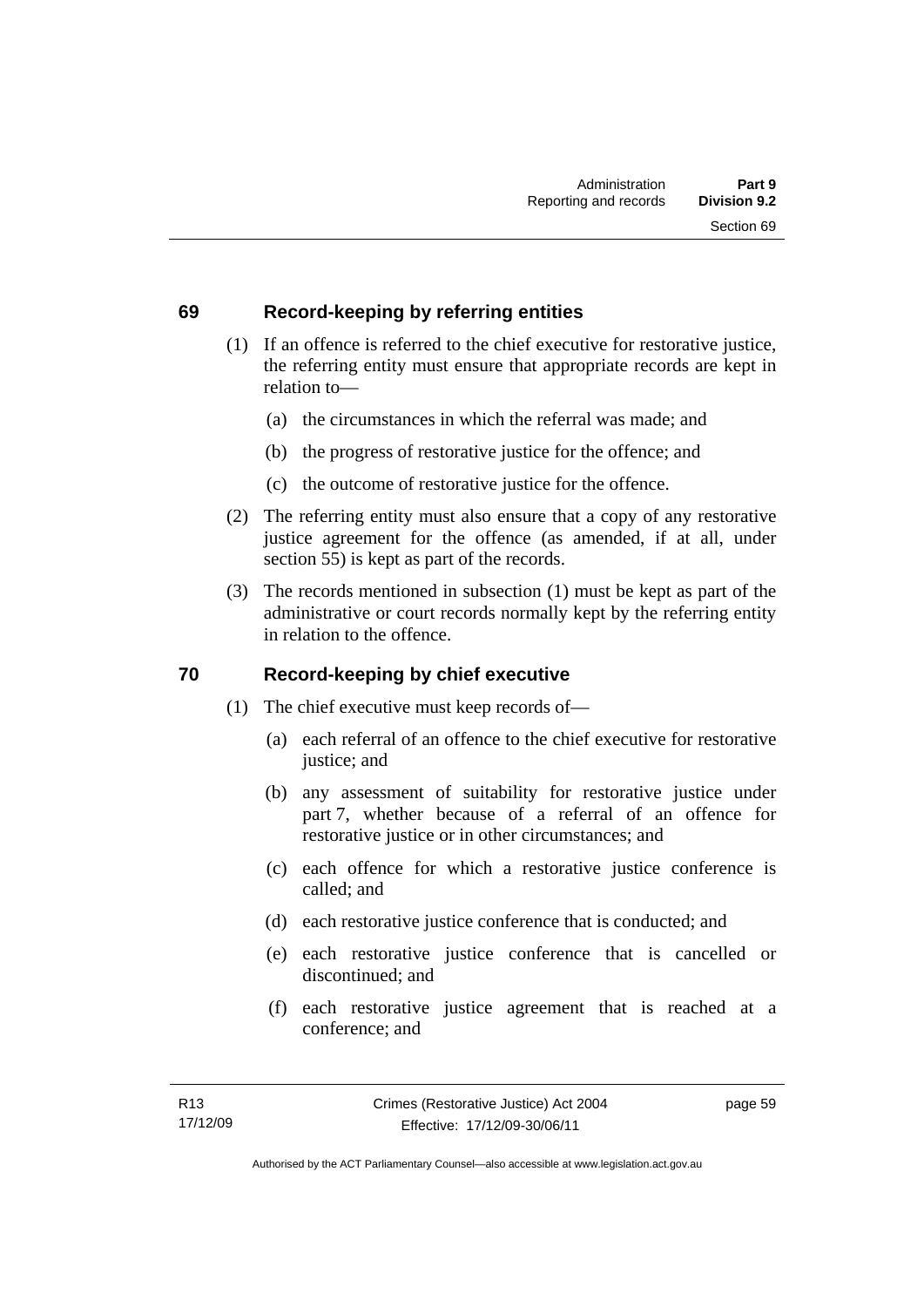## 69 Record-keeping by referring entities

(1) If an offence is referred to the chief executive for restorative justice, the referring entity must ensure that appropriate records are kept in relation to—

(a) the circumstances in which the referral was made; and

(b) the progress of restorative justice for the offence; and

(c) the outcome of restorative justice for the offence.

(2) The referring entity must also ensure that a copy of any restorative justice agreement for the offence (as amended, if at all, under section 55) is kept as part of the records.

(3) The records mentioned in subsection (1) must be kept as part of the administrative or court records normally kept by the referring entity in relation to the offence.

## 70 Record-keeping by chief executive

(1) The chief executive must keep records of—

(a) each referral of an offence to the chief executive for restorative justice; and

(b) any assessment of suitability for restorative justice under part 7, whether because of a referral of an offence for restorative justice or in other circumstances; and

(c) each offence for which a restorative justice conference is called; and

(d) each restorative justice conference that is conducted; and

(e) each restorative justice conference that is cancelled or discontinued; and

(f) each restorative justice agreement that is reached at a conference; and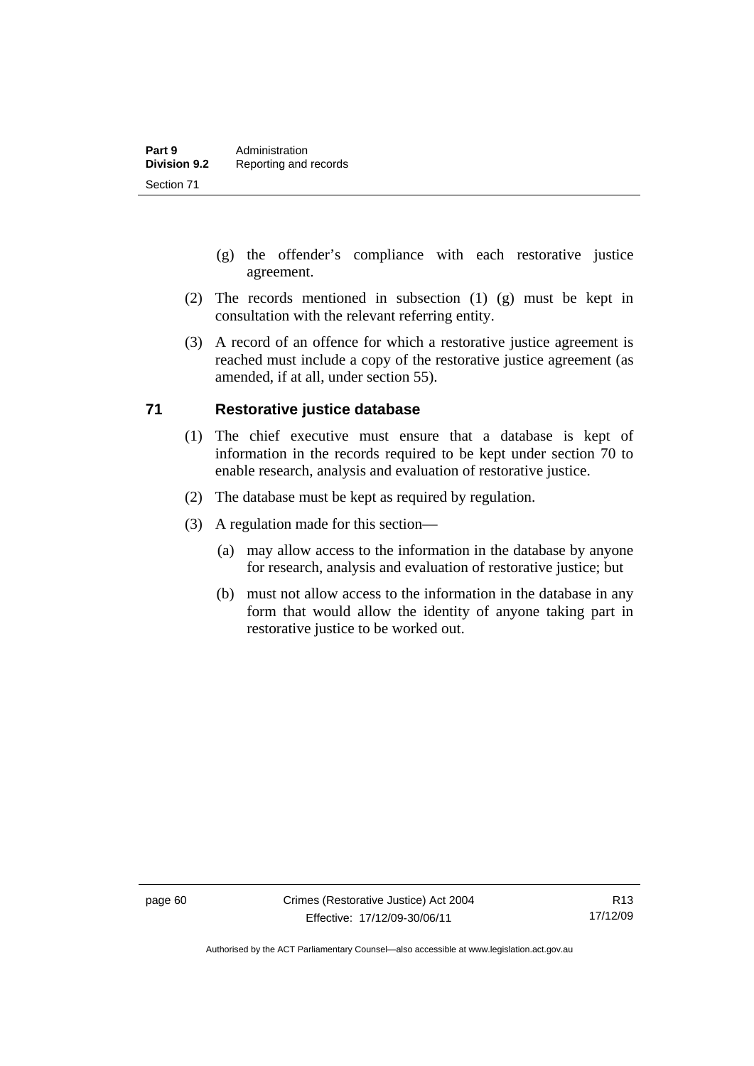(g) the offender's compliance with each restorative justice agreement.

(2) The records mentioned in subsection (1) (g) must be kept in consultation with the relevant referring entity.

(3) A record of an offence for which a restorative justice agreement is reached must include a copy of the restorative justice agreement (as amended, if at all, under section 55).

## 71 Restorative justice database

(1) The chief executive must ensure that a database is kept of information in the records required to be kept under section 70 to enable research, analysis and evaluation of restorative justice.

(2) The database must be kept as required by regulation.

(3) A regulation made for this section—

(a) may allow access to the information in the database by anyone for research, analysis and evaluation of restorative justice; but

(b) must not allow access to the information in the database in any form that would allow the identity of anyone taking part in restorative justice to be worked out.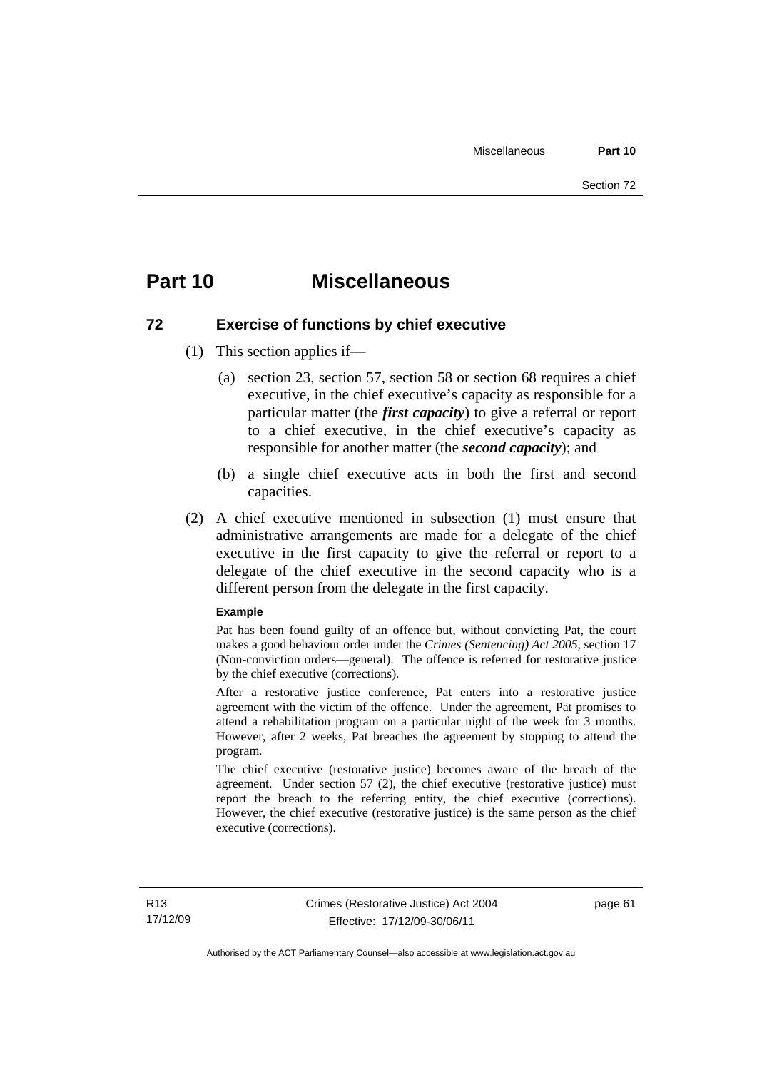# Part 10 Miscellaneous

## 72 Exercise of functions by chief executive

(1) This section applies if—

(a) section 23, section 57, section 58 or section 68 requires a chief executive, in the chief executive's capacity as responsible for a particular matter (the ***first capacity***) to give a referral or report to a chief executive, in the chief executive's capacity as responsible for another matter (the ***second capacity***); and

(b) a single chief executive acts in both the first and second capacities.

(2) A chief executive mentioned in subsection (1) must ensure that administrative arrangements are made for a delegate of the chief executive in the first capacity to give the referral or report to a delegate of the chief executive in the second capacity who is a different person from the delegate in the first capacity.

**Example**

Pat has been found guilty of an offence but, without convicting Pat, the court makes a good behaviour order under the *Crimes (Sentencing) Act 2005*, section 17 (Non-conviction orders—general). The offence is referred for restorative justice by the chief executive (corrections).

After a restorative justice conference, Pat enters into a restorative justice agreement with the victim of the offence. Under the agreement, Pat promises to attend a rehabilitation program on a particular night of the week for 3 months. However, after 2 weeks, Pat breaches the agreement by stopping to attend the program.

The chief executive (restorative justice) becomes aware of the breach of the agreement. Under section 57 (2), the chief executive (restorative justice) must report the breach to the referring entity, the chief executive (corrections). However, the chief executive (restorative justice) is the same person as the chief executive (corrections).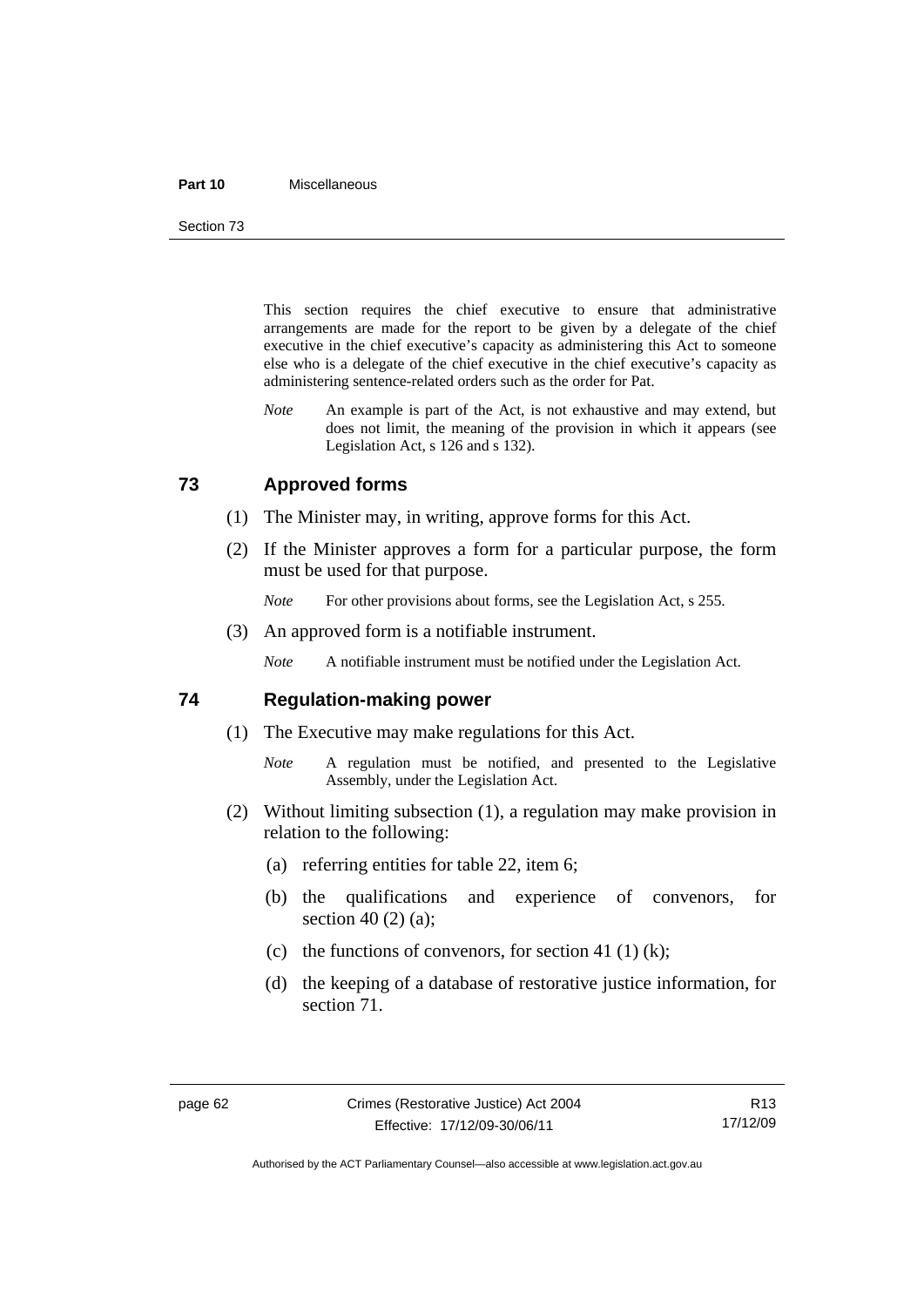This section requires the chief executive to ensure that administrative arrangements are made for the report to be given by a delegate of the chief executive in the chief executive's capacity as administering this Act to someone else who is a delegate of the chief executive in the chief executive's capacity as administering sentence-related orders such as the order for Pat.

*Note* An example is part of the Act, is not exhaustive and may extend, but does not limit, the meaning of the provision in which it appears (see Legislation Act, s 126 and s 132).

## 73 Approved forms

(1) The Minister may, in writing, approve forms for this Act.

(2) If the Minister approves a form for a particular purpose, the form must be used for that purpose.

*Note* For other provisions about forms, see the Legislation Act, s 255.

(3) An approved form is a notifiable instrument.

*Note* A notifiable instrument must be notified under the Legislation Act.

## 74 Regulation-making power

(1) The Executive may make regulations for this Act.

*Note* A regulation must be notified, and presented to the Legislative Assembly, under the Legislation Act.

(2) Without limiting subsection (1), a regulation may make provision in relation to the following:

(a) referring entities for table 22, item 6;

(b) the qualifications and experience of convenors, for section 40 (2) (a);

(c) the functions of convenors, for section 41 (1) (k);

(d) the keeping of a database of restorative justice information, for section 71.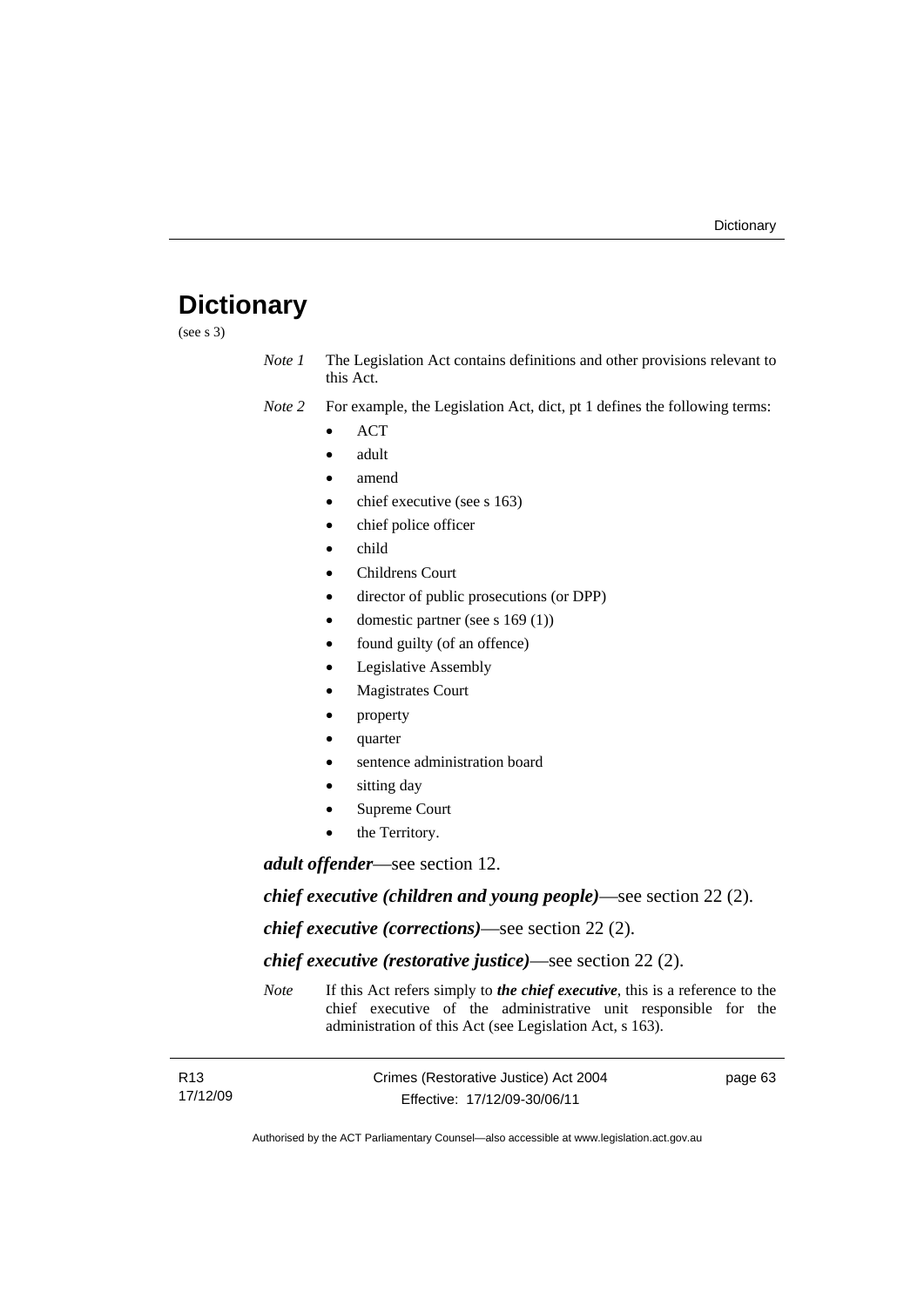# Dictionary

(see s 3)

*Note 1* The Legislation Act contains definitions and other provisions relevant to this Act.

*Note 2* For example, the Legislation Act, dict, pt 1 defines the following terms:

- ACT
- adult
- amend
- chief executive (see s 163)
- chief police officer
- child
- Childrens Court
- director of public prosecutions (or DPP)
- domestic partner (see s 169 (1))
- found guilty (of an offence)
- Legislative Assembly
- Magistrates Court
- property
- quarter
- sentence administration board
- sitting day
- Supreme Court
- the Territory.

***adult offender***—see section 12.

***chief executive (children and young people)***—see section 22 (2).

***chief executive (corrections)***—see section 22 (2).

***chief executive (restorative justice)***—see section 22 (2).

*Note* If this Act refers simply to ***the chief executive***, this is a reference to the chief executive of the administrative unit responsible for the administration of this Act (see Legislation Act, s 163).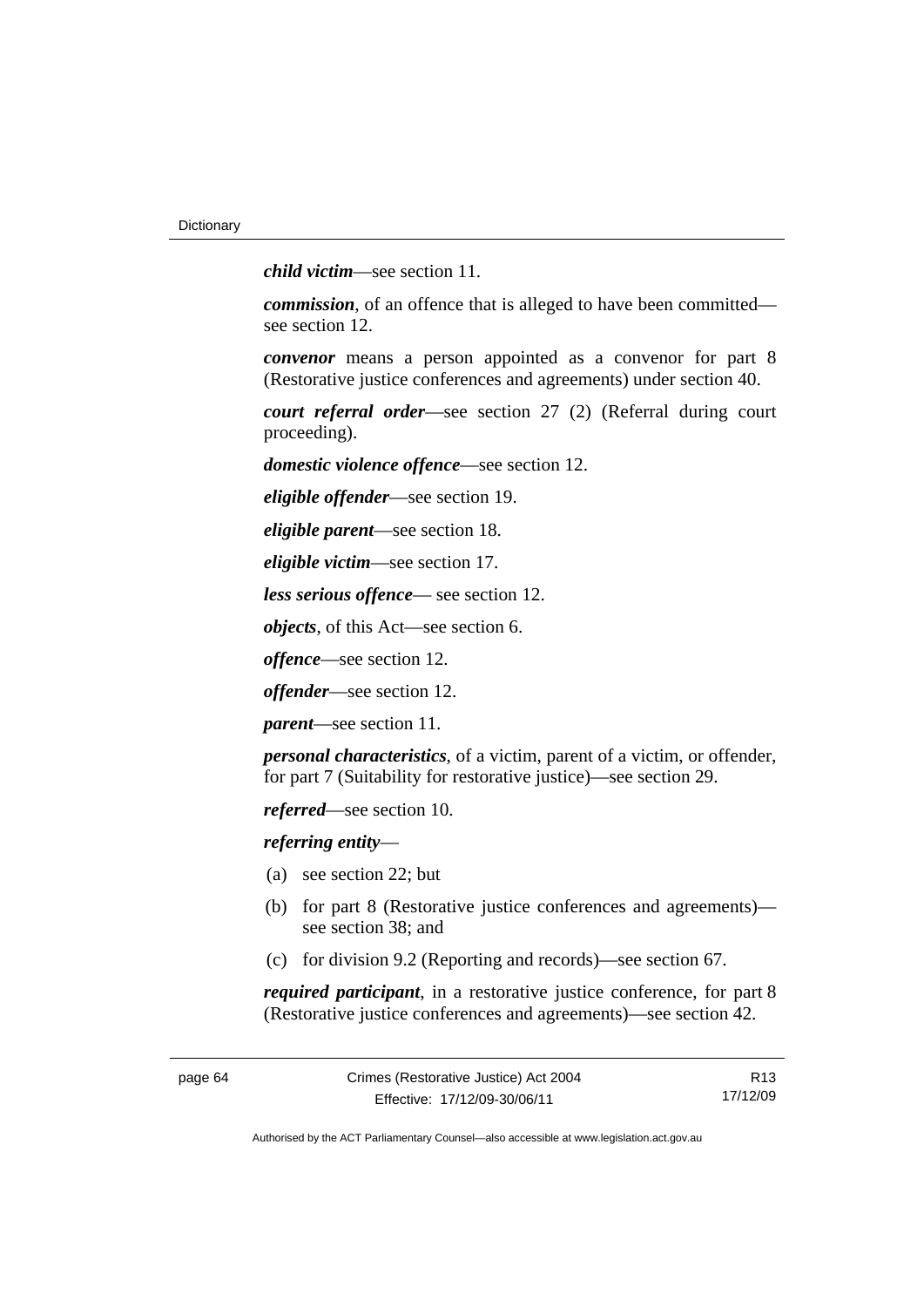***child victim***—see section 11.

***commission***, of an offence that is alleged to have been committed—see section 12.

***convenor*** means a person appointed as a convenor for part 8 (Restorative justice conferences and agreements) under section 40.

***court referral order***—see section 27 (2) (Referral during court proceeding).

***domestic violence offence***—see section 12.

***eligible offender***—see section 19.

***eligible parent***—see section 18.

***eligible victim***—see section 17.

***less serious offence***— see section 12.

***objects***, of this Act—see section 6.

***offence***—see section 12.

***offender***—see section 12.

***parent***—see section 11.

***personal characteristics***, of a victim, parent of a victim, or offender, for part 7 (Suitability for restorative justice)—see section 29.

***referred***—see section 10.

***referring entity***—

(a) see section 22; but

(b) for part 8 (Restorative justice conferences and agreements)—see section 38; and

(c) for division 9.2 (Reporting and records)—see section 67.

***required participant***, in a restorative justice conference, for part 8 (Restorative justice conferences and agreements)—see section 42.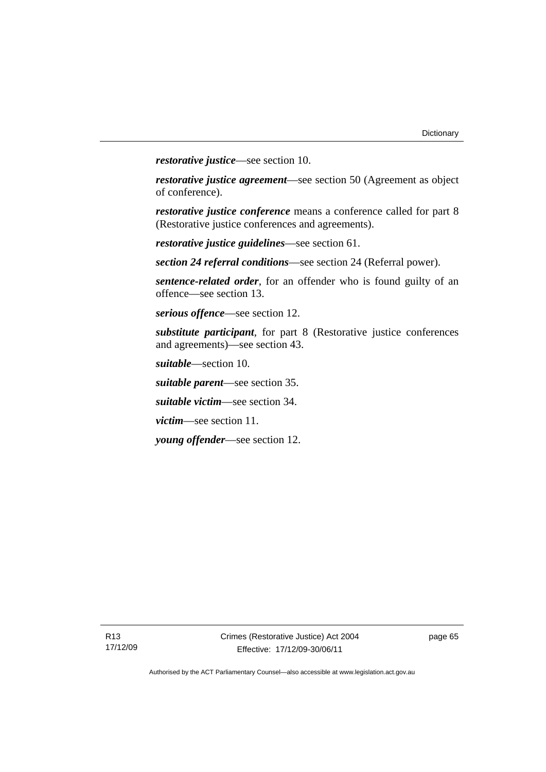***restorative justice***—see section 10.

***restorative justice agreement***—see section 50 (Agreement as object of conference).

***restorative justice conference*** means a conference called for part 8 (Restorative justice conferences and agreements).

***restorative justice guidelines***—see section 61.

***section 24 referral conditions***—see section 24 (Referral power).

***sentence-related order***, for an offender who is found guilty of an offence—see section 13.

***serious offence***—see section 12.

***substitute participant***, for part 8 (Restorative justice conferences and agreements)—see section 43.

***suitable***—section 10.

***suitable parent***—see section 35.

***suitable victim***—see section 34.

***victim***—see section 11.

***young offender***—see section 12.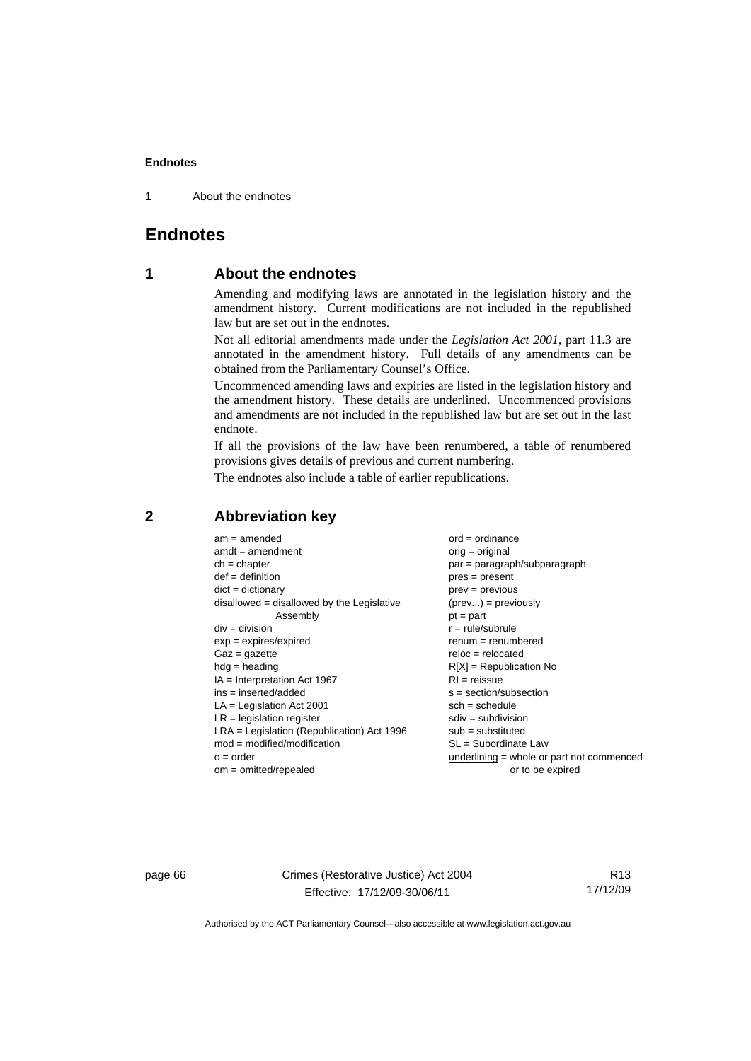# Endnotes

## 1 About the endnotes

Amending and modifying laws are annotated in the legislation history and the amendment history. Current modifications are not included in the republished law but are set out in the endnotes.

Not all editorial amendments made under the *Legislation Act 2001*, part 11.3 are annotated in the amendment history. Full details of any amendments can be obtained from the Parliamentary Counsel's Office.

Uncommenced amending laws and expiries are listed in the legislation history and the amendment history. These details are underlined. Uncommenced provisions and amendments are not included in the republished law but are set out in the last endnote.

If all the provisions of the law have been renumbered, a table of renumbered provisions gives details of previous and current numbering.

The endnotes also include a table of earlier republications.

## 2 Abbreviation key

am = amended
amdt = amendment
ch = chapter
def = definition
dict = dictionary
disallowed = disallowed by the Legislative Assembly
div = division
exp = expires/expired
Gaz = gazette
hdg = heading
IA = Interpretation Act 1967
ins = inserted/added
LA = Legislation Act 2001
LR = legislation register
LRA = Legislation (Republication) Act 1996
mod = modified/modification
o = order
om = omitted/repealed
ord = ordinance
orig = original
par = paragraph/subparagraph
pres = present
prev = previous
(prev...) = previously
pt = part
r = rule/subrule
renum = renumbered
reloc = relocated
R[X] = Republication No
RI = reissue
s = section/subsection
sch = schedule
sdiv = subdivision
sub = substituted
SL = Subordinate Law
underlining = whole or part not commenced or to be expired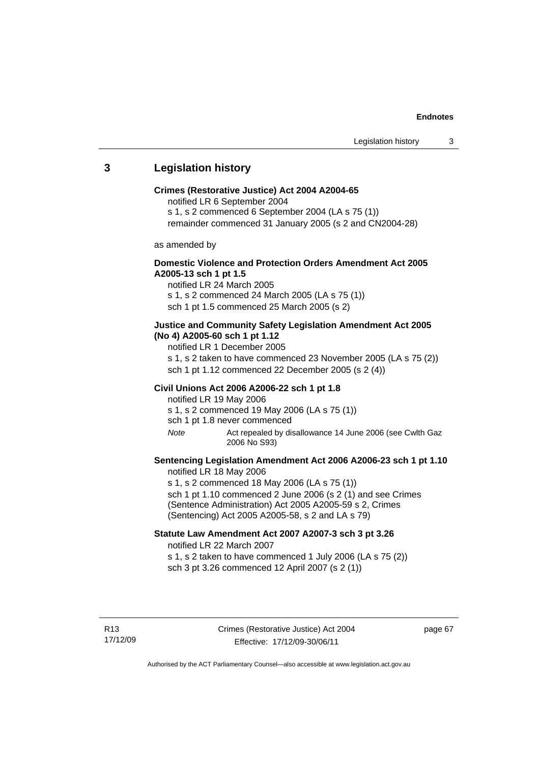## 3 Legislation history

**Crimes (Restorative Justice) Act 2004 A2004-65**

notified LR 6 September 2004

s 1, s 2 commenced 6 September 2004 (LA s 75 (1))

remainder commenced 31 January 2005 (s 2 and CN2004-28)

as amended by

**Domestic Violence and Protection Orders Amendment Act 2005 A2005-13 sch 1 pt 1.5**

notified LR 24 March 2005

s 1, s 2 commenced 24 March 2005 (LA s 75 (1))

sch 1 pt 1.5 commenced 25 March 2005 (s 2)

**Justice and Community Safety Legislation Amendment Act 2005 (No 4) A2005-60 sch 1 pt 1.12**

notified LR 1 December 2005

s 1, s 2 taken to have commenced 23 November 2005 (LA s 75 (2))

sch 1 pt 1.12 commenced 22 December 2005 (s 2 (4))

**Civil Unions Act 2006 A2006-22 sch 1 pt 1.8**

notified LR 19 May 2006

s 1, s 2 commenced 19 May 2006 (LA s 75 (1))

sch 1 pt 1.8 never commenced

*Note* Act repealed by disallowance 14 June 2006 (see Cwlth Gaz 2006 No S93)

**Sentencing Legislation Amendment Act 2006 A2006-23 sch 1 pt 1.10**

notified LR 18 May 2006

s 1, s 2 commenced 18 May 2006 (LA s 75 (1))

sch 1 pt 1.10 commenced 2 June 2006 (s 2 (1) and see Crimes (Sentence Administration) Act 2005 A2005-59 s 2, Crimes (Sentencing) Act 2005 A2005-58, s 2 and LA s 79)

**Statute Law Amendment Act 2007 A2007-3 sch 3 pt 3.26**

notified LR 22 March 2007

s 1, s 2 taken to have commenced 1 July 2006 (LA s 75 (2))

sch 3 pt 3.26 commenced 12 April 2007 (s 2 (1))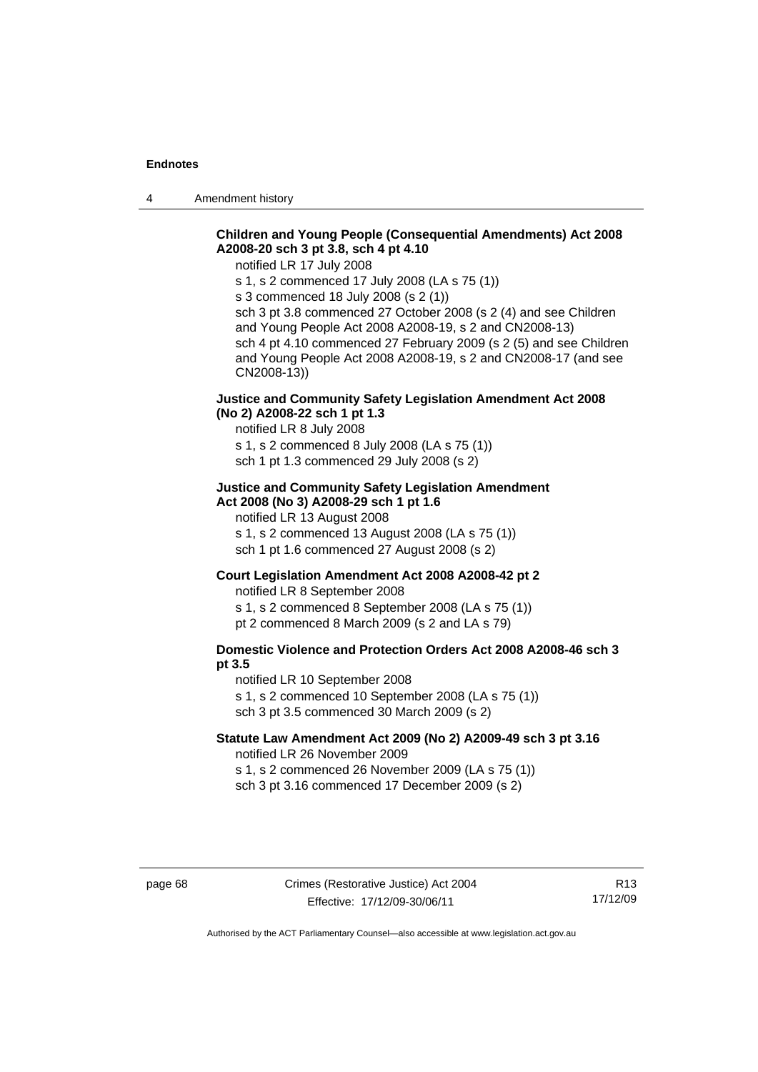**Children and Young People (Consequential Amendments) Act 2008 A2008-20 sch 3 pt 3.8, sch 4 pt 4.10**

notified LR 17 July 2008

s 1, s 2 commenced 17 July 2008 (LA s 75 (1))

s 3 commenced 18 July 2008 (s 2 (1))

sch 3 pt 3.8 commenced 27 October 2008 (s 2 (4) and see Children and Young People Act 2008 A2008-19, s 2 and CN2008-13)

sch 4 pt 4.10 commenced 27 February 2009 (s 2 (5) and see Children and Young People Act 2008 A2008-19, s 2 and CN2008-17 (and see CN2008-13))

**Justice and Community Safety Legislation Amendment Act 2008 (No 2) A2008-22 sch 1 pt 1.3**

notified LR 8 July 2008

s 1, s 2 commenced 8 July 2008 (LA s 75 (1))

sch 1 pt 1.3 commenced 29 July 2008 (s 2)

**Justice and Community Safety Legislation Amendment Act 2008 (No 3) A2008-29 sch 1 pt 1.6**

notified LR 13 August 2008

s 1, s 2 commenced 13 August 2008 (LA s 75 (1))

sch 1 pt 1.6 commenced 27 August 2008 (s 2)

**Court Legislation Amendment Act 2008 A2008-42 pt 2**

notified LR 8 September 2008

s 1, s 2 commenced 8 September 2008 (LA s 75 (1))

pt 2 commenced 8 March 2009 (s 2 and LA s 79)

**Domestic Violence and Protection Orders Act 2008 A2008-46 sch 3 pt 3.5**

notified LR 10 September 2008

s 1, s 2 commenced 10 September 2008 (LA s 75 (1))

sch 3 pt 3.5 commenced 30 March 2009 (s 2)

**Statute Law Amendment Act 2009 (No 2) A2009-49 sch 3 pt 3.16**

notified LR 26 November 2009

s 1, s 2 commenced 26 November 2009 (LA s 75 (1))

sch 3 pt 3.16 commenced 17 December 2009 (s 2)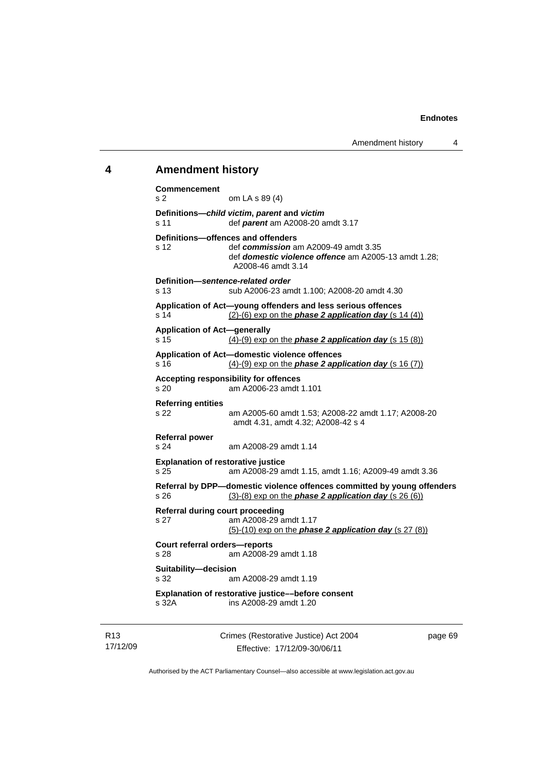## 4 Amendment history

**Commencement**
s 2 om LA s 89 (4)

**Definitions—*child victim*, *parent* and *victim***
s 11 def ***parent*** am A2008-20 amdt 3.17

**Definitions—offences and offenders**
s 12 def ***commission*** am A2009-49 amdt 3.35
def ***domestic violence offence*** am A2005-13 amdt 1.28; A2008-46 amdt 3.14

**Definition—*sentence-related order***
s 13 sub A2006-23 amdt 1.100; A2008-20 amdt 4.30

**Application of Act—young offenders and less serious offences**
s 14 (2)-(6) exp on the ***phase 2 application day*** (s 14 (4))

**Application of Act—generally**
s 15 (4)-(9) exp on the ***phase 2 application day*** (s 15 (8))

**Application of Act—domestic violence offences**
s 16 (4)-(9) exp on the ***phase 2 application day*** (s 16 (7))

**Accepting responsibility for offences**
s 20 am A2006-23 amdt 1.101

**Referring entities**
s 22 am A2005-60 amdt 1.53; A2008-22 amdt 1.17; A2008-20 amdt 4.31, amdt 4.32; A2008-42 s 4

**Referral power**
s 24 am A2008-29 amdt 1.14

**Explanation of restorative justice**
s 25 am A2008-29 amdt 1.15, amdt 1.16; A2009-49 amdt 3.36

**Referral by DPP—domestic violence offences committed by young offenders**
s 26 (3)-(8) exp on the ***phase 2 application day*** (s 26 (6))

**Referral during court proceeding**
s 27 am A2008-29 amdt 1.17
(5)-(10) exp on the ***phase 2 application day*** (s 27 (8))

**Court referral orders—reports**
s 28 am A2008-29 amdt 1.18

**Suitability—decision**
s 32 am A2008-29 amdt 1.19

**Explanation of restorative justice––before consent**
s 32A ins A2008-29 amdt 1.20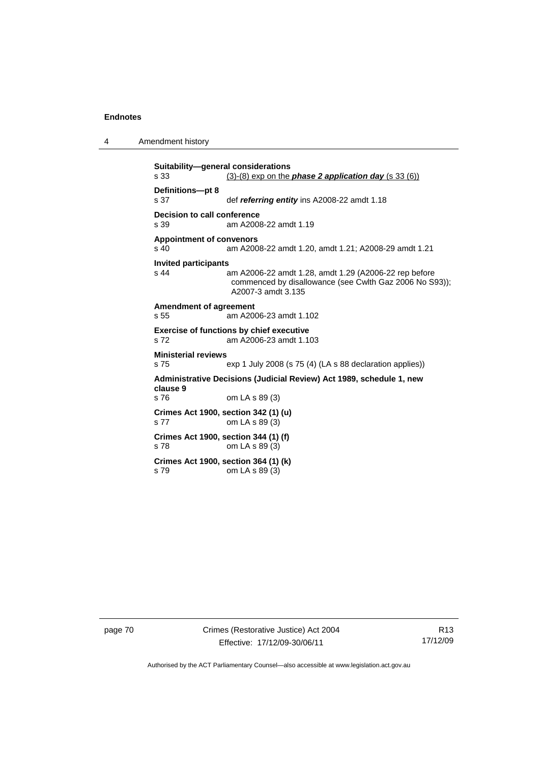**Suitability—general considerations**
s 33 (3)-(8) exp on the ***phase 2 application day*** (s 33 (6))

**Definitions—pt 8**
s 37 def ***referring entity*** ins A2008-22 amdt 1.18

**Decision to call conference**
s 39 am A2008-22 amdt 1.19

**Appointment of convenors**
s 40 am A2008-22 amdt 1.20, amdt 1.21; A2008-29 amdt 1.21

**Invited participants**
s 44 am A2006-22 amdt 1.28, amdt 1.29 (A2006-22 rep before commenced by disallowance (see Cwlth Gaz 2006 No S93)); A2007-3 amdt 3.135

**Amendment of agreement**
s 55 am A2006-23 amdt 1.102

**Exercise of functions by chief executive**
s 72 am A2006-23 amdt 1.103

**Ministerial reviews**
s 75 exp 1 July 2008 (s 75 (4) (LA s 88 declaration applies))

**Administrative Decisions (Judicial Review) Act 1989, schedule 1, new clause 9**
s 76 om LA s 89 (3)

**Crimes Act 1900, section 342 (1) (u)**
s 77 om LA s 89 (3)

**Crimes Act 1900, section 344 (1) (f)**
s 78 om LA s 89 (3)

**Crimes Act 1900, section 364 (1) (k)**
s 79 om LA s 89 (3)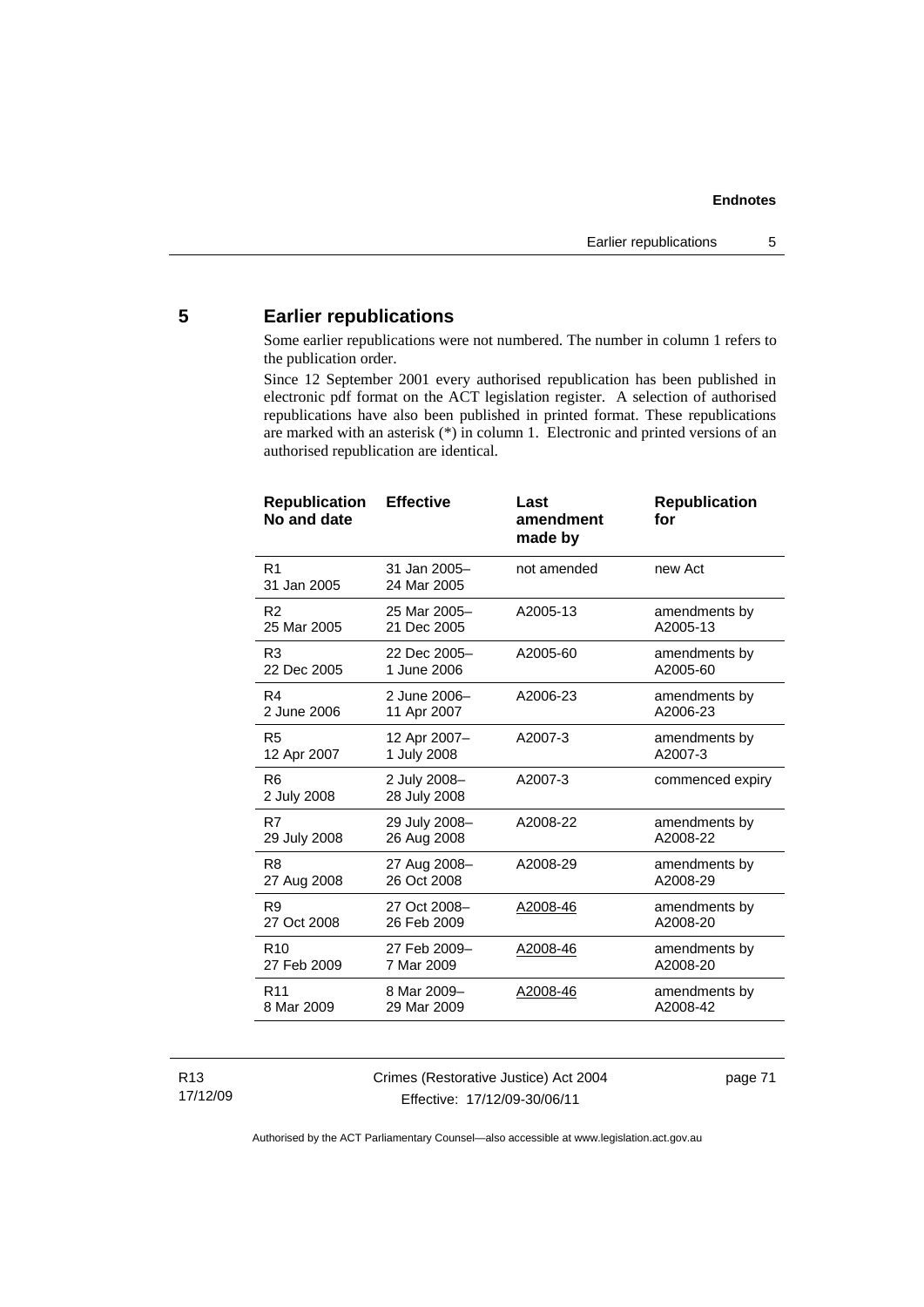## 5 Earlier republications

Some earlier republications were not numbered. The number in column 1 refers to the publication order.

Since 12 September 2001 every authorised republication has been published in electronic pdf format on the ACT legislation register. A selection of authorised republications have also been published in printed format. These republications are marked with an asterisk (*) in column 1. Electronic and printed versions of an authorised republication are identical.

| Republication No and date | Effective | Last amendment made by | Republication for |
|---|---|---|---|
| R1<br>31 Jan 2005 | 31 Jan 2005–<br>24 Mar 2005 | not amended | new Act |
| R2<br>25 Mar 2005 | 25 Mar 2005–<br>21 Dec 2005 | A2005-13 | amendments by<br>A2005-13 |
| R3<br>22 Dec 2005 | 22 Dec 2005–<br>1 June 2006 | A2005-60 | amendments by<br>A2005-60 |
| R4<br>2 June 2006 | 2 June 2006–<br>11 Apr 2007 | A2006-23 | amendments by<br>A2006-23 |
| R5<br>12 Apr 2007 | 12 Apr 2007–<br>1 July 2008 | A2007-3 | amendments by<br>A2007-3 |
| R6<br>2 July 2008 | 2 July 2008–<br>28 July 2008 | A2007-3 | commenced expiry |
| R7<br>29 July 2008 | 29 July 2008–<br>26 Aug 2008 | A2008-22 | amendments by<br>A2008-22 |
| R8<br>27 Aug 2008 | 27 Aug 2008–<br>26 Oct 2008 | A2008-29 | amendments by<br>A2008-29 |
| R9<br>27 Oct 2008 | 27 Oct 2008–<br>26 Feb 2009 | A2008-46 | amendments by<br>A2008-20 |
| R10<br>27 Feb 2009 | 27 Feb 2009–<br>7 Mar 2009 | A2008-46 | amendments by<br>A2008-20 |
| R11<br>8 Mar 2009 | 8 Mar 2009–<br>29 Mar 2009 | A2008-46 | amendments by<br>A2008-42 |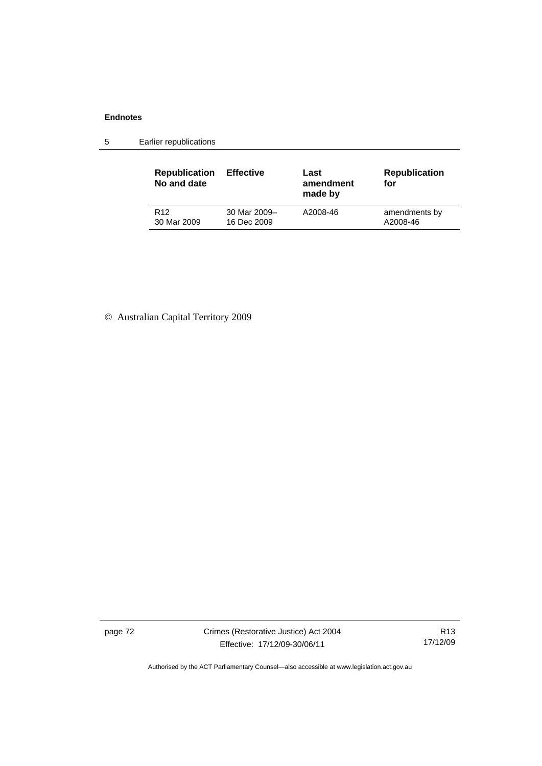## 5 Earlier republications

| Republication No and date | Effective | Last amendment made by | Republication for |
| --- | --- | --- | --- |
| R12<br>30 Mar 2009 | 30 Mar 2009–<br>16 Dec 2009 | A2008-46 | amendments by<br>A2008-46 |

© Australian Capital Territory 2009